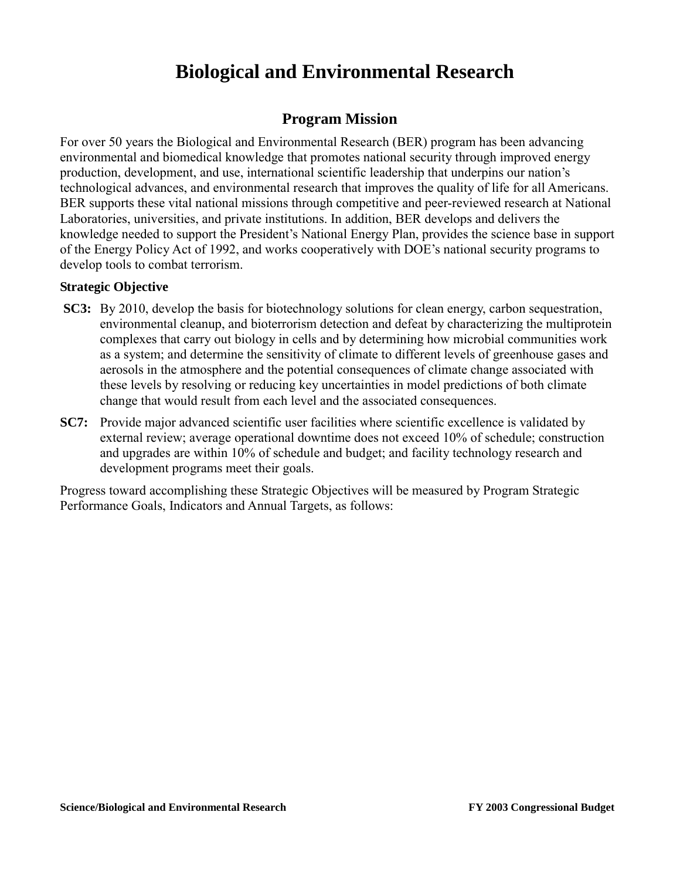# Biological and Environmental Research

## Program Mission

For over 50 years the Biological and Environmental Research (BER) program has been advancing environmental and biomedical knowledge that promotes national security through improved energy production, development, and use, international scientific leadership that underpins our nation's technological advances, and environmental research that improves the quality of life for all Americans. BER supports these vital national missions through competitive and peer-reviewed research at National Laboratories, universities, and private institutions. In addition, BER develops and delivers the knowledge needed to support the President's National Energy Plan, provides the science base in support of the Energy Policy Act of 1992, and works cooperatively with DOE's national security programs to develop tools to combat terrorism.

**Strategic Objective**

**SC3:** By 2010, develop the basis for biotechnology solutions for clean energy, carbon sequestration, environmental cleanup, and bioterrorism detection and defeat by characterizing the multiprotein complexes that carry out biology in cells and by determining how microbial communities work as a system; and determine the sensitivity of climate to different levels of greenhouse gases and aerosols in the atmosphere and the potential consequences of climate change associated with these levels by resolving or reducing key uncertainties in model predictions of both climate change that would result from each level and the associated consequences.

**SC7:** Provide major advanced scientific user facilities where scientific excellence is validated by external review; average operational downtime does not exceed 10% of schedule; construction and upgrades are within 10% of schedule and budget; and facility technology research and development programs meet their goals.

Progress toward accomplishing these Strategic Objectives will be measured by Program Strategic Performance Goals, Indicators and Annual Targets, as follows: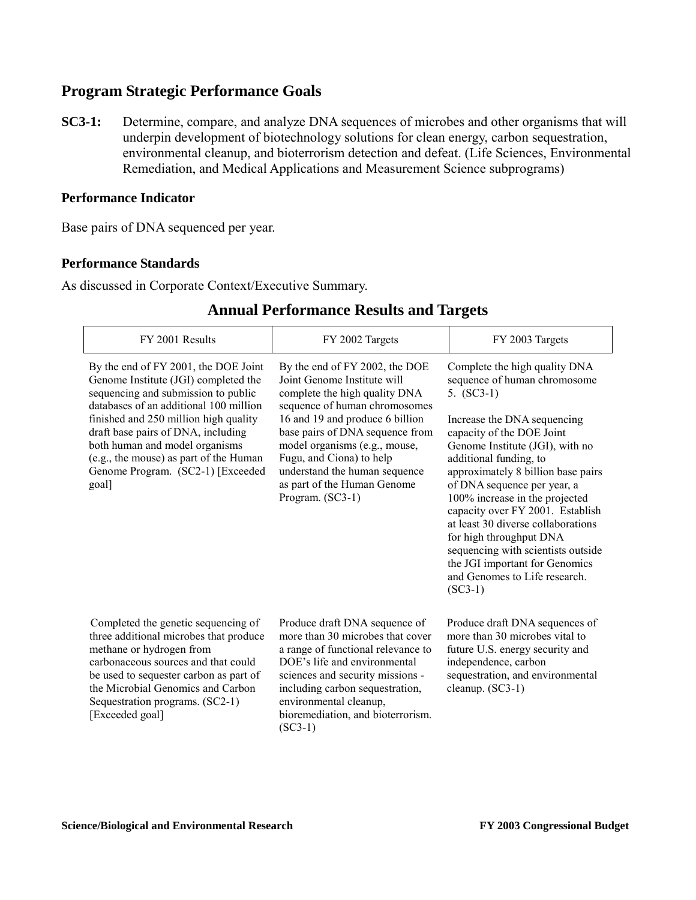## Program Strategic Performance Goals

**SC3-1:** Determine, compare, and analyze DNA sequences of microbes and other organisms that will underpin development of biotechnology solutions for clean energy, carbon sequestration, environmental cleanup, and bioterrorism detection and defeat. (Life Sciences, Environmental Remediation, and Medical Applications and Measurement Science subprograms)

### Performance Indicator

Base pairs of DNA sequenced per year.

### Performance Standards

As discussed in Corporate Context/Executive Summary.

## Annual Performance Results and Targets

| FY 2001 Results | FY 2002 Targets | FY 2003 Targets |
|---|---|---|
| By the end of FY 2001, the DOE Joint Genome Institute (JGI) completed the sequencing and submission to public databases of an additional 100 million finished and 250 million high quality draft base pairs of DNA, including both human and model organisms (e.g., the mouse) as part of the Human Genome Program. (SC2-1) [Exceeded goal] | By the end of FY 2002, the DOE Joint Genome Institute will complete the high quality DNA sequence of human chromosomes 16 and 19 and produce 6 billion base pairs of DNA sequence from model organisms (e.g., mouse, Fugu, and Ciona) to help understand the human sequence as part of the Human Genome Program. (SC3-1) | Complete the high quality DNA sequence of human chromosome 5. (SC3-1)<br><br>Increase the DNA sequencing capacity of the DOE Joint Genome Institute (JGI), with no additional funding, to approximately 8 billion base pairs of DNA sequence per year, a 100% increase in the projected capacity over FY 2001. Establish at least 30 diverse collaborations for high throughput DNA sequencing with scientists outside the JGI important for Genomics and Genomes to Life research. (SC3-1) |
| Completed the genetic sequencing of three additional microbes that produce methane or hydrogen from carbonaceous sources and that could be used to sequester carbon as part of the Microbial Genomics and Carbon Sequestration programs. (SC2-1) [Exceeded goal] | Produce draft DNA sequence of more than 30 microbes that cover a range of functional relevance to DOE's life and environmental sciences and security missions - including carbon sequestration, environmental cleanup, bioremediation, and bioterrorism. (SC3-1) | Produce draft DNA sequences of more than 30 microbes vital to future U.S. energy security and independence, carbon sequestration, and environmental cleanup. (SC3-1) |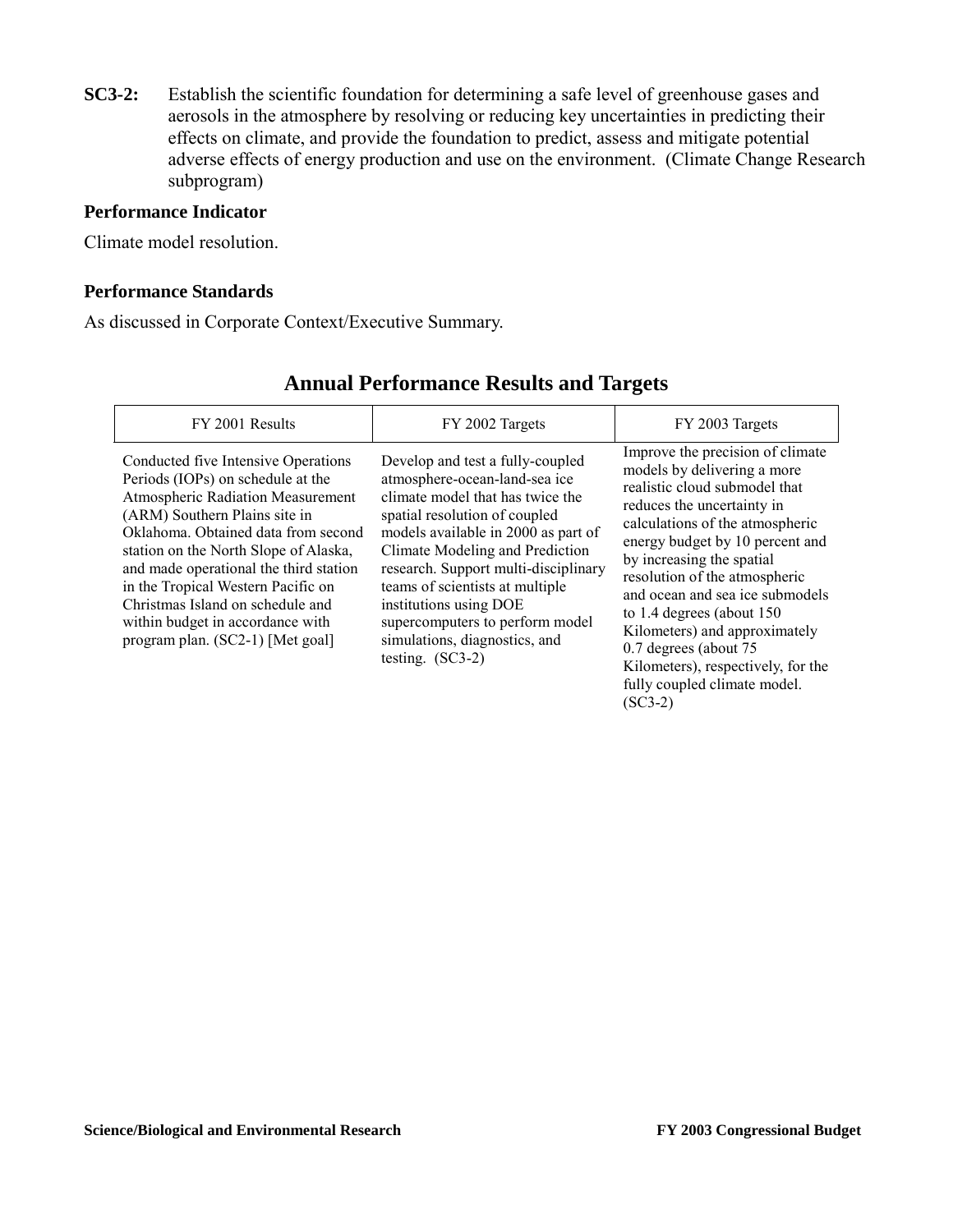**SC3-2:** Establish the scientific foundation for determining a safe level of greenhouse gases and aerosols in the atmosphere by resolving or reducing key uncertainties in predicting their effects on climate, and provide the foundation to predict, assess and mitigate potential adverse effects of energy production and use on the environment. (Climate Change Research subprogram)

**Performance Indicator**

Climate model resolution.

**Performance Standards**

As discussed in Corporate Context/Executive Summary.

## Annual Performance Results and Targets

| FY 2001 Results | FY 2002 Targets | FY 2003 Targets |
| --- | --- | --- |
| Conducted five Intensive Operations Periods (IOPs) on schedule at the Atmospheric Radiation Measurement (ARM) Southern Plains site in Oklahoma. Obtained data from second station on the North Slope of Alaska, and made operational the third station in the Tropical Western Pacific on Christmas Island on schedule and within budget in accordance with program plan. (SC2-1) [Met goal] | Develop and test a fully-coupled atmosphere-ocean-land-sea ice climate model that has twice the spatial resolution of coupled models available in 2000 as part of Climate Modeling and Prediction research. Support multi-disciplinary teams of scientists at multiple institutions using DOE supercomputers to perform model simulations, diagnostics, and testing. (SC3-2) | Improve the precision of climate models by delivering a more realistic cloud submodel that reduces the uncertainty in calculations of the atmospheric energy budget by 10 percent and by increasing the spatial resolution of the atmospheric and ocean and sea ice submodels to 1.4 degrees (about 150 Kilometers) and approximately 0.7 degrees (about 75 Kilometers), respectively, for the fully coupled climate model. (SC3-2) |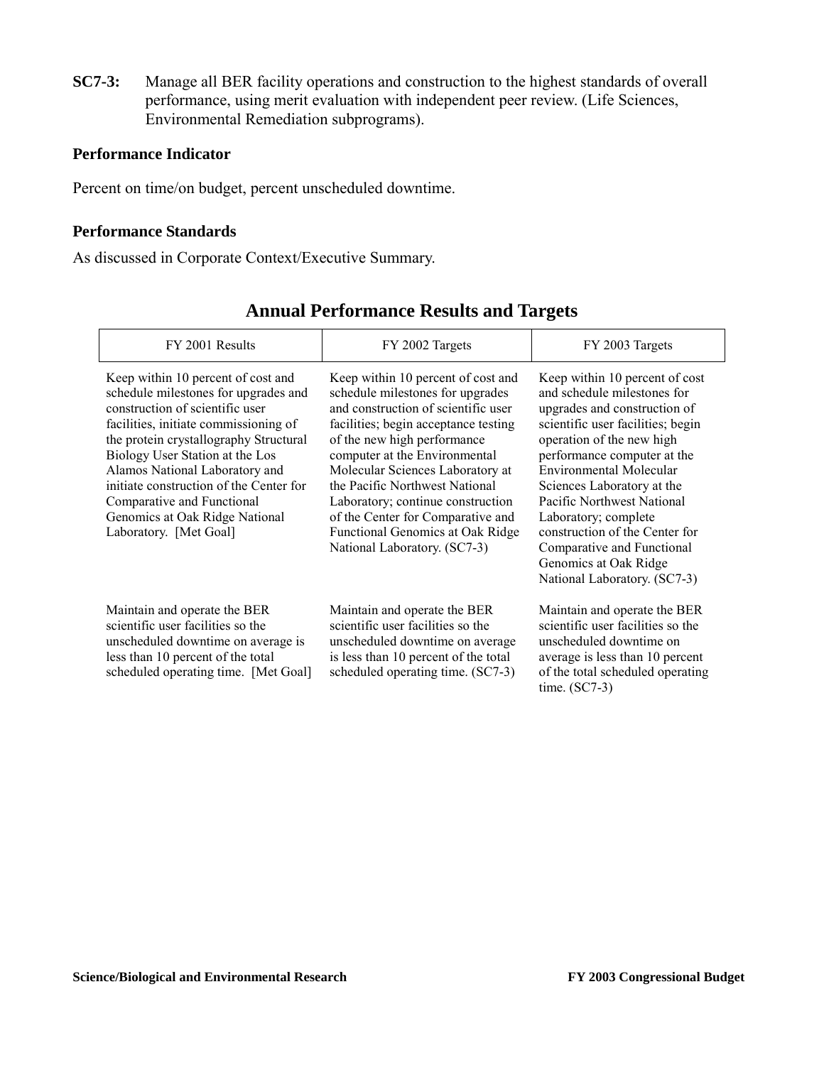**SC7-3:** Manage all BER facility operations and construction to the highest standards of overall performance, using merit evaluation with independent peer review. (Life Sciences, Environmental Remediation subprograms).

**Performance Indicator**

Percent on time/on budget, percent unscheduled downtime.

**Performance Standards**

As discussed in Corporate Context/Executive Summary.

## Annual Performance Results and Targets

| FY 2001 Results | FY 2002 Targets | FY 2003 Targets |
|---|---|---|
| Keep within 10 percent of cost and schedule milestones for upgrades and construction of scientific user facilities, initiate commissioning of the protein crystallography Structural Biology User Station at the Los Alamos National Laboratory and initiate construction of the Center for Comparative and Functional Genomics at Oak Ridge National Laboratory. [Met Goal] | Keep within 10 percent of cost and schedule milestones for upgrades and construction of scientific user facilities; begin acceptance testing of the new high performance computer at the Environmental Molecular Sciences Laboratory at the Pacific Northwest National Laboratory; continue construction of the Center for Comparative and Functional Genomics at Oak Ridge National Laboratory. (SC7-3) | Keep within 10 percent of cost and schedule milestones for upgrades and construction of scientific user facilities; begin operation of the new high performance computer at the Environmental Molecular Sciences Laboratory at the Pacific Northwest National Laboratory; complete construction of the Center for Comparative and Functional Genomics at Oak Ridge National Laboratory. (SC7-3) |
| Maintain and operate the BER scientific user facilities so the unscheduled downtime on average is less than 10 percent of the total scheduled operating time. [Met Goal] | Maintain and operate the BER scientific user facilities so the unscheduled downtime on average is less than 10 percent of the total scheduled operating time. (SC7-3) | Maintain and operate the BER scientific user facilities so the unscheduled downtime on average is less than 10 percent of the total scheduled operating time. (SC7-3) |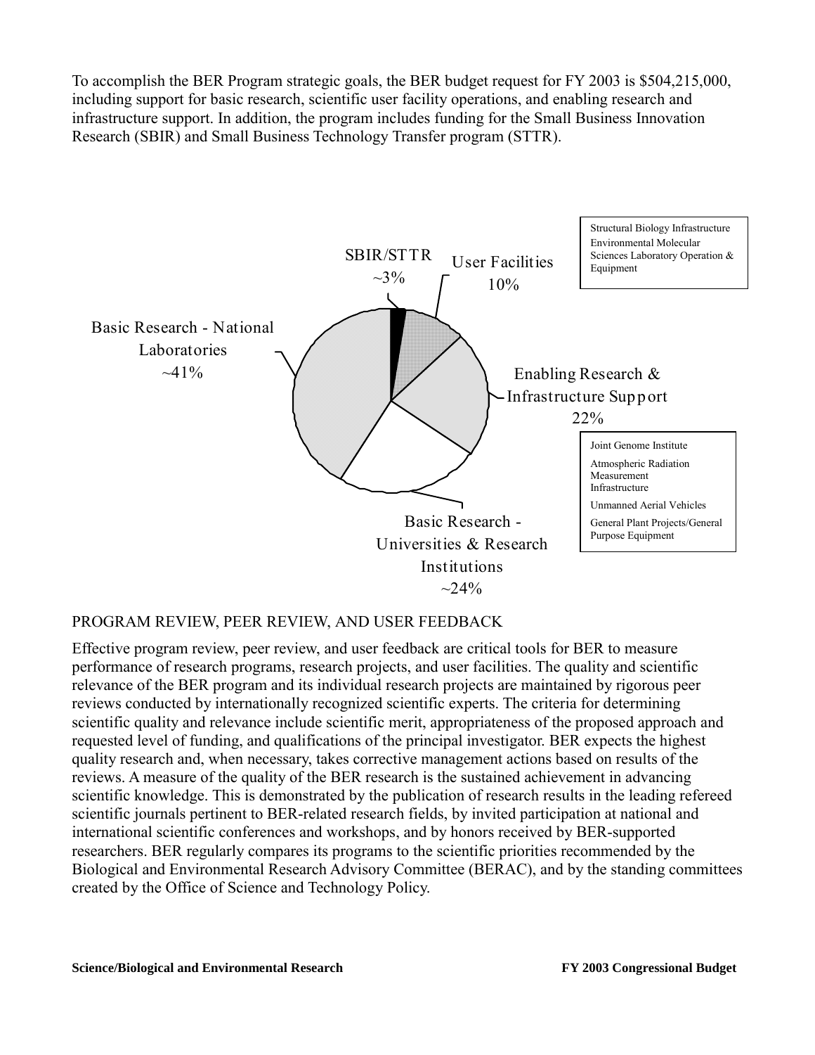To accomplish the BER Program strategic goals, the BER budget request for FY 2003 is $504,215,000, including support for basic research, scientific user facility operations, and enabling research and infrastructure support. In addition, the program includes funding for the Small Business Innovation Research (SBIR) and Small Business Technology Transfer program (STTR).

SBIR/STTR ~3%

User Facilities 10%

Structural Biology Infrastructure
Environmental Molecular Sciences Laboratory Operation & Equipment

Basic Research - National Laboratories ~41%

Enabling Research & Infrastructure Support 22%

Joint Genome Institute
Atmospheric Radiation Measurement Infrastructure
Unmanned Aerial Vehicles
General Plant Projects/General Purpose Equipment

Basic Research - Universities & Research Institutions ~24%

## PROGRAM REVIEW, PEER REVIEW, AND USER FEEDBACK

Effective program review, peer review, and user feedback are critical tools for BER to measure performance of research programs, research projects, and user facilities. The quality and scientific relevance of the BER program and its individual research projects are maintained by rigorous peer reviews conducted by internationally recognized scientific experts. The criteria for determining scientific quality and relevance include scientific merit, appropriateness of the proposed approach and requested level of funding, and qualifications of the principal investigator. BER expects the highest quality research and, when necessary, takes corrective management actions based on results of the reviews. A measure of the quality of the BER research is the sustained achievement in advancing scientific knowledge. This is demonstrated by the publication of research results in the leading refereed scientific journals pertinent to BER-related research fields, by invited participation at national and international scientific conferences and workshops, and by honors received by BER-supported researchers. BER regularly compares its programs to the scientific priorities recommended by the Biological and Environmental Research Advisory Committee (BERAC), and by the standing committees created by the Office of Science and Technology Policy.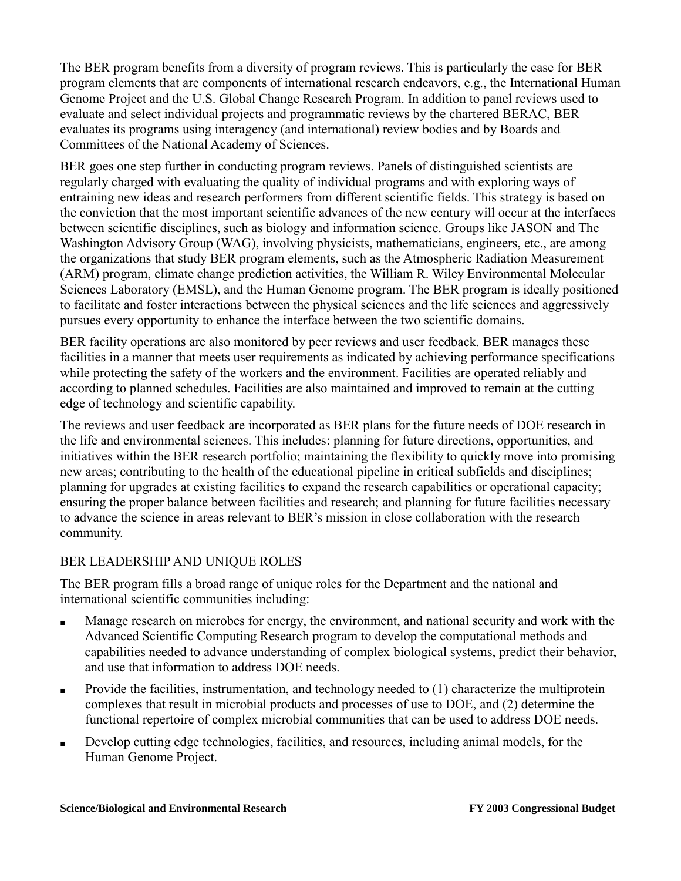The BER program benefits from a diversity of program reviews. This is particularly the case for BER program elements that are components of international research endeavors, e.g., the International Human Genome Project and the U.S. Global Change Research Program. In addition to panel reviews used to evaluate and select individual projects and programmatic reviews by the chartered BERAC, BER evaluates its programs using interagency (and international) review bodies and by Boards and Committees of the National Academy of Sciences.

BER goes one step further in conducting program reviews. Panels of distinguished scientists are regularly charged with evaluating the quality of individual programs and with exploring ways of entraining new ideas and research performers from different scientific fields. This strategy is based on the conviction that the most important scientific advances of the new century will occur at the interfaces between scientific disciplines, such as biology and information science. Groups like JASON and The Washington Advisory Group (WAG), involving physicists, mathematicians, engineers, etc., are among the organizations that study BER program elements, such as the Atmospheric Radiation Measurement (ARM) program, climate change prediction activities, the William R. Wiley Environmental Molecular Sciences Laboratory (EMSL), and the Human Genome program. The BER program is ideally positioned to facilitate and foster interactions between the physical sciences and the life sciences and aggressively pursues every opportunity to enhance the interface between the two scientific domains.

BER facility operations are also monitored by peer reviews and user feedback. BER manages these facilities in a manner that meets user requirements as indicated by achieving performance specifications while protecting the safety of the workers and the environment. Facilities are operated reliably and according to planned schedules. Facilities are also maintained and improved to remain at the cutting edge of technology and scientific capability.

The reviews and user feedback are incorporated as BER plans for the future needs of DOE research in the life and environmental sciences. This includes: planning for future directions, opportunities, and initiatives within the BER research portfolio; maintaining the flexibility to quickly move into promising new areas; contributing to the health of the educational pipeline in critical subfields and disciplines; planning for upgrades at existing facilities to expand the research capabilities or operational capacity; ensuring the proper balance between facilities and research; and planning for future facilities necessary to advance the science in areas relevant to BER's mission in close collaboration with the research community.

## BER LEADERSHIP AND UNIQUE ROLES

The BER program fills a broad range of unique roles for the Department and the national and international scientific communities including:

- Manage research on microbes for energy, the environment, and national security and work with the Advanced Scientific Computing Research program to develop the computational methods and capabilities needed to advance understanding of complex biological systems, predict their behavior, and use that information to address DOE needs.
- Provide the facilities, instrumentation, and technology needed to (1) characterize the multiprotein complexes that result in microbial products and processes of use to DOE, and (2) determine the functional repertoire of complex microbial communities that can be used to address DOE needs.
- Develop cutting edge technologies, facilities, and resources, including animal models, for the Human Genome Project.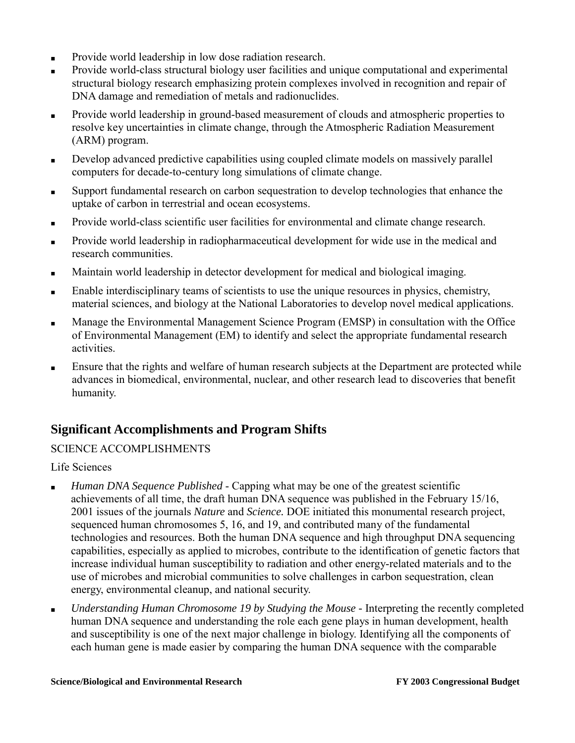- Provide world leadership in low dose radiation research.
- Provide world-class structural biology user facilities and unique computational and experimental structural biology research emphasizing protein complexes involved in recognition and repair of DNA damage and remediation of metals and radionuclides.
- Provide world leadership in ground-based measurement of clouds and atmospheric properties to resolve key uncertainties in climate change, through the Atmospheric Radiation Measurement (ARM) program.
- Develop advanced predictive capabilities using coupled climate models on massively parallel computers for decade-to-century long simulations of climate change.
- Support fundamental research on carbon sequestration to develop technologies that enhance the uptake of carbon in terrestrial and ocean ecosystems.
- Provide world-class scientific user facilities for environmental and climate change research.
- Provide world leadership in radiopharmaceutical development for wide use in the medical and research communities.
- Maintain world leadership in detector development for medical and biological imaging.
- Enable interdisciplinary teams of scientists to use the unique resources in physics, chemistry, material sciences, and biology at the National Laboratories to develop novel medical applications.
- Manage the Environmental Management Science Program (EMSP) in consultation with the Office of Environmental Management (EM) to identify and select the appropriate fundamental research activities.
- Ensure that the rights and welfare of human research subjects at the Department are protected while advances in biomedical, environmental, nuclear, and other research lead to discoveries that benefit humanity.

## Significant Accomplishments and Program Shifts

SCIENCE ACCOMPLISHMENTS

Life Sciences

- *Human DNA Sequence Published* - Capping what may be one of the greatest scientific achievements of all time, the draft human DNA sequence was published in the February 15/16, 2001 issues of the journals *Nature* and *Science.* DOE initiated this monumental research project, sequenced human chromosomes 5, 16, and 19, and contributed many of the fundamental technologies and resources. Both the human DNA sequence and high throughput DNA sequencing capabilities, especially as applied to microbes, contribute to the identification of genetic factors that increase individual human susceptibility to radiation and other energy-related materials and to the use of microbes and microbial communities to solve challenges in carbon sequestration, clean energy, environmental cleanup, and national security.
- *Understanding Human Chromosome 19 by Studying the Mouse* - Interpreting the recently completed human DNA sequence and understanding the role each gene plays in human development, health and susceptibility is one of the next major challenge in biology. Identifying all the components of each human gene is made easier by comparing the human DNA sequence with the comparable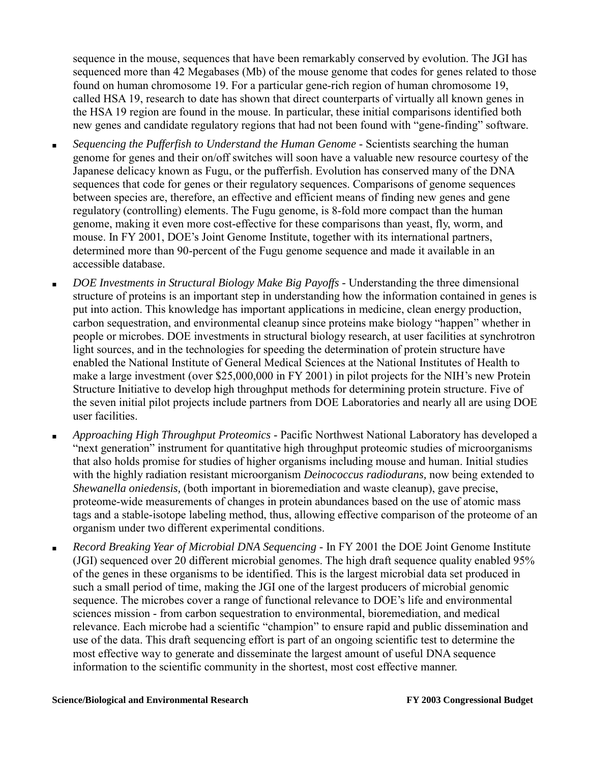sequence in the mouse, sequences that have been remarkably conserved by evolution. The JGI has sequenced more than 42 Megabases (Mb) of the mouse genome that codes for genes related to those found on human chromosome 19. For a particular gene-rich region of human chromosome 19, called HSA 19, research to date has shown that direct counterparts of virtually all known genes in the HSA 19 region are found in the mouse. In particular, these initial comparisons identified both new genes and candidate regulatory regions that had not been found with "gene-finding" software.

- *Sequencing the Pufferfish to Understand the Human Genome* - Scientists searching the human genome for genes and their on/off switches will soon have a valuable new resource courtesy of the Japanese delicacy known as Fugu, or the pufferfish. Evolution has conserved many of the DNA sequences that code for genes or their regulatory sequences. Comparisons of genome sequences between species are, therefore, an effective and efficient means of finding new genes and gene regulatory (controlling) elements. The Fugu genome, is 8-fold more compact than the human genome, making it even more cost-effective for these comparisons than yeast, fly, worm, and mouse. In FY 2001, DOE's Joint Genome Institute, together with its international partners, determined more than 90-percent of the Fugu genome sequence and made it available in an accessible database.
- *DOE Investments in Structural Biology Make Big Payoffs* - Understanding the three dimensional structure of proteins is an important step in understanding how the information contained in genes is put into action. This knowledge has important applications in medicine, clean energy production, carbon sequestration, and environmental cleanup since proteins make biology "happen" whether in people or microbes. DOE investments in structural biology research, at user facilities at synchrotron light sources, and in the technologies for speeding the determination of protein structure have enabled the National Institute of General Medical Sciences at the National Institutes of Health to make a large investment (over $25,000,000 in FY 2001) in pilot projects for the NIH's new Protein Structure Initiative to develop high throughput methods for determining protein structure. Five of the seven initial pilot projects include partners from DOE Laboratories and nearly all are using DOE user facilities.
- *Approaching High Throughput Proteomics* - Pacific Northwest National Laboratory has developed a "next generation" instrument for quantitative high throughput proteomic studies of microorganisms that also holds promise for studies of higher organisms including mouse and human. Initial studies with the highly radiation resistant microorganism *Deinococcus radiodurans,* now being extended to *Shewanella oniedensis,* (both important in bioremediation and waste cleanup), gave precise, proteome-wide measurements of changes in protein abundances based on the use of atomic mass tags and a stable-isotope labeling method, thus, allowing effective comparison of the proteome of an organism under two different experimental conditions.
- *Record Breaking Year of Microbial DNA Sequencing* - In FY 2001 the DOE Joint Genome Institute (JGI) sequenced over 20 different microbial genomes. The high draft sequence quality enabled 95% of the genes in these organisms to be identified. This is the largest microbial data set produced in such a small period of time, making the JGI one of the largest producers of microbial genomic sequence. The microbes cover a range of functional relevance to DOE's life and environmental sciences mission - from carbon sequestration to environmental, bioremediation, and medical relevance. Each microbe had a scientific "champion" to ensure rapid and public dissemination and use of the data. This draft sequencing effort is part of an ongoing scientific test to determine the most effective way to generate and disseminate the largest amount of useful DNA sequence information to the scientific community in the shortest, most cost effective manner.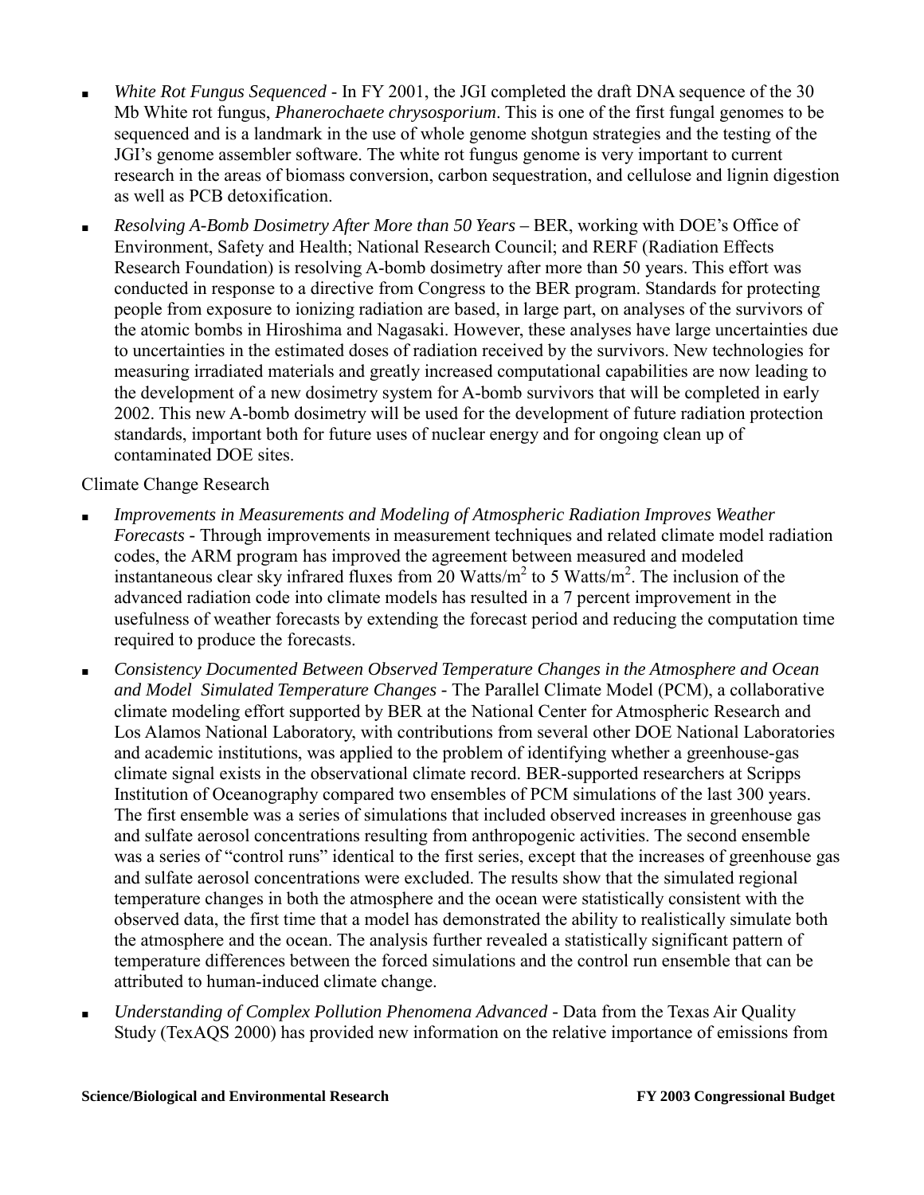- *White Rot Fungus Sequenced* - In FY 2001, the JGI completed the draft DNA sequence of the 30 Mb White rot fungus, *Phanerochaete chrysosporium*. This is one of the first fungal genomes to be sequenced and is a landmark in the use of whole genome shotgun strategies and the testing of the JGI's genome assembler software. The white rot fungus genome is very important to current research in the areas of biomass conversion, carbon sequestration, and cellulose and lignin digestion as well as PCB detoxification.

- *Resolving A-Bomb Dosimetry After More than 50 Years* – BER, working with DOE's Office of Environment, Safety and Health; National Research Council; and RERF (Radiation Effects Research Foundation) is resolving A-bomb dosimetry after more than 50 years. This effort was conducted in response to a directive from Congress to the BER program. Standards for protecting people from exposure to ionizing radiation are based, in large part, on analyses of the survivors of the atomic bombs in Hiroshima and Nagasaki. However, these analyses have large uncertainties due to uncertainties in the estimated doses of radiation received by the survivors. New technologies for measuring irradiated materials and greatly increased computational capabilities are now leading to the development of a new dosimetry system for A-bomb survivors that will be completed in early 2002. This new A-bomb dosimetry will be used for the development of future radiation protection standards, important both for future uses of nuclear energy and for ongoing clean up of contaminated DOE sites.

Climate Change Research

- *Improvements in Measurements and Modeling of Atmospheric Radiation Improves Weather Forecasts* - Through improvements in measurement techniques and related climate model radiation codes, the ARM program has improved the agreement between measured and modeled instantaneous clear sky infrared fluxes from 20 Watts/$m^2$ to 5 Watts/$m^2$. The inclusion of the advanced radiation code into climate models has resulted in a 7 percent improvement in the usefulness of weather forecasts by extending the forecast period and reducing the computation time required to produce the forecasts.

- *Consistency Documented Between Observed Temperature Changes in the Atmosphere and Ocean and Model Simulated Temperature Changes* - The Parallel Climate Model (PCM), a collaborative climate modeling effort supported by BER at the National Center for Atmospheric Research and Los Alamos National Laboratory, with contributions from several other DOE National Laboratories and academic institutions, was applied to the problem of identifying whether a greenhouse-gas climate signal exists in the observational climate record. BER-supported researchers at Scripps Institution of Oceanography compared two ensembles of PCM simulations of the last 300 years. The first ensemble was a series of simulations that included observed increases in greenhouse gas and sulfate aerosol concentrations resulting from anthropogenic activities. The second ensemble was a series of "control runs" identical to the first series, except that the increases of greenhouse gas and sulfate aerosol concentrations were excluded. The results show that the simulated regional temperature changes in both the atmosphere and the ocean were statistically consistent with the observed data, the first time that a model has demonstrated the ability to realistically simulate both the atmosphere and the ocean. The analysis further revealed a statistically significant pattern of temperature differences between the forced simulations and the control run ensemble that can be attributed to human-induced climate change.

- *Understanding of Complex Pollution Phenomena Advanced* - Data from the Texas Air Quality Study (TexAQS 2000) has provided new information on the relative importance of emissions from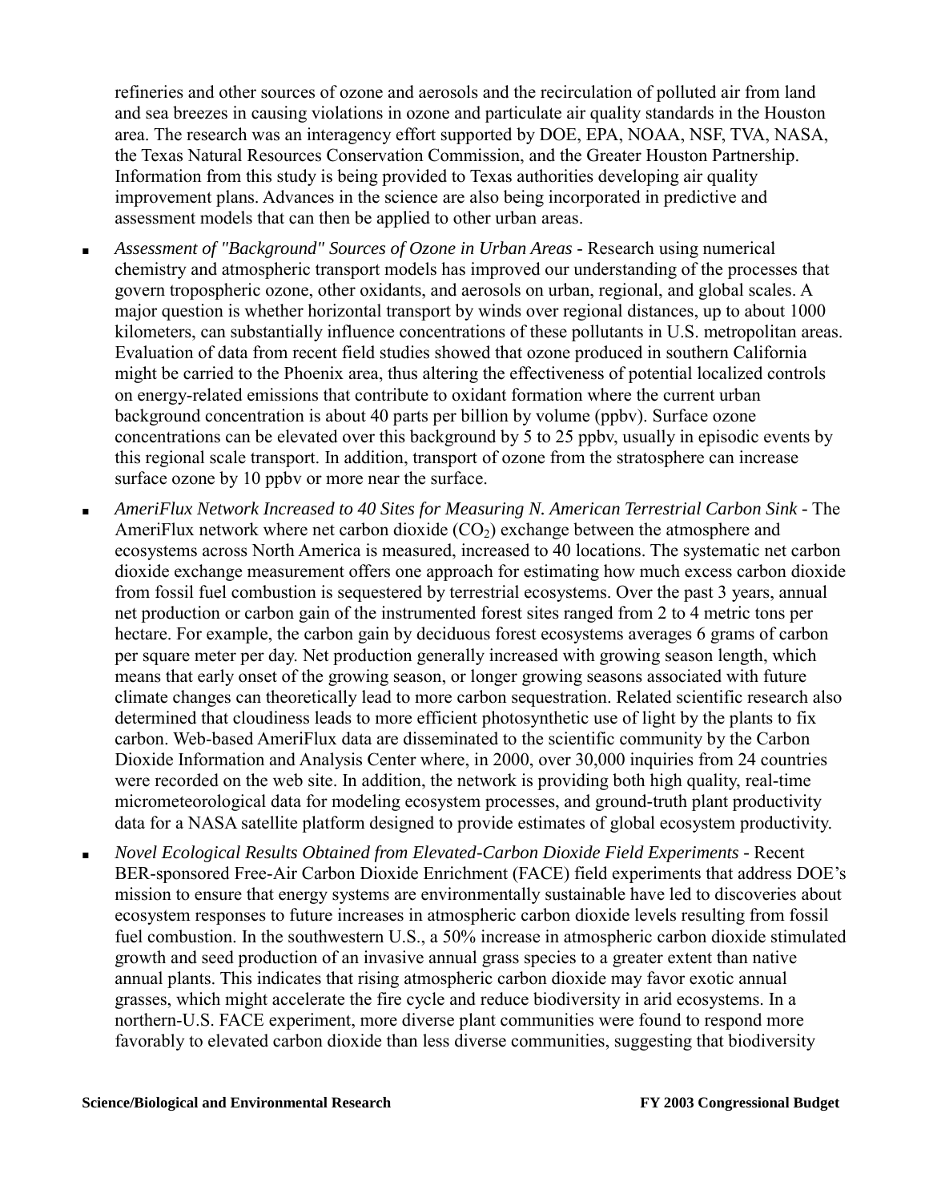refineries and other sources of ozone and aerosols and the recirculation of polluted air from land and sea breezes in causing violations in ozone and particulate air quality standards in the Houston area. The research was an interagency effort supported by DOE, EPA, NOAA, NSF, TVA, NASA, the Texas Natural Resources Conservation Commission, and the Greater Houston Partnership. Information from this study is being provided to Texas authorities developing air quality improvement plans. Advances in the science are also being incorporated in predictive and assessment models that can then be applied to other urban areas.

- *Assessment of "Background" Sources of Ozone in Urban Areas* - Research using numerical chemistry and atmospheric transport models has improved our understanding of the processes that govern tropospheric ozone, other oxidants, and aerosols on urban, regional, and global scales. A major question is whether horizontal transport by winds over regional distances, up to about 1000 kilometers, can substantially influence concentrations of these pollutants in U.S. metropolitan areas. Evaluation of data from recent field studies showed that ozone produced in southern California might be carried to the Phoenix area, thus altering the effectiveness of potential localized controls on energy-related emissions that contribute to oxidant formation where the current urban background concentration is about 40 parts per billion by volume (ppbv). Surface ozone concentrations can be elevated over this background by 5 to 25 ppbv, usually in episodic events by this regional scale transport. In addition, transport of ozone from the stratosphere can increase surface ozone by 10 ppbv or more near the surface.

- *AmeriFlux Network Increased to 40 Sites for Measuring N. American Terrestrial Carbon Sink* - The AmeriFlux network where net carbon dioxide ($CO_2$) exchange between the atmosphere and ecosystems across North America is measured, increased to 40 locations. The systematic net carbon dioxide exchange measurement offers one approach for estimating how much excess carbon dioxide from fossil fuel combustion is sequestered by terrestrial ecosystems. Over the past 3 years, annual net production or carbon gain of the instrumented forest sites ranged from 2 to 4 metric tons per hectare. For example, the carbon gain by deciduous forest ecosystems averages 6 grams of carbon per square meter per day. Net production generally increased with growing season length, which means that early onset of the growing season, or longer growing seasons associated with future climate changes can theoretically lead to more carbon sequestration. Related scientific research also determined that cloudiness leads to more efficient photosynthetic use of light by the plants to fix carbon. Web-based AmeriFlux data are disseminated to the scientific community by the Carbon Dioxide Information and Analysis Center where, in 2000, over 30,000 inquiries from 24 countries were recorded on the web site. In addition, the network is providing both high quality, real-time micrometeorological data for modeling ecosystem processes, and ground-truth plant productivity data for a NASA satellite platform designed to provide estimates of global ecosystem productivity.

- *Novel Ecological Results Obtained from Elevated-Carbon Dioxide Field Experiments* - Recent BER-sponsored Free-Air Carbon Dioxide Enrichment (FACE) field experiments that address DOE's mission to ensure that energy systems are environmentally sustainable have led to discoveries about ecosystem responses to future increases in atmospheric carbon dioxide levels resulting from fossil fuel combustion. In the southwestern U.S., a 50% increase in atmospheric carbon dioxide stimulated growth and seed production of an invasive annual grass species to a greater extent than native annual plants. This indicates that rising atmospheric carbon dioxide may favor exotic annual grasses, which might accelerate the fire cycle and reduce biodiversity in arid ecosystems. In a northern-U.S. FACE experiment, more diverse plant communities were found to respond more favorably to elevated carbon dioxide than less diverse communities, suggesting that biodiversity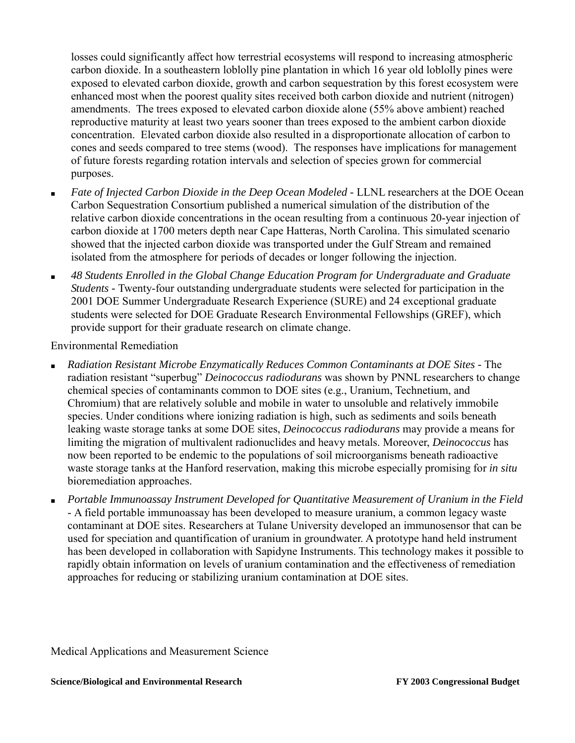losses could significantly affect how terrestrial ecosystems will respond to increasing atmospheric carbon dioxide. In a southeastern loblolly pine plantation in which 16 year old loblolly pines were exposed to elevated carbon dioxide, growth and carbon sequestration by this forest ecosystem were enhanced most when the poorest quality sites received both carbon dioxide and nutrient (nitrogen) amendments. The trees exposed to elevated carbon dioxide alone (55% above ambient) reached reproductive maturity at least two years sooner than trees exposed to the ambient carbon dioxide concentration. Elevated carbon dioxide also resulted in a disproportionate allocation of carbon to cones and seeds compared to tree stems (wood). The responses have implications for management of future forests regarding rotation intervals and selection of species grown for commercial purposes.

- *Fate of Injected Carbon Dioxide in the Deep Ocean Modeled* - LLNL researchers at the DOE Ocean Carbon Sequestration Consortium published a numerical simulation of the distribution of the relative carbon dioxide concentrations in the ocean resulting from a continuous 20-year injection of carbon dioxide at 1700 meters depth near Cape Hatteras, North Carolina. This simulated scenario showed that the injected carbon dioxide was transported under the Gulf Stream and remained isolated from the atmosphere for periods of decades or longer following the injection.
- *48 Students Enrolled in the Global Change Education Program for Undergraduate and Graduate Students* - Twenty-four outstanding undergraduate students were selected for participation in the 2001 DOE Summer Undergraduate Research Experience (SURE) and 24 exceptional graduate students were selected for DOE Graduate Research Environmental Fellowships (GREF), which provide support for their graduate research on climate change.

Environmental Remediation

- *Radiation Resistant Microbe Enzymatically Reduces Common Contaminants at DOE Sites* - The radiation resistant "superbug" *Deinococcus radiodurans* was shown by PNNL researchers to change chemical species of contaminants common to DOE sites (e.g., Uranium, Technetium, and Chromium) that are relatively soluble and mobile in water to unsoluble and relatively immobile species. Under conditions where ionizing radiation is high, such as sediments and soils beneath leaking waste storage tanks at some DOE sites, *Deinococcus radiodurans* may provide a means for limiting the migration of multivalent radionuclides and heavy metals. Moreover, *Deinococcus* has now been reported to be endemic to the populations of soil microorganisms beneath radioactive waste storage tanks at the Hanford reservation, making this microbe especially promising for *in situ* bioremediation approaches.
- *Portable Immunoassay Instrument Developed for Quantitative Measurement of Uranium in the Field* - A field portable immunoassay has been developed to measure uranium, a common legacy waste contaminant at DOE sites. Researchers at Tulane University developed an immunosensor that can be used for speciation and quantification of uranium in groundwater. A prototype hand held instrument has been developed in collaboration with Sapidyne Instruments. This technology makes it possible to rapidly obtain information on levels of uranium contamination and the effectiveness of remediation approaches for reducing or stabilizing uranium contamination at DOE sites.

Medical Applications and Measurement Science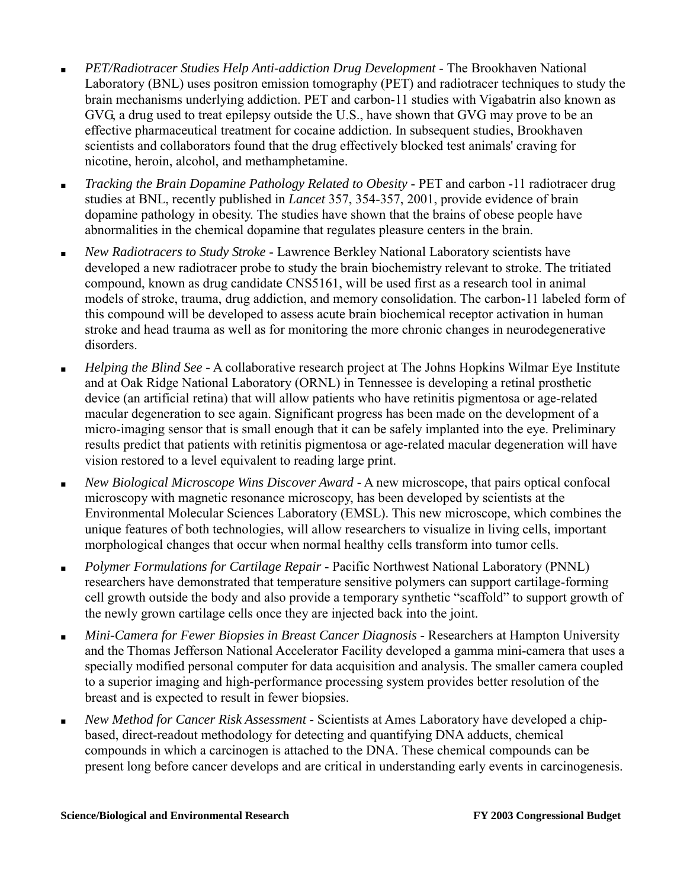- *PET/Radiotracer Studies Help Anti-addiction Drug Development* - The Brookhaven National Laboratory (BNL) uses positron emission tomography (PET) and radiotracer techniques to study the brain mechanisms underlying addiction. PET and carbon-11 studies with Vigabatrin also known as GVG, a drug used to treat epilepsy outside the U.S., have shown that GVG may prove to be an effective pharmaceutical treatment for cocaine addiction. In subsequent studies, Brookhaven scientists and collaborators found that the drug effectively blocked test animals' craving for nicotine, heroin, alcohol, and methamphetamine.
- *Tracking the Brain Dopamine Pathology Related to Obesity* - PET and carbon -11 radiotracer drug studies at BNL, recently published in *Lancet* 357, 354-357, 2001, provide evidence of brain dopamine pathology in obesity. The studies have shown that the brains of obese people have abnormalities in the chemical dopamine that regulates pleasure centers in the brain.
- *New Radiotracers to Study Stroke* - Lawrence Berkley National Laboratory scientists have developed a new radiotracer probe to study the brain biochemistry relevant to stroke. The tritiated compound, known as drug candidate CNS5161, will be used first as a research tool in animal models of stroke, trauma, drug addiction, and memory consolidation. The carbon-11 labeled form of this compound will be developed to assess acute brain biochemical receptor activation in human stroke and head trauma as well as for monitoring the more chronic changes in neurodegenerative disorders.
- *Helping the Blind See* - A collaborative research project at The Johns Hopkins Wilmar Eye Institute and at Oak Ridge National Laboratory (ORNL) in Tennessee is developing a retinal prosthetic device (an artificial retina) that will allow patients who have retinitis pigmentosa or age-related macular degeneration to see again. Significant progress has been made on the development of a micro-imaging sensor that is small enough that it can be safely implanted into the eye. Preliminary results predict that patients with retinitis pigmentosa or age-related macular degeneration will have vision restored to a level equivalent to reading large print.
- *New Biological Microscope Wins Discover Award* - A new microscope, that pairs optical confocal microscopy with magnetic resonance microscopy, has been developed by scientists at the Environmental Molecular Sciences Laboratory (EMSL). This new microscope, which combines the unique features of both technologies, will allow researchers to visualize in living cells, important morphological changes that occur when normal healthy cells transform into tumor cells.
- *Polymer Formulations for Cartilage Repair* - Pacific Northwest National Laboratory (PNNL) researchers have demonstrated that temperature sensitive polymers can support cartilage-forming cell growth outside the body and also provide a temporary synthetic "scaffold" to support growth of the newly grown cartilage cells once they are injected back into the joint.
- *Mini-Camera for Fewer Biopsies in Breast Cancer Diagnosis* - Researchers at Hampton University and the Thomas Jefferson National Accelerator Facility developed a gamma mini-camera that uses a specially modified personal computer for data acquisition and analysis. The smaller camera coupled to a superior imaging and high-performance processing system provides better resolution of the breast and is expected to result in fewer biopsies.
- *New Method for Cancer Risk Assessment* - Scientists at Ames Laboratory have developed a chip-based, direct-readout methodology for detecting and quantifying DNA adducts, chemical compounds in which a carcinogen is attached to the DNA. These chemical compounds can be present long before cancer develops and are critical in understanding early events in carcinogenesis.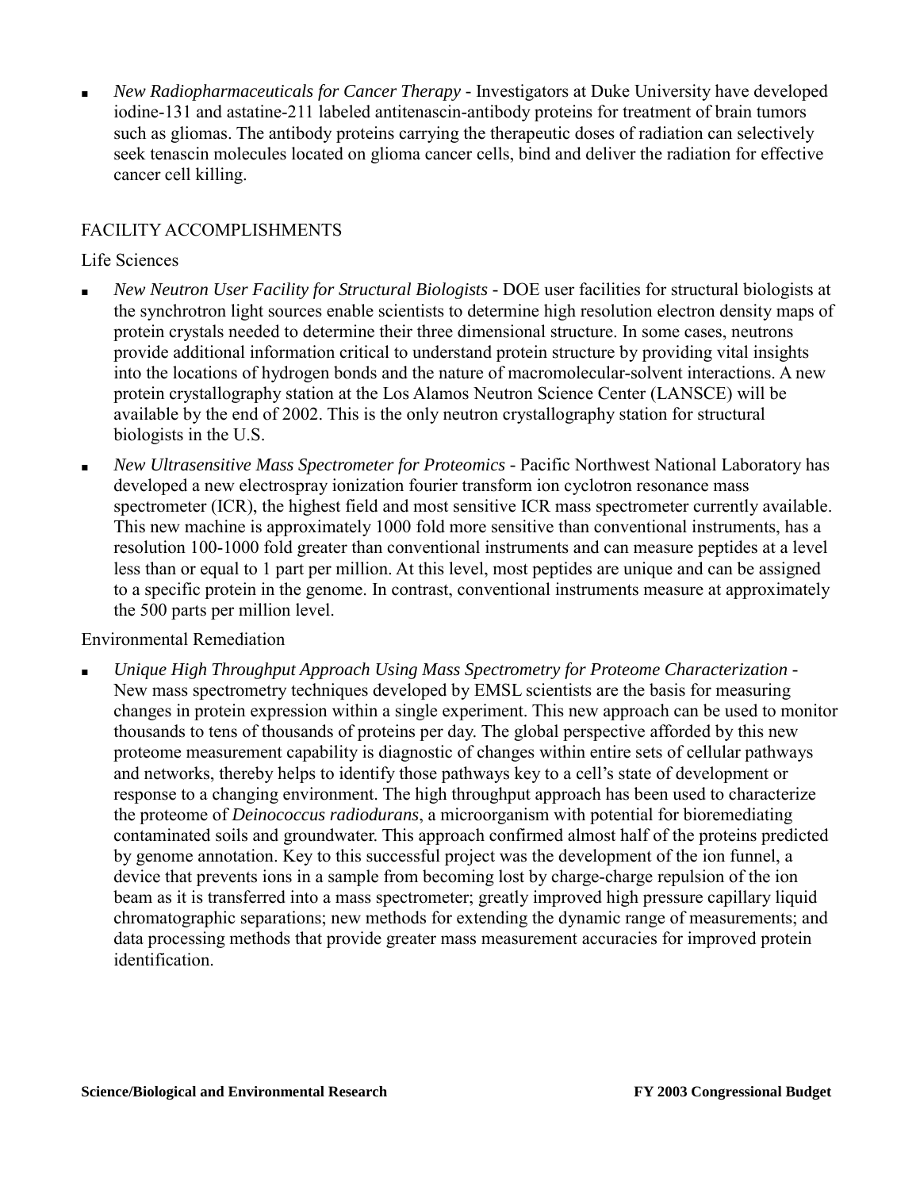- *New Radiopharmaceuticals for Cancer Therapy* - Investigators at Duke University have developed iodine-131 and astatine-211 labeled antitenascin-antibody proteins for treatment of brain tumors such as gliomas. The antibody proteins carrying the therapeutic doses of radiation can selectively seek tenascin molecules located on glioma cancer cells, bind and deliver the radiation for effective cancer cell killing.

## FACILITY ACCOMPLISHMENTS

### Life Sciences

- *New Neutron User Facility for Structural Biologists* - DOE user facilities for structural biologists at the synchrotron light sources enable scientists to determine high resolution electron density maps of protein crystals needed to determine their three dimensional structure. In some cases, neutrons provide additional information critical to understand protein structure by providing vital insights into the locations of hydrogen bonds and the nature of macromolecular-solvent interactions. A new protein crystallography station at the Los Alamos Neutron Science Center (LANSCE) will be available by the end of 2002. This is the only neutron crystallography station for structural biologists in the U.S.
- *New Ultrasensitive Mass Spectrometer for Proteomics* - Pacific Northwest National Laboratory has developed a new electrospray ionization fourier transform ion cyclotron resonance mass spectrometer (ICR), the highest field and most sensitive ICR mass spectrometer currently available. This new machine is approximately 1000 fold more sensitive than conventional instruments, has a resolution 100-1000 fold greater than conventional instruments and can measure peptides at a level less than or equal to 1 part per million. At this level, most peptides are unique and can be assigned to a specific protein in the genome. In contrast, conventional instruments measure at approximately the 500 parts per million level.

### Environmental Remediation

- *Unique High Throughput Approach Using Mass Spectrometry for Proteome Characterization* - New mass spectrometry techniques developed by EMSL scientists are the basis for measuring changes in protein expression within a single experiment. This new approach can be used to monitor thousands to tens of thousands of proteins per day. The global perspective afforded by this new proteome measurement capability is diagnostic of changes within entire sets of cellular pathways and networks, thereby helps to identify those pathways key to a cell's state of development or response to a changing environment. The high throughput approach has been used to characterize the proteome of *Deinococcus radiodurans*, a microorganism with potential for bioremediating contaminated soils and groundwater. This approach confirmed almost half of the proteins predicted by genome annotation. Key to this successful project was the development of the ion funnel, a device that prevents ions in a sample from becoming lost by charge-charge repulsion of the ion beam as it is transferred into a mass spectrometer; greatly improved high pressure capillary liquid chromatographic separations; new methods for extending the dynamic range of measurements; and data processing methods that provide greater mass measurement accuracies for improved protein identification.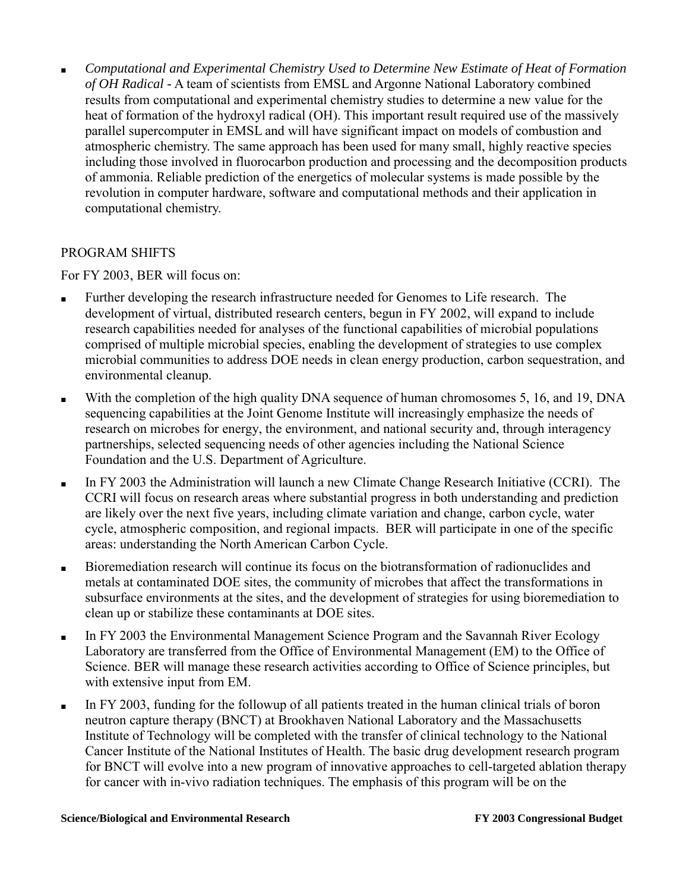- *Computational and Experimental Chemistry Used to Determine New Estimate of Heat of Formation of OH Radical* - A team of scientists from EMSL and Argonne National Laboratory combined results from computational and experimental chemistry studies to determine a new value for the heat of formation of the hydroxyl radical (OH). This important result required use of the massively parallel supercomputer in EMSL and will have significant impact on models of combustion and atmospheric chemistry. The same approach has been used for many small, highly reactive species including those involved in fluorocarbon production and processing and the decomposition products of ammonia. Reliable prediction of the energetics of molecular systems is made possible by the revolution in computer hardware, software and computational methods and their application in computational chemistry.

PROGRAM SHIFTS

For FY 2003, BER will focus on:

- Further developing the research infrastructure needed for Genomes to Life research. The development of virtual, distributed research centers, begun in FY 2002, will expand to include research capabilities needed for analyses of the functional capabilities of microbial populations comprised of multiple microbial species, enabling the development of strategies to use complex microbial communities to address DOE needs in clean energy production, carbon sequestration, and environmental cleanup.
- With the completion of the high quality DNA sequence of human chromosomes 5, 16, and 19, DNA sequencing capabilities at the Joint Genome Institute will increasingly emphasize the needs of research on microbes for energy, the environment, and national security and, through interagency partnerships, selected sequencing needs of other agencies including the National Science Foundation and the U.S. Department of Agriculture.
- In FY 2003 the Administration will launch a new Climate Change Research Initiative (CCRI). The CCRI will focus on research areas where substantial progress in both understanding and prediction are likely over the next five years, including climate variation and change, carbon cycle, water cycle, atmospheric composition, and regional impacts. BER will participate in one of the specific areas: understanding the North American Carbon Cycle.
- Bioremediation research will continue its focus on the biotransformation of radionuclides and metals at contaminated DOE sites, the community of microbes that affect the transformations in subsurface environments at the sites, and the development of strategies for using bioremediation to clean up or stabilize these contaminants at DOE sites.
- In FY 2003 the Environmental Management Science Program and the Savannah River Ecology Laboratory are transferred from the Office of Environmental Management (EM) to the Office of Science. BER will manage these research activities according to Office of Science principles, but with extensive input from EM.
- In FY 2003, funding for the followup of all patients treated in the human clinical trials of boron neutron capture therapy (BNCT) at Brookhaven National Laboratory and the Massachusetts Institute of Technology will be completed with the transfer of clinical technology to the National Cancer Institute of the National Institutes of Health. The basic drug development research program for BNCT will evolve into a new program of innovative approaches to cell-targeted ablation therapy for cancer with in-vivo radiation techniques. The emphasis of this program will be on the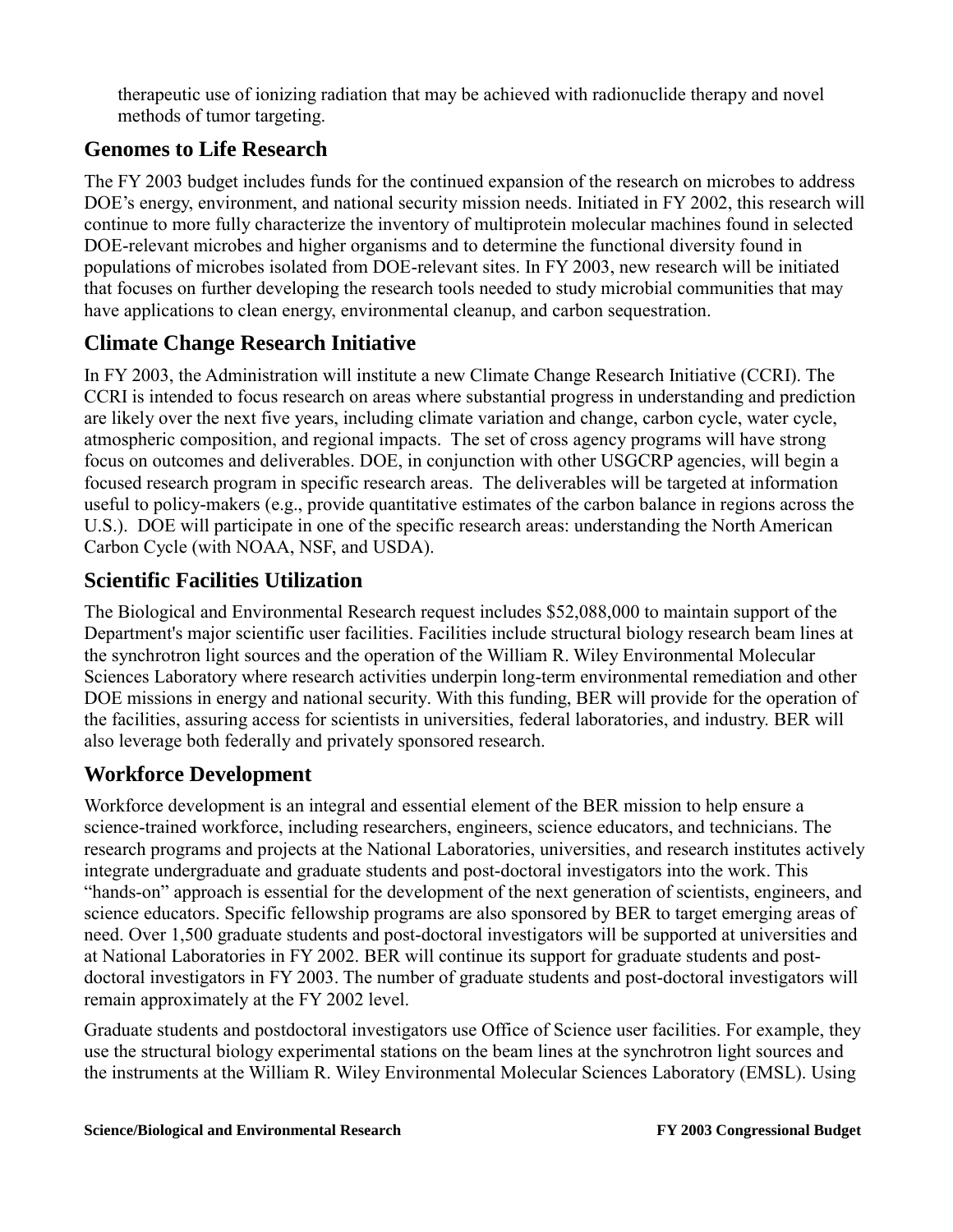therapeutic use of ionizing radiation that may be achieved with radionuclide therapy and novel methods of tumor targeting.

## Genomes to Life Research

The FY 2003 budget includes funds for the continued expansion of the research on microbes to address DOE's energy, environment, and national security mission needs. Initiated in FY 2002, this research will continue to more fully characterize the inventory of multiprotein molecular machines found in selected DOE-relevant microbes and higher organisms and to determine the functional diversity found in populations of microbes isolated from DOE-relevant sites. In FY 2003, new research will be initiated that focuses on further developing the research tools needed to study microbial communities that may have applications to clean energy, environmental cleanup, and carbon sequestration.

## Climate Change Research Initiative

In FY 2003, the Administration will institute a new Climate Change Research Initiative (CCRI). The CCRI is intended to focus research on areas where substantial progress in understanding and prediction are likely over the next five years, including climate variation and change, carbon cycle, water cycle, atmospheric composition, and regional impacts. The set of cross agency programs will have strong focus on outcomes and deliverables. DOE, in conjunction with other USGCRP agencies, will begin a focused research program in specific research areas. The deliverables will be targeted at information useful to policy-makers (e.g., provide quantitative estimates of the carbon balance in regions across the U.S.). DOE will participate in one of the specific research areas: understanding the North American Carbon Cycle (with NOAA, NSF, and USDA).

## Scientific Facilities Utilization

The Biological and Environmental Research request includes $52,088,000 to maintain support of the Department's major scientific user facilities. Facilities include structural biology research beam lines at the synchrotron light sources and the operation of the William R. Wiley Environmental Molecular Sciences Laboratory where research activities underpin long-term environmental remediation and other DOE missions in energy and national security. With this funding, BER will provide for the operation of the facilities, assuring access for scientists in universities, federal laboratories, and industry. BER will also leverage both federally and privately sponsored research.

## Workforce Development

Workforce development is an integral and essential element of the BER mission to help ensure a science-trained workforce, including researchers, engineers, science educators, and technicians. The research programs and projects at the National Laboratories, universities, and research institutes actively integrate undergraduate and graduate students and post-doctoral investigators into the work. This "hands-on" approach is essential for the development of the next generation of scientists, engineers, and science educators. Specific fellowship programs are also sponsored by BER to target emerging areas of need. Over 1,500 graduate students and post-doctoral investigators will be supported at universities and at National Laboratories in FY 2002. BER will continue its support for graduate students and post-doctoral investigators in FY 2003. The number of graduate students and post-doctoral investigators will remain approximately at the FY 2002 level.

Graduate students and postdoctoral investigators use Office of Science user facilities. For example, they use the structural biology experimental stations on the beam lines at the synchrotron light sources and the instruments at the William R. Wiley Environmental Molecular Sciences Laboratory (EMSL). Using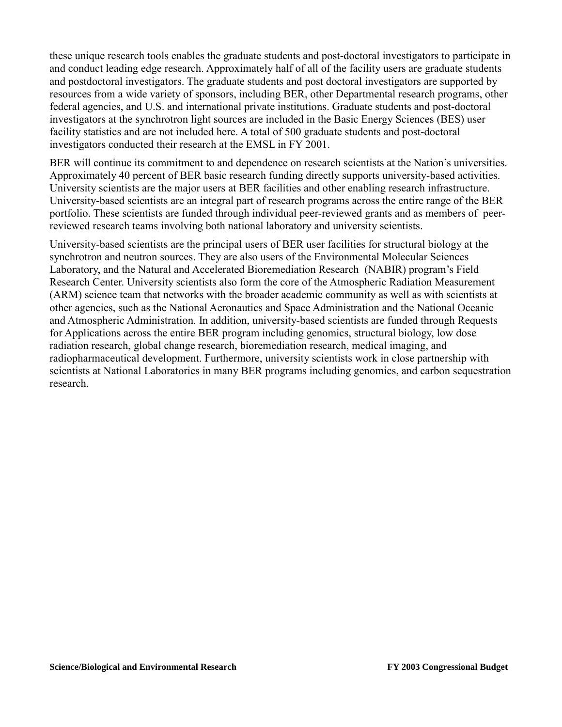these unique research tools enables the graduate students and post-doctoral investigators to participate in and conduct leading edge research. Approximately half of all of the facility users are graduate students and postdoctoral investigators. The graduate students and post doctoral investigators are supported by resources from a wide variety of sponsors, including BER, other Departmental research programs, other federal agencies, and U.S. and international private institutions. Graduate students and post-doctoral investigators at the synchrotron light sources are included in the Basic Energy Sciences (BES) user facility statistics and are not included here. A total of 500 graduate students and post-doctoral investigators conducted their research at the EMSL in FY 2001.

BER will continue its commitment to and dependence on research scientists at the Nation's universities. Approximately 40 percent of BER basic research funding directly supports university-based activities. University scientists are the major users at BER facilities and other enabling research infrastructure. University-based scientists are an integral part of research programs across the entire range of the BER portfolio. These scientists are funded through individual peer-reviewed grants and as members of peer-reviewed research teams involving both national laboratory and university scientists.

University-based scientists are the principal users of BER user facilities for structural biology at the synchrotron and neutron sources. They are also users of the Environmental Molecular Sciences Laboratory, and the Natural and Accelerated Bioremediation Research (NABIR) program's Field Research Center. University scientists also form the core of the Atmospheric Radiation Measurement (ARM) science team that networks with the broader academic community as well as with scientists at other agencies, such as the National Aeronautics and Space Administration and the National Oceanic and Atmospheric Administration. In addition, university-based scientists are funded through Requests for Applications across the entire BER program including genomics, structural biology, low dose radiation research, global change research, bioremediation research, medical imaging, and radiopharmaceutical development. Furthermore, university scientists work in close partnership with scientists at National Laboratories in many BER programs including genomics, and carbon sequestration research.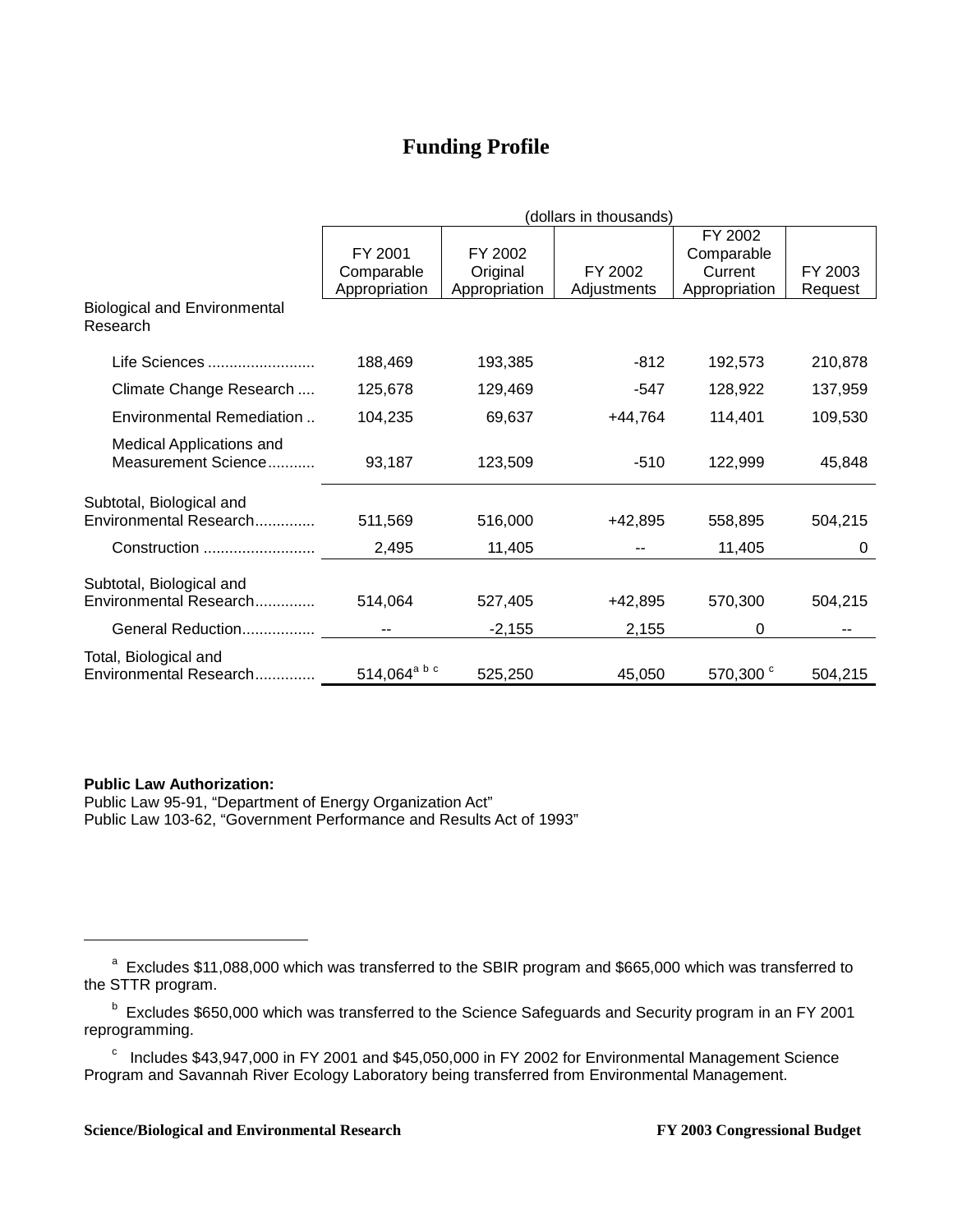# Funding Profile

| | (dollars in thousands) | | | | |
|---|---|---|---|---|---|
| | FY 2001 Comparable Appropriation | FY 2002 Original Appropriation | FY 2002 Adjustments | FY 2002 Comparable Current Appropriation | FY 2003 Request |
| Biological and Environmental Research | | | | | |
| Life Sciences | 188,469 | 193,385 | -812 | 192,573 | 210,878 |
| Climate Change Research | 125,678 | 129,469 | -547 | 128,922 | 137,959 |
| Environmental Remediation | 104,235 | 69,637 | +44,764 | 114,401 | 109,530 |
| Medical Applications and Measurement Science | 93,187 | 123,509 | -510 | 122,999 | 45,848 |
| Subtotal, Biological and Environmental Research | 511,569 | 516,000 | +42,895 | 558,895 | 504,215 |
| Construction | 2,495 | 11,405 | -- | 11,405 | 0 |
| Subtotal, Biological and Environmental Research | 514,064 | 527,405 | +42,895 | 570,300 | 504,215 |
| General Reduction | -- | -2,155 | 2,155 | 0 | -- |
| Total, Biological and Environmental Research | 514,064[a b c] | 525,250 | 45,050 | 570,300 [c] | 504,215 |

**Public Law Authorization:**
Public Law 95-91, "Department of Energy Organization Act"
Public Law 103-62, "Government Performance and Results Act of 1993"

---

[a] Excludes $11,088,000 which was transferred to the SBIR program and $665,000 which was transferred to the STTR program.

[b] Excludes $650,000 which was transferred to the Science Safeguards and Security program in an FY 2001 reprogramming.

[c] Includes $43,947,000 in FY 2001 and $45,050,000 in FY 2002 for Environmental Management Science Program and Savannah River Ecology Laboratory being transferred from Environmental Management.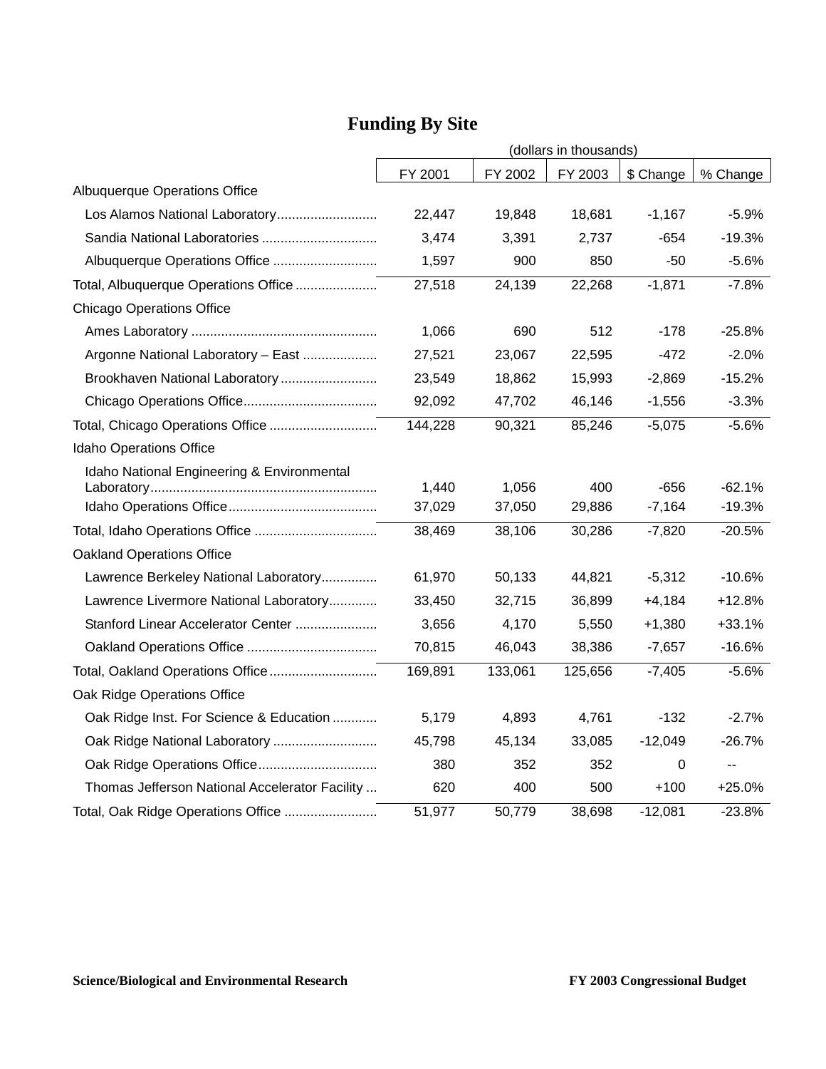## Funding By Site

| | (dollars in thousands) | | | | |
|---|---|---|---|---|---|
| | FY 2001 | FY 2002 | FY 2003 | $ Change | % Change |
| Albuquerque Operations Office | | | | | |
| Los Alamos National Laboratory | 22,447 | 19,848 | 18,681 | -1,167 | -5.9% |
| Sandia National Laboratories | 3,474 | 3,391 | 2,737 | -654 | -19.3% |
| Albuquerque Operations Office | 1,597 | 900 | 850 | -50 | -5.6% |
| Total, Albuquerque Operations Office | 27,518 | 24,139 | 22,268 | -1,871 | -7.8% |
| Chicago Operations Office | | | | | |
| Ames Laboratory | 1,066 | 690 | 512 | -178 | -25.8% |
| Argonne National Laboratory – East | 27,521 | 23,067 | 22,595 | -472 | -2.0% |
| Brookhaven National Laboratory | 23,549 | 18,862 | 15,993 | -2,869 | -15.2% |
| Chicago Operations Office | 92,092 | 47,702 | 46,146 | -1,556 | -3.3% |
| Total, Chicago Operations Office | 144,228 | 90,321 | 85,246 | -5,075 | -5.6% |
| Idaho Operations Office | | | | | |
| Idaho National Engineering & Environmental Laboratory | 1,440 | 1,056 | 400 | -656 | -62.1% |
| Idaho Operations Office | 37,029 | 37,050 | 29,886 | -7,164 | -19.3% |
| Total, Idaho Operations Office | 38,469 | 38,106 | 30,286 | -7,820 | -20.5% |
| Oakland Operations Office | | | | | |
| Lawrence Berkeley National Laboratory | 61,970 | 50,133 | 44,821 | -5,312 | -10.6% |
| Lawrence Livermore National Laboratory | 33,450 | 32,715 | 36,899 | +4,184 | +12.8% |
| Stanford Linear Accelerator Center | 3,656 | 4,170 | 5,550 | +1,380 | +33.1% |
| Oakland Operations Office | 70,815 | 46,043 | 38,386 | -7,657 | -16.6% |
| Total, Oakland Operations Office | 169,891 | 133,061 | 125,656 | -7,405 | -5.6% |
| Oak Ridge Operations Office | | | | | |
| Oak Ridge Inst. For Science & Education | 5,179 | 4,893 | 4,761 | -132 | -2.7% |
| Oak Ridge National Laboratory | 45,798 | 45,134 | 33,085 | -12,049 | -26.7% |
| Oak Ridge Operations Office | 380 | 352 | 352 | 0 | -- |
| Thomas Jefferson National Accelerator Facility | 620 | 400 | 500 | +100 | +25.0% |
| Total, Oak Ridge Operations Office | 51,977 | 50,779 | 38,698 | -12,081 | -23.8% |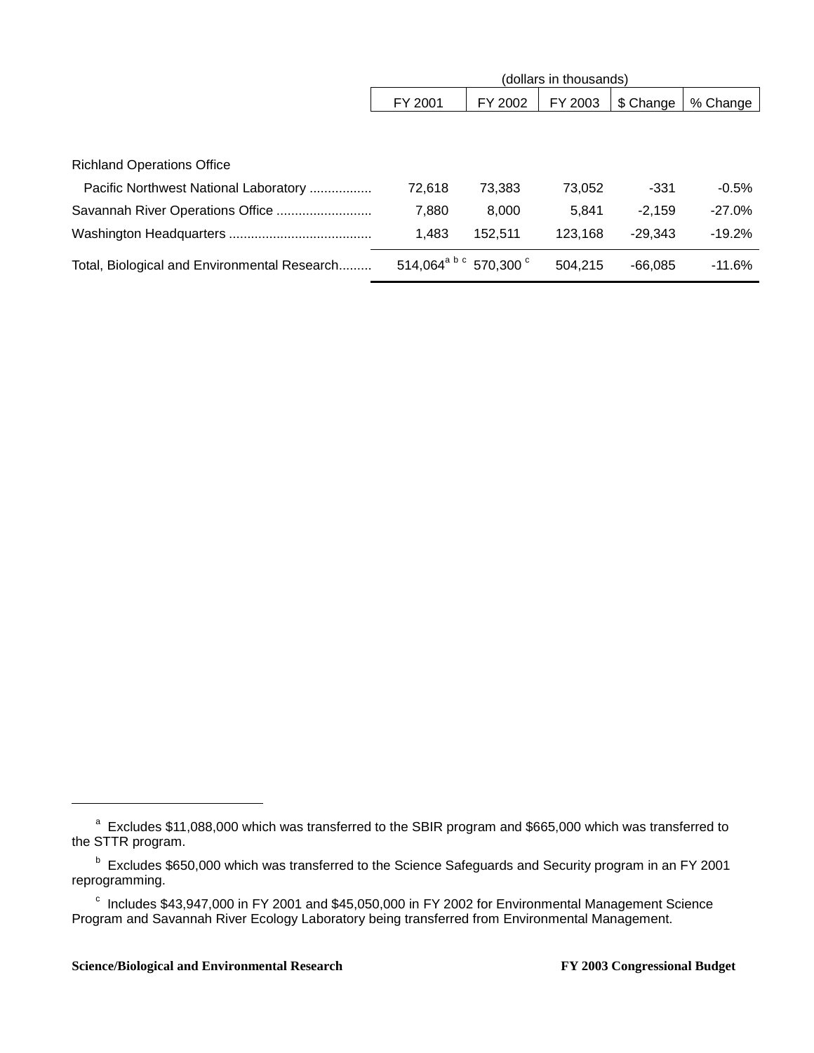| | (dollars in thousands) | | | | |
|---|---|---|---|---|---|
| | FY 2001 | FY 2002 | FY 2003 | $ Change | % Change |
| Richland Operations Office | | | | | |
| Pacific Northwest National Laboratory ................. | 72,618 | 73,383 | 73,052 | -331 | -0.5% |
| Savannah River Operations Office .......................... | 7,880 | 8,000 | 5,841 | -2,159 | -27.0% |
| Washington Headquarters ....................................... | 1,483 | 152,511 | 123,168 | -29,343 | -19.2% |
| Total, Biological and Environmental Research......... | 514,064[a b c] | 570,300 [c] | 504,215 | -66,085 | -11.6% |

[a] Excludes $11,088,000 which was transferred to the SBIR program and $665,000 which was transferred to the STTR program.

[b] Excludes $650,000 which was transferred to the Science Safeguards and Security program in an FY 2001 reprogramming.

[c] Includes $43,947,000 in FY 2001 and $45,050,000 in FY 2002 for Environmental Management Science Program and Savannah River Ecology Laboratory being transferred from Environmental Management.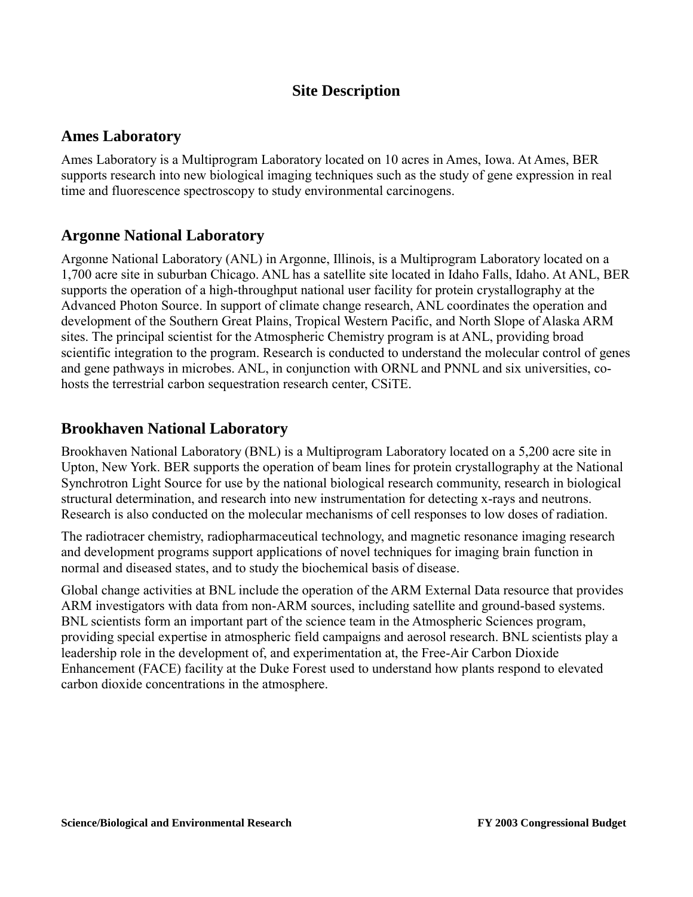# Site Description

## Ames Laboratory

Ames Laboratory is a Multiprogram Laboratory located on 10 acres in Ames, Iowa. At Ames, BER supports research into new biological imaging techniques such as the study of gene expression in real time and fluorescence spectroscopy to study environmental carcinogens.

## Argonne National Laboratory

Argonne National Laboratory (ANL) in Argonne, Illinois, is a Multiprogram Laboratory located on a 1,700 acre site in suburban Chicago. ANL has a satellite site located in Idaho Falls, Idaho. At ANL, BER supports the operation of a high-throughput national user facility for protein crystallography at the Advanced Photon Source. In support of climate change research, ANL coordinates the operation and development of the Southern Great Plains, Tropical Western Pacific, and North Slope of Alaska ARM sites. The principal scientist for the Atmospheric Chemistry program is at ANL, providing broad scientific integration to the program. Research is conducted to understand the molecular control of genes and gene pathways in microbes. ANL, in conjunction with ORNL and PNNL and six universities, co-hosts the terrestrial carbon sequestration research center, CSiTE.

## Brookhaven National Laboratory

Brookhaven National Laboratory (BNL) is a Multiprogram Laboratory located on a 5,200 acre site in Upton, New York. BER supports the operation of beam lines for protein crystallography at the National Synchrotron Light Source for use by the national biological research community, research in biological structural determination, and research into new instrumentation for detecting x-rays and neutrons. Research is also conducted on the molecular mechanisms of cell responses to low doses of radiation.

The radiotracer chemistry, radiopharmaceutical technology, and magnetic resonance imaging research and development programs support applications of novel techniques for imaging brain function in normal and diseased states, and to study the biochemical basis of disease.

Global change activities at BNL include the operation of the ARM External Data resource that provides ARM investigators with data from non-ARM sources, including satellite and ground-based systems. BNL scientists form an important part of the science team in the Atmospheric Sciences program, providing special expertise in atmospheric field campaigns and aerosol research. BNL scientists play a leadership role in the development of, and experimentation at, the Free-Air Carbon Dioxide Enhancement (FACE) facility at the Duke Forest used to understand how plants respond to elevated carbon dioxide concentrations in the atmosphere.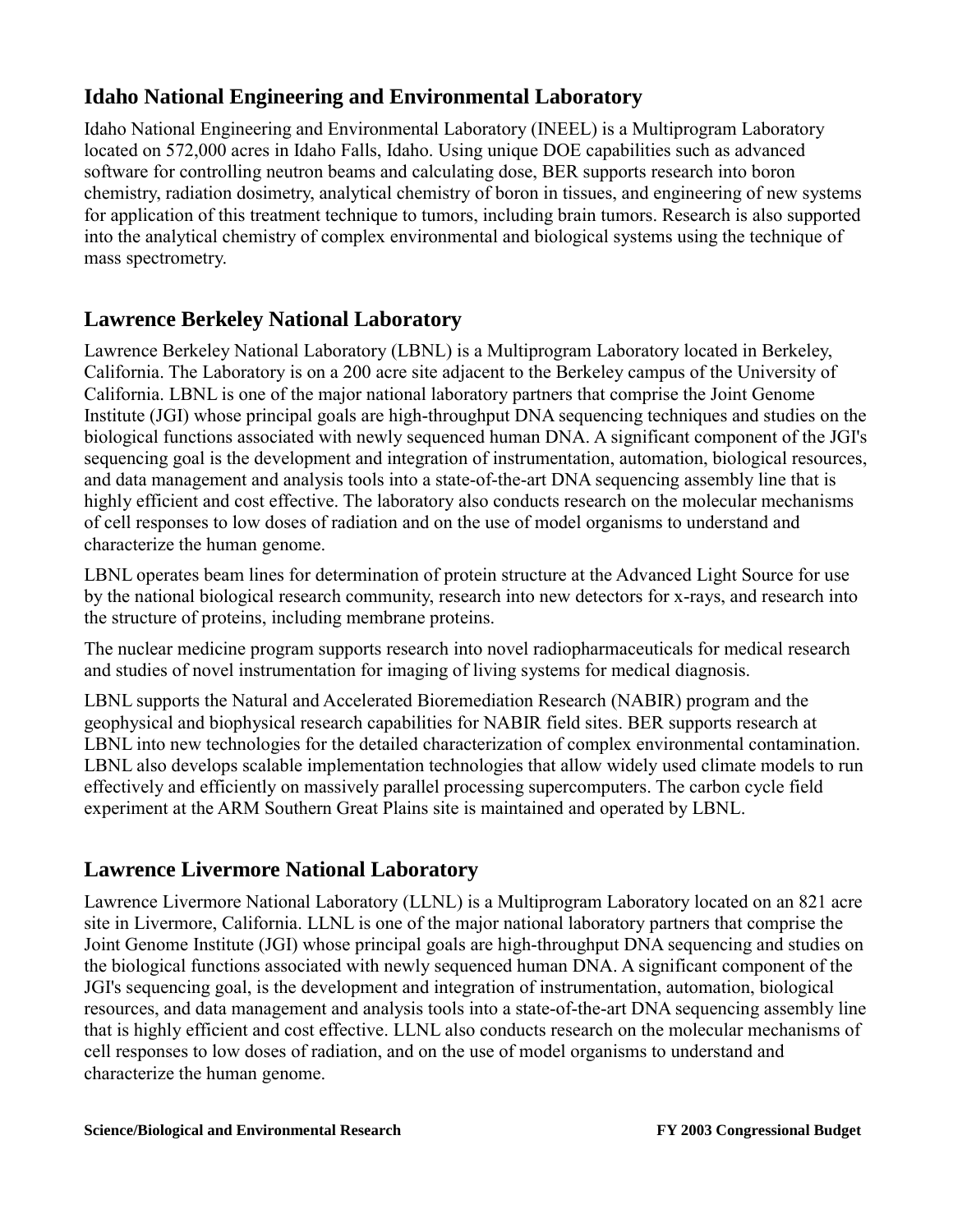## Idaho National Engineering and Environmental Laboratory

Idaho National Engineering and Environmental Laboratory (INEEL) is a Multiprogram Laboratory located on 572,000 acres in Idaho Falls, Idaho. Using unique DOE capabilities such as advanced software for controlling neutron beams and calculating dose, BER supports research into boron chemistry, radiation dosimetry, analytical chemistry of boron in tissues, and engineering of new systems for application of this treatment technique to tumors, including brain tumors. Research is also supported into the analytical chemistry of complex environmental and biological systems using the technique of mass spectrometry.

## Lawrence Berkeley National Laboratory

Lawrence Berkeley National Laboratory (LBNL) is a Multiprogram Laboratory located in Berkeley, California. The Laboratory is on a 200 acre site adjacent to the Berkeley campus of the University of California. LBNL is one of the major national laboratory partners that comprise the Joint Genome Institute (JGI) whose principal goals are high-throughput DNA sequencing techniques and studies on the biological functions associated with newly sequenced human DNA. A significant component of the JGI's sequencing goal is the development and integration of instrumentation, automation, biological resources, and data management and analysis tools into a state-of-the-art DNA sequencing assembly line that is highly efficient and cost effective. The laboratory also conducts research on the molecular mechanisms of cell responses to low doses of radiation and on the use of model organisms to understand and characterize the human genome.

LBNL operates beam lines for determination of protein structure at the Advanced Light Source for use by the national biological research community, research into new detectors for x-rays, and research into the structure of proteins, including membrane proteins.

The nuclear medicine program supports research into novel radiopharmaceuticals for medical research and studies of novel instrumentation for imaging of living systems for medical diagnosis.

LBNL supports the Natural and Accelerated Bioremediation Research (NABIR) program and the geophysical and biophysical research capabilities for NABIR field sites. BER supports research at LBNL into new technologies for the detailed characterization of complex environmental contamination. LBNL also develops scalable implementation technologies that allow widely used climate models to run effectively and efficiently on massively parallel processing supercomputers. The carbon cycle field experiment at the ARM Southern Great Plains site is maintained and operated by LBNL.

## Lawrence Livermore National Laboratory

Lawrence Livermore National Laboratory (LLNL) is a Multiprogram Laboratory located on an 821 acre site in Livermore, California. LLNL is one of the major national laboratory partners that comprise the Joint Genome Institute (JGI) whose principal goals are high-throughput DNA sequencing and studies on the biological functions associated with newly sequenced human DNA. A significant component of the JGI's sequencing goal, is the development and integration of instrumentation, automation, biological resources, and data management and analysis tools into a state-of-the-art DNA sequencing assembly line that is highly efficient and cost effective. LLNL also conducts research on the molecular mechanisms of cell responses to low doses of radiation, and on the use of model organisms to understand and characterize the human genome.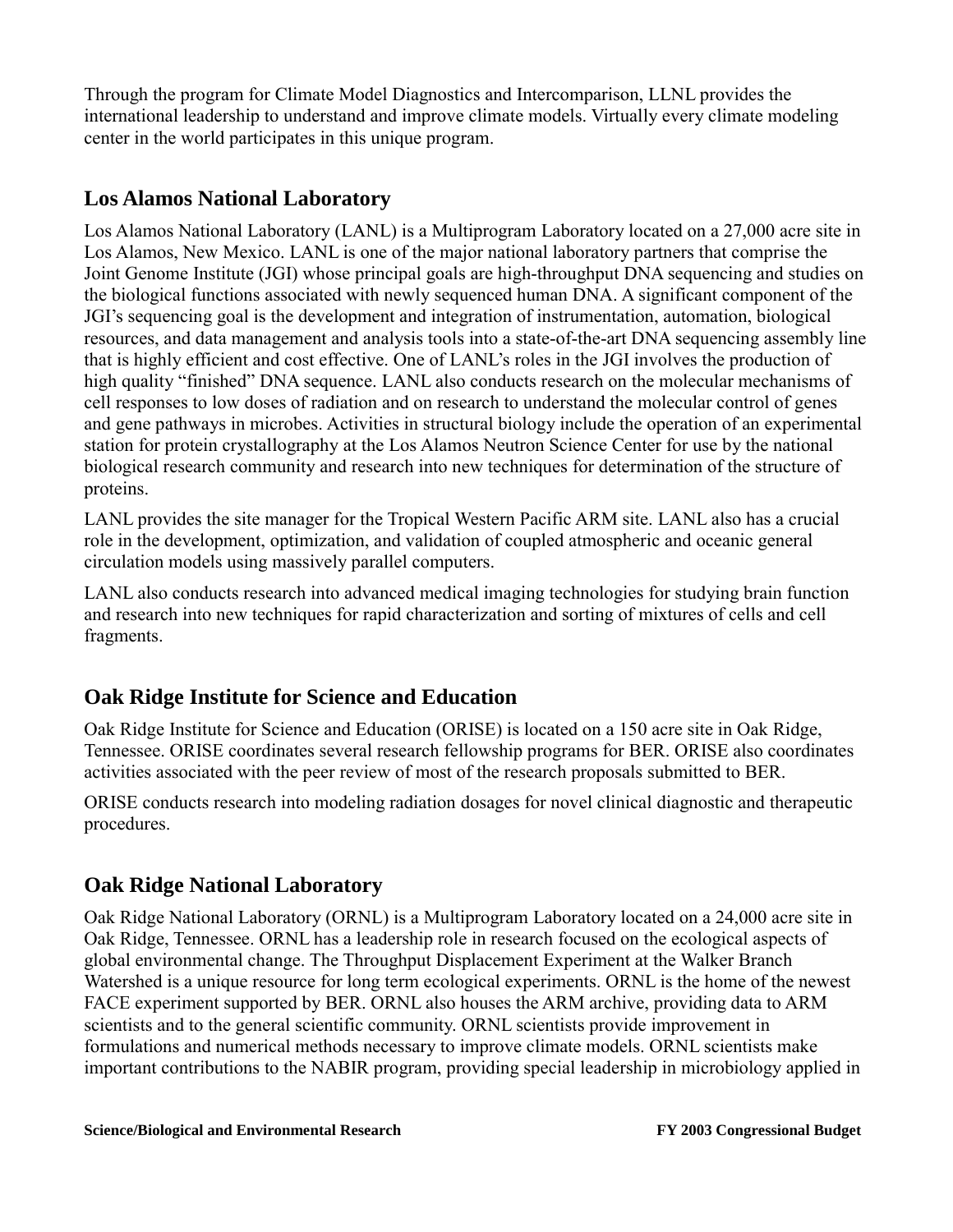Through the program for Climate Model Diagnostics and Intercomparison, LLNL provides the international leadership to understand and improve climate models. Virtually every climate modeling center in the world participates in this unique program.

## Los Alamos National Laboratory

Los Alamos National Laboratory (LANL) is a Multiprogram Laboratory located on a 27,000 acre site in Los Alamos, New Mexico. LANL is one of the major national laboratory partners that comprise the Joint Genome Institute (JGI) whose principal goals are high-throughput DNA sequencing and studies on the biological functions associated with newly sequenced human DNA. A significant component of the JGI's sequencing goal is the development and integration of instrumentation, automation, biological resources, and data management and analysis tools into a state-of-the-art DNA sequencing assembly line that is highly efficient and cost effective. One of LANL's roles in the JGI involves the production of high quality "finished" DNA sequence. LANL also conducts research on the molecular mechanisms of cell responses to low doses of radiation and on research to understand the molecular control of genes and gene pathways in microbes. Activities in structural biology include the operation of an experimental station for protein crystallography at the Los Alamos Neutron Science Center for use by the national biological research community and research into new techniques for determination of the structure of proteins.

LANL provides the site manager for the Tropical Western Pacific ARM site. LANL also has a crucial role in the development, optimization, and validation of coupled atmospheric and oceanic general circulation models using massively parallel computers.

LANL also conducts research into advanced medical imaging technologies for studying brain function and research into new techniques for rapid characterization and sorting of mixtures of cells and cell fragments.

## Oak Ridge Institute for Science and Education

Oak Ridge Institute for Science and Education (ORISE) is located on a 150 acre site in Oak Ridge, Tennessee. ORISE coordinates several research fellowship programs for BER. ORISE also coordinates activities associated with the peer review of most of the research proposals submitted to BER.

ORISE conducts research into modeling radiation dosages for novel clinical diagnostic and therapeutic procedures.

## Oak Ridge National Laboratory

Oak Ridge National Laboratory (ORNL) is a Multiprogram Laboratory located on a 24,000 acre site in Oak Ridge, Tennessee. ORNL has a leadership role in research focused on the ecological aspects of global environmental change. The Throughput Displacement Experiment at the Walker Branch Watershed is a unique resource for long term ecological experiments. ORNL is the home of the newest FACE experiment supported by BER. ORNL also houses the ARM archive, providing data to ARM scientists and to the general scientific community. ORNL scientists provide improvement in formulations and numerical methods necessary to improve climate models. ORNL scientists make important contributions to the NABIR program, providing special leadership in microbiology applied in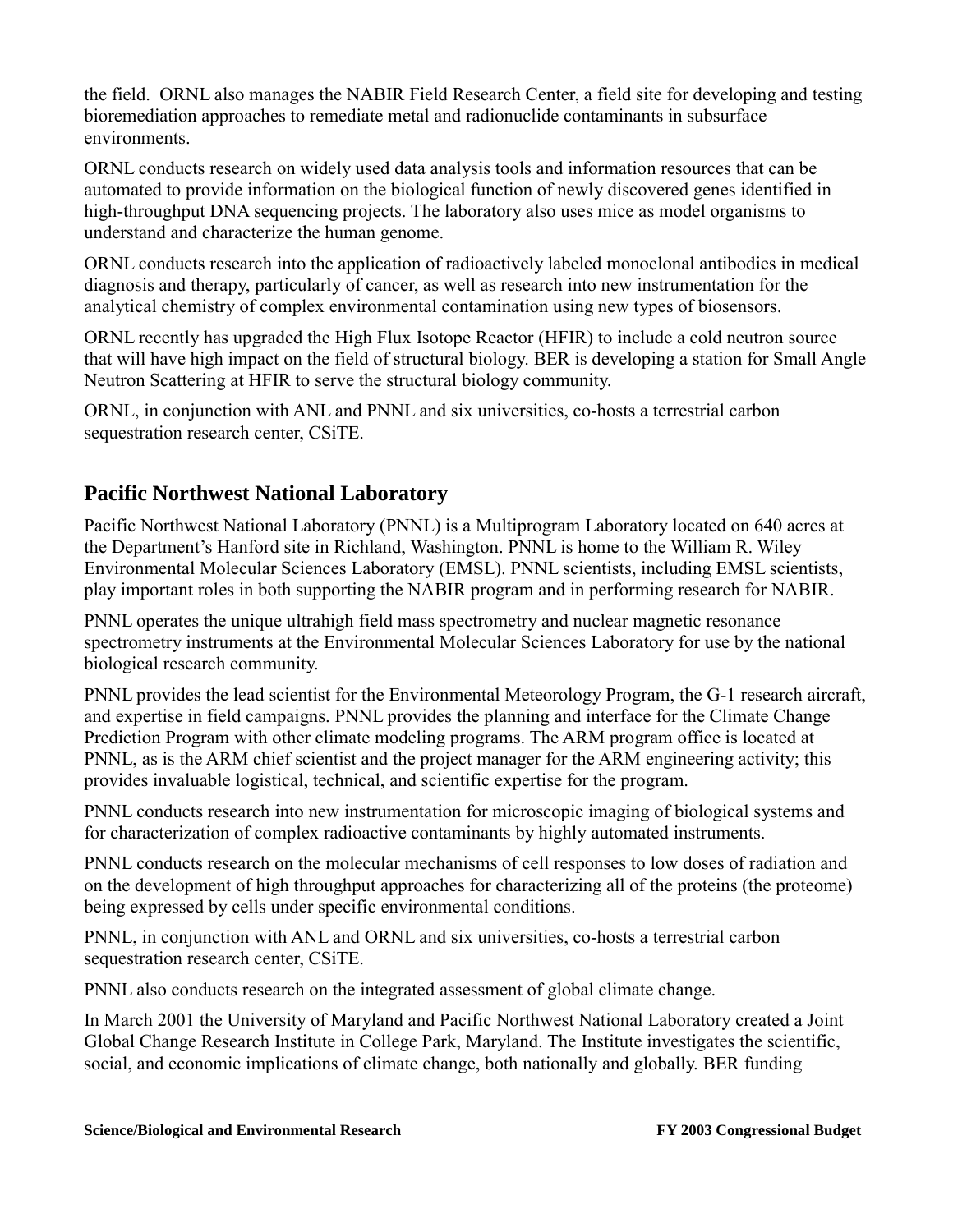the field. ORNL also manages the NABIR Field Research Center, a field site for developing and testing bioremediation approaches to remediate metal and radionuclide contaminants in subsurface environments.

ORNL conducts research on widely used data analysis tools and information resources that can be automated to provide information on the biological function of newly discovered genes identified in high-throughput DNA sequencing projects. The laboratory also uses mice as model organisms to understand and characterize the human genome.

ORNL conducts research into the application of radioactively labeled monoclonal antibodies in medical diagnosis and therapy, particularly of cancer, as well as research into new instrumentation for the analytical chemistry of complex environmental contamination using new types of biosensors.

ORNL recently has upgraded the High Flux Isotope Reactor (HFIR) to include a cold neutron source that will have high impact on the field of structural biology. BER is developing a station for Small Angle Neutron Scattering at HFIR to serve the structural biology community.

ORNL, in conjunction with ANL and PNNL and six universities, co-hosts a terrestrial carbon sequestration research center, CSiTE.

## Pacific Northwest National Laboratory

Pacific Northwest National Laboratory (PNNL) is a Multiprogram Laboratory located on 640 acres at the Department's Hanford site in Richland, Washington. PNNL is home to the William R. Wiley Environmental Molecular Sciences Laboratory (EMSL). PNNL scientists, including EMSL scientists, play important roles in both supporting the NABIR program and in performing research for NABIR.

PNNL operates the unique ultrahigh field mass spectrometry and nuclear magnetic resonance spectrometry instruments at the Environmental Molecular Sciences Laboratory for use by the national biological research community.

PNNL provides the lead scientist for the Environmental Meteorology Program, the G-1 research aircraft, and expertise in field campaigns. PNNL provides the planning and interface for the Climate Change Prediction Program with other climate modeling programs. The ARM program office is located at PNNL, as is the ARM chief scientist and the project manager for the ARM engineering activity; this provides invaluable logistical, technical, and scientific expertise for the program.

PNNL conducts research into new instrumentation for microscopic imaging of biological systems and for characterization of complex radioactive contaminants by highly automated instruments.

PNNL conducts research on the molecular mechanisms of cell responses to low doses of radiation and on the development of high throughput approaches for characterizing all of the proteins (the proteome) being expressed by cells under specific environmental conditions.

PNNL, in conjunction with ANL and ORNL and six universities, co-hosts a terrestrial carbon sequestration research center, CSiTE.

PNNL also conducts research on the integrated assessment of global climate change.

In March 2001 the University of Maryland and Pacific Northwest National Laboratory created a Joint Global Change Research Institute in College Park, Maryland. The Institute investigates the scientific, social, and economic implications of climate change, both nationally and globally. BER funding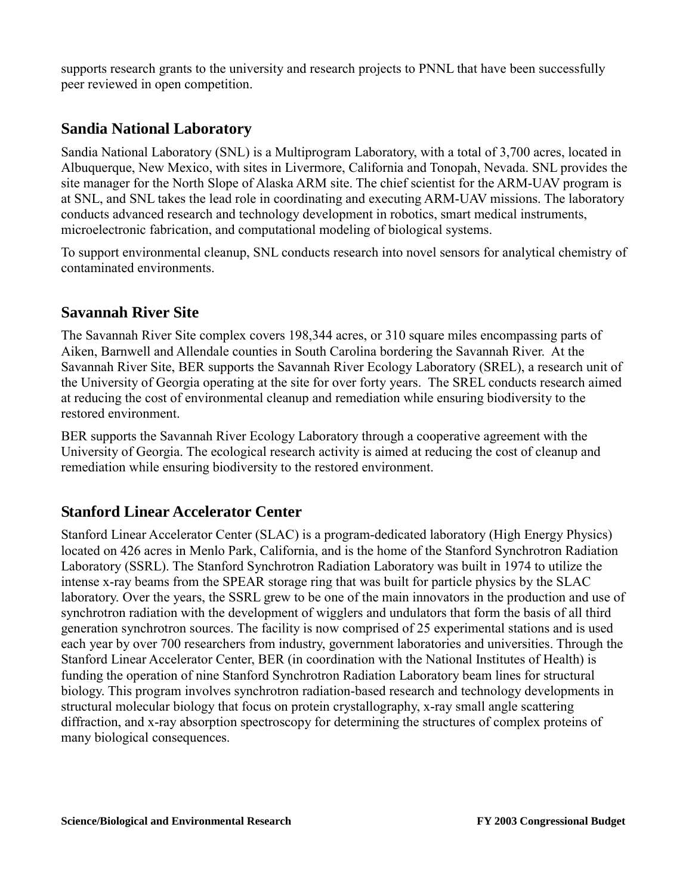supports research grants to the university and research projects to PNNL that have been successfully peer reviewed in open competition.

## Sandia National Laboratory

Sandia National Laboratory (SNL) is a Multiprogram Laboratory, with a total of 3,700 acres, located in Albuquerque, New Mexico, with sites in Livermore, California and Tonopah, Nevada. SNL provides the site manager for the North Slope of Alaska ARM site. The chief scientist for the ARM-UAV program is at SNL, and SNL takes the lead role in coordinating and executing ARM-UAV missions. The laboratory conducts advanced research and technology development in robotics, smart medical instruments, microelectronic fabrication, and computational modeling of biological systems.

To support environmental cleanup, SNL conducts research into novel sensors for analytical chemistry of contaminated environments.

## Savannah River Site

The Savannah River Site complex covers 198,344 acres, or 310 square miles encompassing parts of Aiken, Barnwell and Allendale counties in South Carolina bordering the Savannah River. At the Savannah River Site, BER supports the Savannah River Ecology Laboratory (SREL), a research unit of the University of Georgia operating at the site for over forty years. The SREL conducts research aimed at reducing the cost of environmental cleanup and remediation while ensuring biodiversity to the restored environment.

BER supports the Savannah River Ecology Laboratory through a cooperative agreement with the University of Georgia. The ecological research activity is aimed at reducing the cost of cleanup and remediation while ensuring biodiversity to the restored environment.

## Stanford Linear Accelerator Center

Stanford Linear Accelerator Center (SLAC) is a program-dedicated laboratory (High Energy Physics) located on 426 acres in Menlo Park, California, and is the home of the Stanford Synchrotron Radiation Laboratory (SSRL). The Stanford Synchrotron Radiation Laboratory was built in 1974 to utilize the intense x-ray beams from the SPEAR storage ring that was built for particle physics by the SLAC laboratory. Over the years, the SSRL grew to be one of the main innovators in the production and use of synchrotron radiation with the development of wigglers and undulators that form the basis of all third generation synchrotron sources. The facility is now comprised of 25 experimental stations and is used each year by over 700 researchers from industry, government laboratories and universities. Through the Stanford Linear Accelerator Center, BER (in coordination with the National Institutes of Health) is funding the operation of nine Stanford Synchrotron Radiation Laboratory beam lines for structural biology. This program involves synchrotron radiation-based research and technology developments in structural molecular biology that focus on protein crystallography, x-ray small angle scattering diffraction, and x-ray absorption spectroscopy for determining the structures of complex proteins of many biological consequences.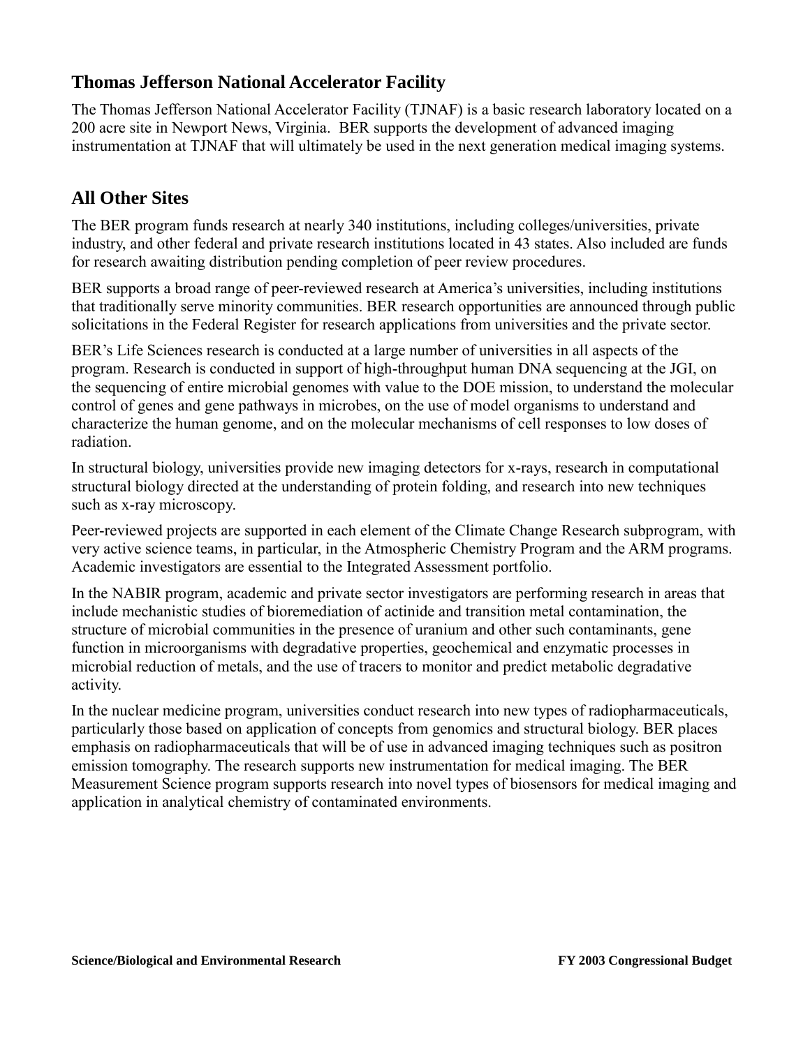## Thomas Jefferson National Accelerator Facility

The Thomas Jefferson National Accelerator Facility (TJNAF) is a basic research laboratory located on a 200 acre site in Newport News, Virginia. BER supports the development of advanced imaging instrumentation at TJNAF that will ultimately be used in the next generation medical imaging systems.

## All Other Sites

The BER program funds research at nearly 340 institutions, including colleges/universities, private industry, and other federal and private research institutions located in 43 states. Also included are funds for research awaiting distribution pending completion of peer review procedures.

BER supports a broad range of peer-reviewed research at America's universities, including institutions that traditionally serve minority communities. BER research opportunities are announced through public solicitations in the Federal Register for research applications from universities and the private sector.

BER's Life Sciences research is conducted at a large number of universities in all aspects of the program. Research is conducted in support of high-throughput human DNA sequencing at the JGI, on the sequencing of entire microbial genomes with value to the DOE mission, to understand the molecular control of genes and gene pathways in microbes, on the use of model organisms to understand and characterize the human genome, and on the molecular mechanisms of cell responses to low doses of radiation.

In structural biology, universities provide new imaging detectors for x-rays, research in computational structural biology directed at the understanding of protein folding, and research into new techniques such as x-ray microscopy.

Peer-reviewed projects are supported in each element of the Climate Change Research subprogram, with very active science teams, in particular, in the Atmospheric Chemistry Program and the ARM programs. Academic investigators are essential to the Integrated Assessment portfolio.

In the NABIR program, academic and private sector investigators are performing research in areas that include mechanistic studies of bioremediation of actinide and transition metal contamination, the structure of microbial communities in the presence of uranium and other such contaminants, gene function in microorganisms with degradative properties, geochemical and enzymatic processes in microbial reduction of metals, and the use of tracers to monitor and predict metabolic degradative activity.

In the nuclear medicine program, universities conduct research into new types of radiopharmaceuticals, particularly those based on application of concepts from genomics and structural biology. BER places emphasis on radiopharmaceuticals that will be of use in advanced imaging techniques such as positron emission tomography. The research supports new instrumentation for medical imaging. The BER Measurement Science program supports research into novel types of biosensors for medical imaging and application in analytical chemistry of contaminated environments.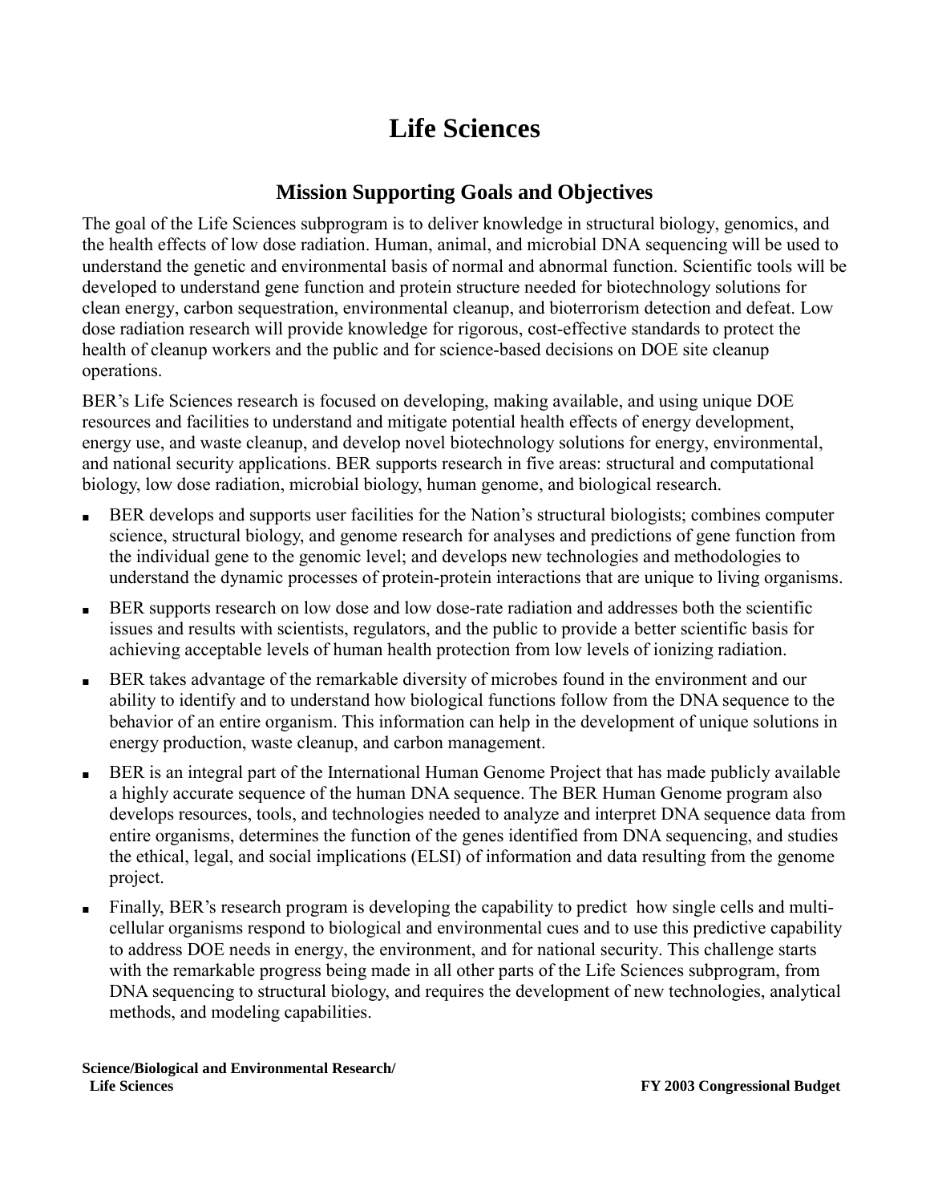# Life Sciences

## Mission Supporting Goals and Objectives

The goal of the Life Sciences subprogram is to deliver knowledge in structural biology, genomics, and the health effects of low dose radiation. Human, animal, and microbial DNA sequencing will be used to understand the genetic and environmental basis of normal and abnormal function. Scientific tools will be developed to understand gene function and protein structure needed for biotechnology solutions for clean energy, carbon sequestration, environmental cleanup, and bioterrorism detection and defeat. Low dose radiation research will provide knowledge for rigorous, cost-effective standards to protect the health of cleanup workers and the public and for science-based decisions on DOE site cleanup operations.

BER's Life Sciences research is focused on developing, making available, and using unique DOE resources and facilities to understand and mitigate potential health effects of energy development, energy use, and waste cleanup, and develop novel biotechnology solutions for energy, environmental, and national security applications. BER supports research in five areas: structural and computational biology, low dose radiation, microbial biology, human genome, and biological research.

- BER develops and supports user facilities for the Nation's structural biologists; combines computer science, structural biology, and genome research for analyses and predictions of gene function from the individual gene to the genomic level; and develops new technologies and methodologies to understand the dynamic processes of protein-protein interactions that are unique to living organisms.
- BER supports research on low dose and low dose-rate radiation and addresses both the scientific issues and results with scientists, regulators, and the public to provide a better scientific basis for achieving acceptable levels of human health protection from low levels of ionizing radiation.
- BER takes advantage of the remarkable diversity of microbes found in the environment and our ability to identify and to understand how biological functions follow from the DNA sequence to the behavior of an entire organism. This information can help in the development of unique solutions in energy production, waste cleanup, and carbon management.
- BER is an integral part of the International Human Genome Project that has made publicly available a highly accurate sequence of the human DNA sequence. The BER Human Genome program also develops resources, tools, and technologies needed to analyze and interpret DNA sequence data from entire organisms, determines the function of the genes identified from DNA sequencing, and studies the ethical, legal, and social implications (ELSI) of information and data resulting from the genome project.
- Finally, BER's research program is developing the capability to predict how single cells and multi-cellular organisms respond to biological and environmental cues and to use this predictive capability to address DOE needs in energy, the environment, and for national security. This challenge starts with the remarkable progress being made in all other parts of the Life Sciences subprogram, from DNA sequencing to structural biology, and requires the development of new technologies, analytical methods, and modeling capabilities.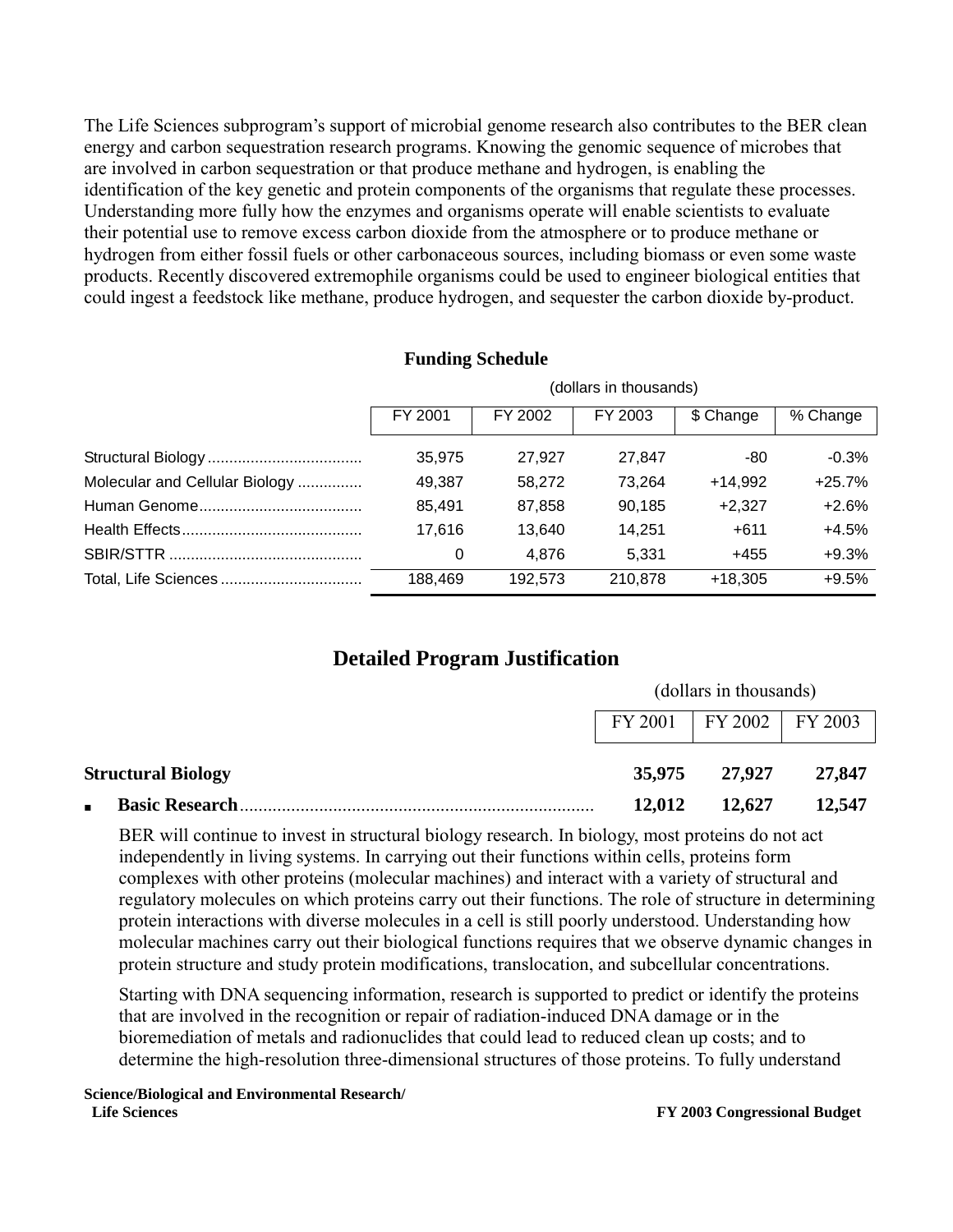The Life Sciences subprogram's support of microbial genome research also contributes to the BER clean energy and carbon sequestration research programs. Knowing the genomic sequence of microbes that are involved in carbon sequestration or that produce methane and hydrogen, is enabling the identification of the key genetic and protein components of the organisms that regulate these processes. Understanding more fully how the enzymes and organisms operate will enable scientists to evaluate their potential use to remove excess carbon dioxide from the atmosphere or to produce methane or hydrogen from either fossil fuels or other carbonaceous sources, including biomass or even some waste products. Recently discovered extremophile organisms could be used to engineer biological entities that could ingest a feedstock like methane, produce hydrogen, and sequester the carbon dioxide by-product.

## Funding Schedule

(dollars in thousands)

| | FY 2001 | FY 2002 | FY 2003 | $ Change | % Change |
|---|---|---|---|---|---|
| Structural Biology | 35,975 | 27,927 | 27,847 | -80 | -0.3% |
| Molecular and Cellular Biology | 49,387 | 58,272 | 73,264 | +14,992 | +25.7% |
| Human Genome | 85,491 | 87,858 | 90,185 | +2,327 | +2.6% |
| Health Effects | 17,616 | 13,640 | 14,251 | +611 | +4.5% |
| SBIR/STTR | 0 | 4,876 | 5,331 | +455 | +9.3% |
| Total, Life Sciences | 188,469 | 192,573 | 210,878 | +18,305 | +9.5% |

## Detailed Program Justification

(dollars in thousands)

| | FY 2001 | FY 2002 | FY 2003 |
|---|---|---|---|
| **Structural Biology** | **35,975** | **27,927** | **27,847** |
| ▪ **Basic Research** | **12,012** | **12,627** | **12,547** |

BER will continue to invest in structural biology research. In biology, most proteins do not act independently in living systems. In carrying out their functions within cells, proteins form complexes with other proteins (molecular machines) and interact with a variety of structural and regulatory molecules on which proteins carry out their functions. The role of structure in determining protein interactions with diverse molecules in a cell is still poorly understood. Understanding how molecular machines carry out their biological functions requires that we observe dynamic changes in protein structure and study protein modifications, translocation, and subcellular concentrations.

Starting with DNA sequencing information, research is supported to predict or identify the proteins that are involved in the recognition or repair of radiation-induced DNA damage or in the bioremediation of metals and radionuclides that could lead to reduced clean up costs; and to determine the high-resolution three-dimensional structures of those proteins. To fully understand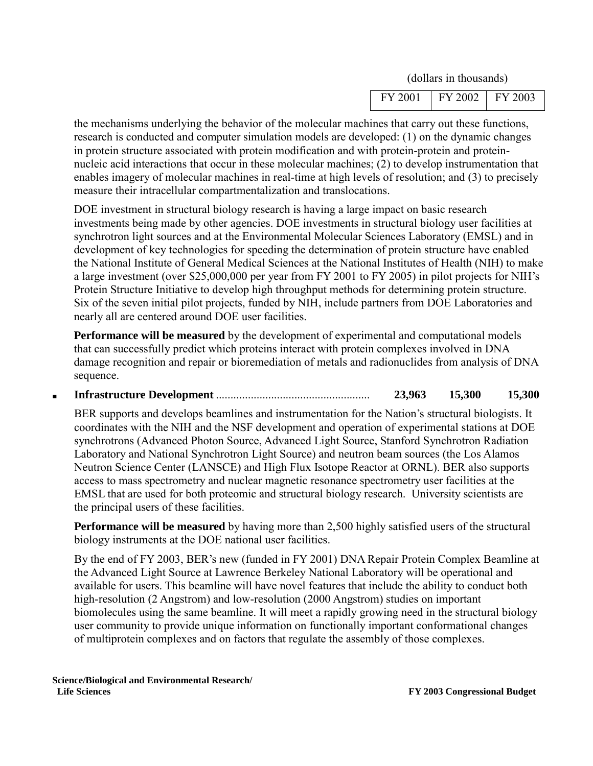| | (dollars in thousands) | |
|---|---|---|
| FY 2001 | FY 2002 | FY 2003 |

the mechanisms underlying the behavior of the molecular machines that carry out these functions, research is conducted and computer simulation models are developed: (1) on the dynamic changes in protein structure associated with protein modification and with protein-protein and protein-nucleic acid interactions that occur in these molecular machines; (2) to develop instrumentation that enables imagery of molecular machines in real-time at high levels of resolution; and (3) to precisely measure their intracellular compartmentalization and translocations.

DOE investment in structural biology research is having a large impact on basic research investments being made by other agencies. DOE investments in structural biology user facilities at synchrotron light sources and at the Environmental Molecular Sciences Laboratory (EMSL) and in development of key technologies for speeding the determination of protein structure have enabled the National Institute of General Medical Sciences at the National Institutes of Health (NIH) to make a large investment (over $25,000,000 per year from FY 2001 to FY 2005) in pilot projects for NIH's Protein Structure Initiative to develop high throughput methods for determining protein structure. Six of the seven initial pilot projects, funded by NIH, include partners from DOE Laboratories and nearly all are centered around DOE user facilities.

**Performance will be measured** by the development of experimental and computational models that can successfully predict which proteins interact with protein complexes involved in DNA damage recognition and repair or bioremediation of metals and radionuclides from analysis of DNA sequence.

- **Infrastructure Development** .................................................... **23,963** **15,300** **15,300**

BER supports and develops beamlines and instrumentation for the Nation's structural biologists. It coordinates with the NIH and the NSF development and operation of experimental stations at DOE synchrotrons (Advanced Photon Source, Advanced Light Source, Stanford Synchrotron Radiation Laboratory and National Synchrotron Light Source) and neutron beam sources (the Los Alamos Neutron Science Center (LANSCE) and High Flux Isotope Reactor at ORNL). BER also supports access to mass spectrometry and nuclear magnetic resonance spectrometry user facilities at the EMSL that are used for both proteomic and structural biology research. University scientists are the principal users of these facilities.

**Performance will be measured** by having more than 2,500 highly satisfied users of the structural biology instruments at the DOE national user facilities.

By the end of FY 2003, BER's new (funded in FY 2001) DNA Repair Protein Complex Beamline at the Advanced Light Source at Lawrence Berkeley National Laboratory will be operational and available for users. This beamline will have novel features that include the ability to conduct both high-resolution (2 Angstrom) and low-resolution (2000 Angstrom) studies on important biomolecules using the same beamline. It will meet a rapidly growing need in the structural biology user community to provide unique information on functionally important conformational changes of multiprotein complexes and on factors that regulate the assembly of those complexes.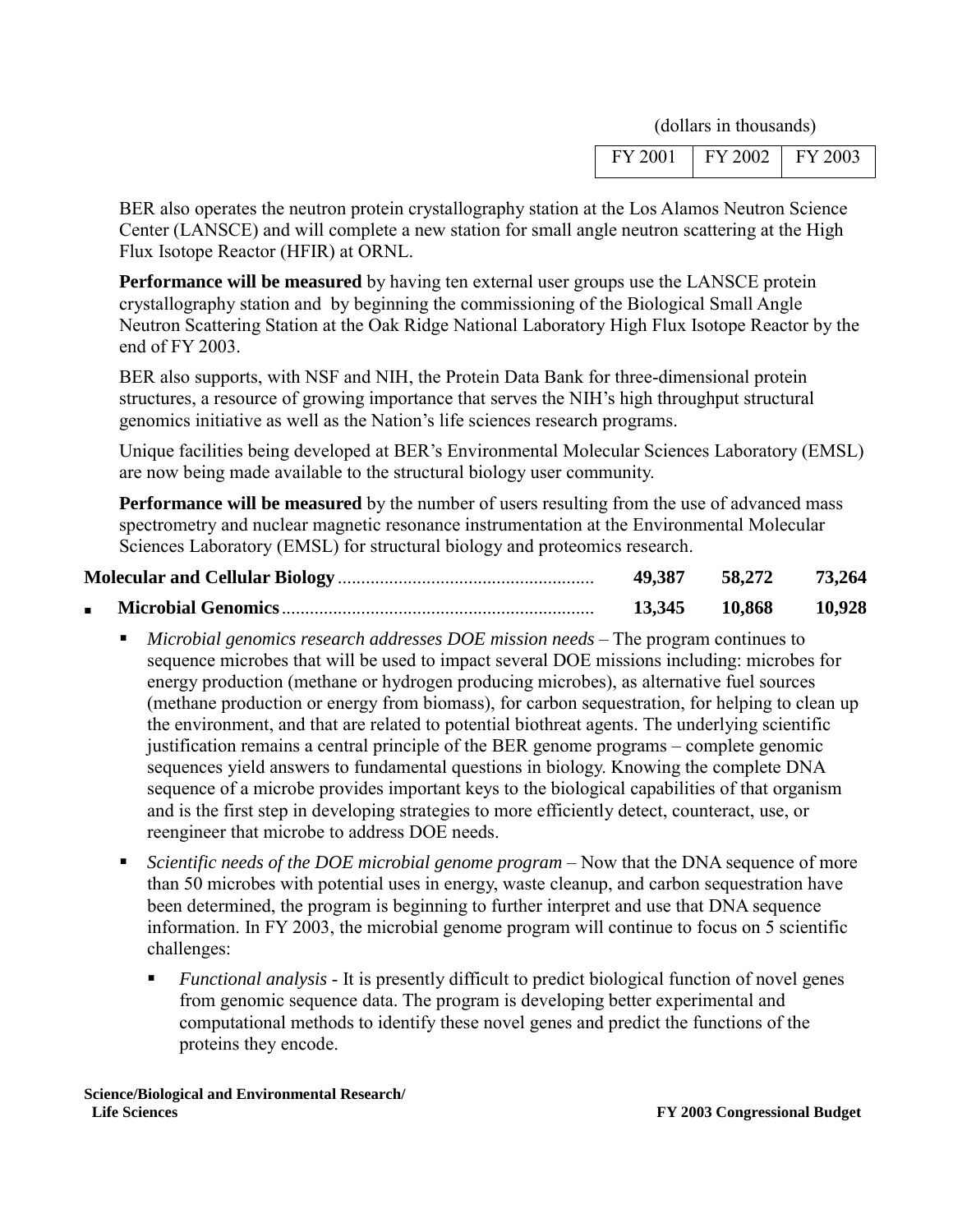(dollars in thousands)

| | FY 2001 | FY 2002 | FY 2003 |
|---|---|---|---|

BER also operates the neutron protein crystallography station at the Los Alamos Neutron Science Center (LANSCE) and will complete a new station for small angle neutron scattering at the High Flux Isotope Reactor (HFIR) at ORNL.

**Performance will be measured** by having ten external user groups use the LANSCE protein crystallography station and by beginning the commissioning of the Biological Small Angle Neutron Scattering Station at the Oak Ridge National Laboratory High Flux Isotope Reactor by the end of FY 2003.

BER also supports, with NSF and NIH, the Protein Data Bank for three-dimensional protein structures, a resource of growing importance that serves the NIH's high throughput structural genomics initiative as well as the Nation's life sciences research programs.

Unique facilities being developed at BER's Environmental Molecular Sciences Laboratory (EMSL) are now being made available to the structural biology user community.

**Performance will be measured** by the number of users resulting from the use of advanced mass spectrometry and nuclear magnetic resonance instrumentation at the Environmental Molecular Sciences Laboratory (EMSL) for structural biology and proteomics research.

| | FY 2001 | FY 2002 | FY 2003 |
|---|---|---|---|
| **Molecular and Cellular Biology** | **49,387** | **58,272** | **73,264** |
| ▪ **Microbial Genomics** | **13,345** | **10,868** | **10,928** |

- *Microbial genomics research addresses DOE mission needs* – The program continues to sequence microbes that will be used to impact several DOE missions including: microbes for energy production (methane or hydrogen producing microbes), as alternative fuel sources (methane production or energy from biomass), for carbon sequestration, for helping to clean up the environment, and that are related to potential biothreat agents. The underlying scientific justification remains a central principle of the BER genome programs – complete genomic sequences yield answers to fundamental questions in biology. Knowing the complete DNA sequence of a microbe provides important keys to the biological capabilities of that organism and is the first step in developing strategies to more efficiently detect, counteract, use, or reengineer that microbe to address DOE needs.
- *Scientific needs of the DOE microbial genome program* – Now that the DNA sequence of more than 50 microbes with potential uses in energy, waste cleanup, and carbon sequestration have been determined, the program is beginning to further interpret and use that DNA sequence information. In FY 2003, the microbial genome program will continue to focus on 5 scientific challenges:
  - *Functional analysis* - It is presently difficult to predict biological function of novel genes from genomic sequence data. The program is developing better experimental and computational methods to identify these novel genes and predict the functions of the proteins they encode.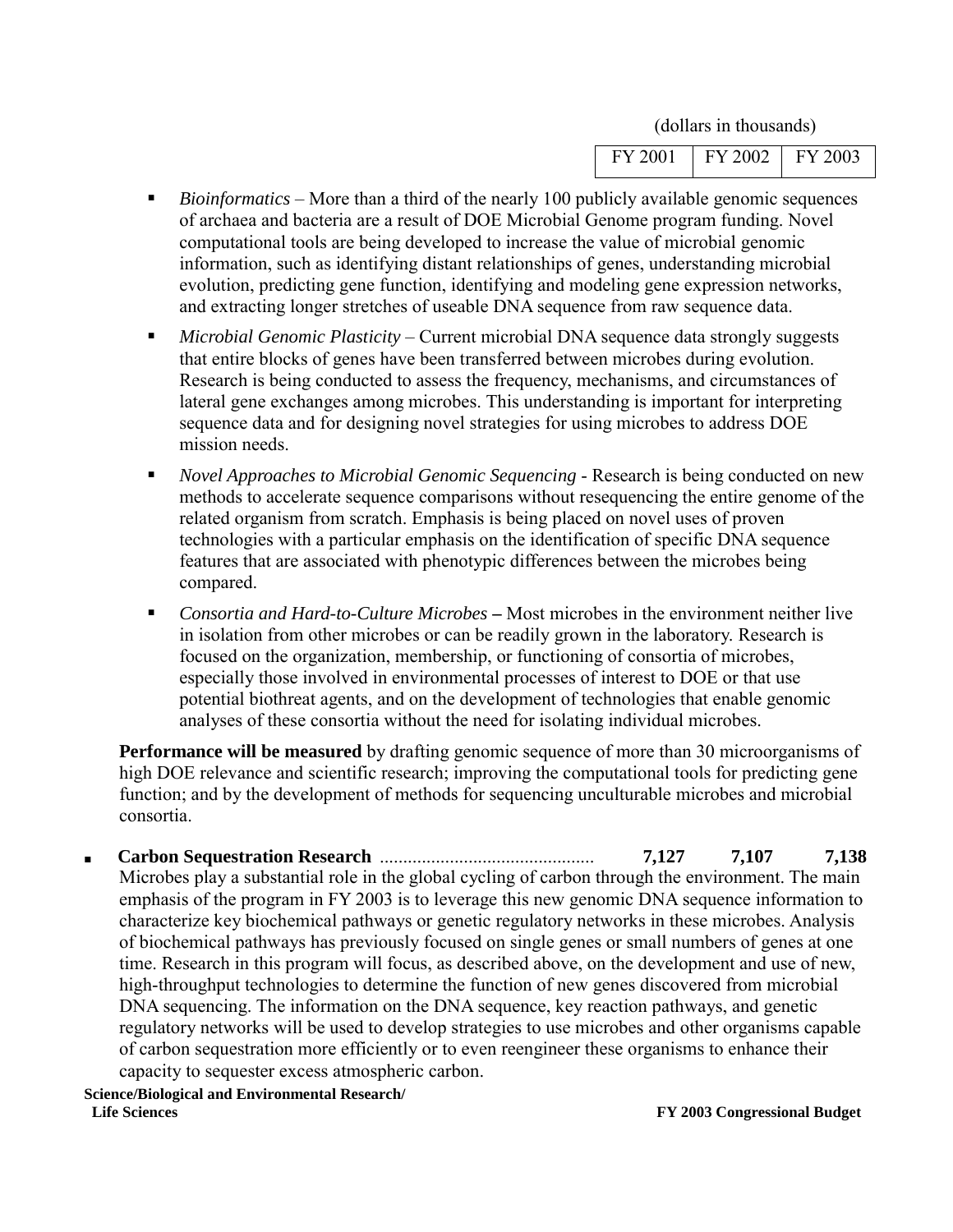(dollars in thousands)

| FY 2001 | FY 2002 | FY 2003 |
|---|---|---|

- *Bioinformatics* – More than a third of the nearly 100 publicly available genomic sequences of archaea and bacteria are a result of DOE Microbial Genome program funding. Novel computational tools are being developed to increase the value of microbial genomic information, such as identifying distant relationships of genes, understanding microbial evolution, predicting gene function, identifying and modeling gene expression networks, and extracting longer stretches of useable DNA sequence from raw sequence data.
- *Microbial Genomic Plasticity* – Current microbial DNA sequence data strongly suggests that entire blocks of genes have been transferred between microbes during evolution. Research is being conducted to assess the frequency, mechanisms, and circumstances of lateral gene exchanges among microbes. This understanding is important for interpreting sequence data and for designing novel strategies for using microbes to address DOE mission needs.
- *Novel Approaches to Microbial Genomic Sequencing* - Research is being conducted on new methods to accelerate sequence comparisons without resequencing the entire genome of the related organism from scratch. Emphasis is being placed on novel uses of proven technologies with a particular emphasis on the identification of specific DNA sequence features that are associated with phenotypic differences between the microbes being compared.
- *Consortia and Hard-to-Culture Microbes* **–** Most microbes in the environment neither live in isolation from other microbes or can be readily grown in the laboratory. Research is focused on the organization, membership, or functioning of consortia of microbes, especially those involved in environmental processes of interest to DOE or that use potential biothreat agents, and on the development of technologies that enable genomic analyses of these consortia without the need for isolating individual microbes.

**Performance will be measured** by drafting genomic sequence of more than 30 microorganisms of high DOE relevance and scientific research; improving the computational tools for predicting gene function; and by the development of methods for sequencing unculturable microbes and microbial consortia.

- **Carbon Sequestration Research** ............................................. **7,127** **7,107** **7,138**

  Microbes play a substantial role in the global cycling of carbon through the environment. The main emphasis of the program in FY 2003 is to leverage this new genomic DNA sequence information to characterize key biochemical pathways or genetic regulatory networks in these microbes. Analysis of biochemical pathways has previously focused on single genes or small numbers of genes at one time. Research in this program will focus, as described above, on the development and use of new, high-throughput technologies to determine the function of new genes discovered from microbial DNA sequencing. The information on the DNA sequence, key reaction pathways, and genetic regulatory networks will be used to develop strategies to use microbes and other organisms capable of carbon sequestration more efficiently or to even reengineer these organisms to enhance their capacity to sequester excess atmospheric carbon.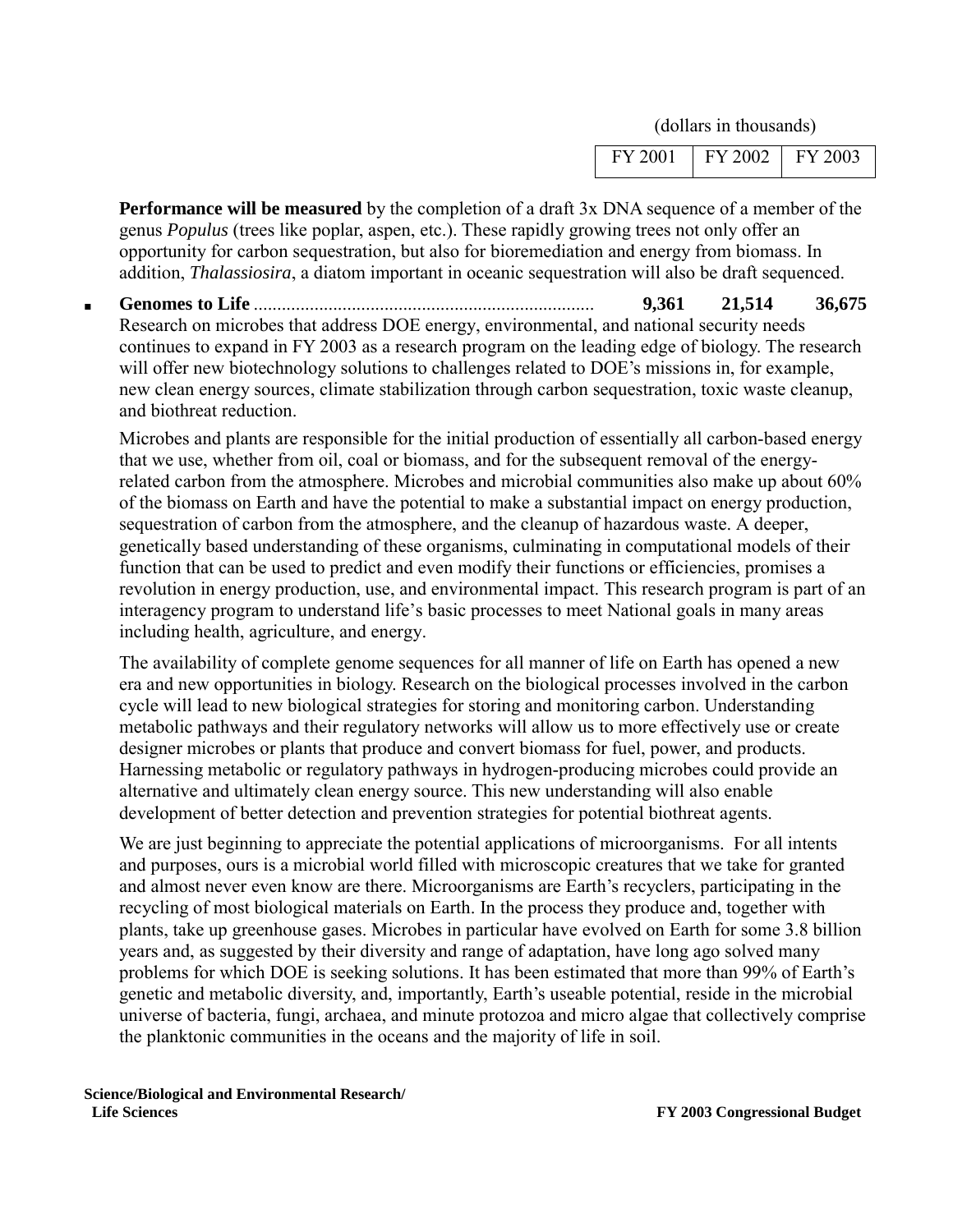| | (dollars in thousands) | | |
|---|---|---|---|
| | FY 2001 | FY 2002 | FY 2003 |

**Performance will be measured** by the completion of a draft 3x DNA sequence of a member of the genus *Populus* (trees like poplar, aspen, etc.). These rapidly growing trees not only offer an opportunity for carbon sequestration, but also for bioremediation and energy from biomass. In addition, *Thalassiosira*, a diatom important in oceanic sequestration will also be draft sequenced.

| | FY 2001 | FY 2002 | FY 2003 |
|---|---|---|---|
| ▪ **Genomes to Life** | **9,361** | **21,514** | **36,675** |

Research on microbes that address DOE energy, environmental, and national security needs continues to expand in FY 2003 as a research program on the leading edge of biology. The research will offer new biotechnology solutions to challenges related to DOE's missions in, for example, new clean energy sources, climate stabilization through carbon sequestration, toxic waste cleanup, and biothreat reduction.

Microbes and plants are responsible for the initial production of essentially all carbon-based energy that we use, whether from oil, coal or biomass, and for the subsequent removal of the energy-related carbon from the atmosphere. Microbes and microbial communities also make up about 60% of the biomass on Earth and have the potential to make a substantial impact on energy production, sequestration of carbon from the atmosphere, and the cleanup of hazardous waste. A deeper, genetically based understanding of these organisms, culminating in computational models of their function that can be used to predict and even modify their functions or efficiencies, promises a revolution in energy production, use, and environmental impact. This research program is part of an interagency program to understand life's basic processes to meet National goals in many areas including health, agriculture, and energy.

The availability of complete genome sequences for all manner of life on Earth has opened a new era and new opportunities in biology. Research on the biological processes involved in the carbon cycle will lead to new biological strategies for storing and monitoring carbon. Understanding metabolic pathways and their regulatory networks will allow us to more effectively use or create designer microbes or plants that produce and convert biomass for fuel, power, and products. Harnessing metabolic or regulatory pathways in hydrogen-producing microbes could provide an alternative and ultimately clean energy source. This new understanding will also enable development of better detection and prevention strategies for potential biothreat agents.

We are just beginning to appreciate the potential applications of microorganisms. For all intents and purposes, ours is a microbial world filled with microscopic creatures that we take for granted and almost never even know are there. Microorganisms are Earth's recyclers, participating in the recycling of most biological materials on Earth. In the process they produce and, together with plants, take up greenhouse gases. Microbes in particular have evolved on Earth for some 3.8 billion years and, as suggested by their diversity and range of adaptation, have long ago solved many problems for which DOE is seeking solutions. It has been estimated that more than 99% of Earth's genetic and metabolic diversity, and, importantly, Earth's useable potential, reside in the microbial universe of bacteria, fungi, archaea, and minute protozoa and micro algae that collectively comprise the planktonic communities in the oceans and the majority of life in soil.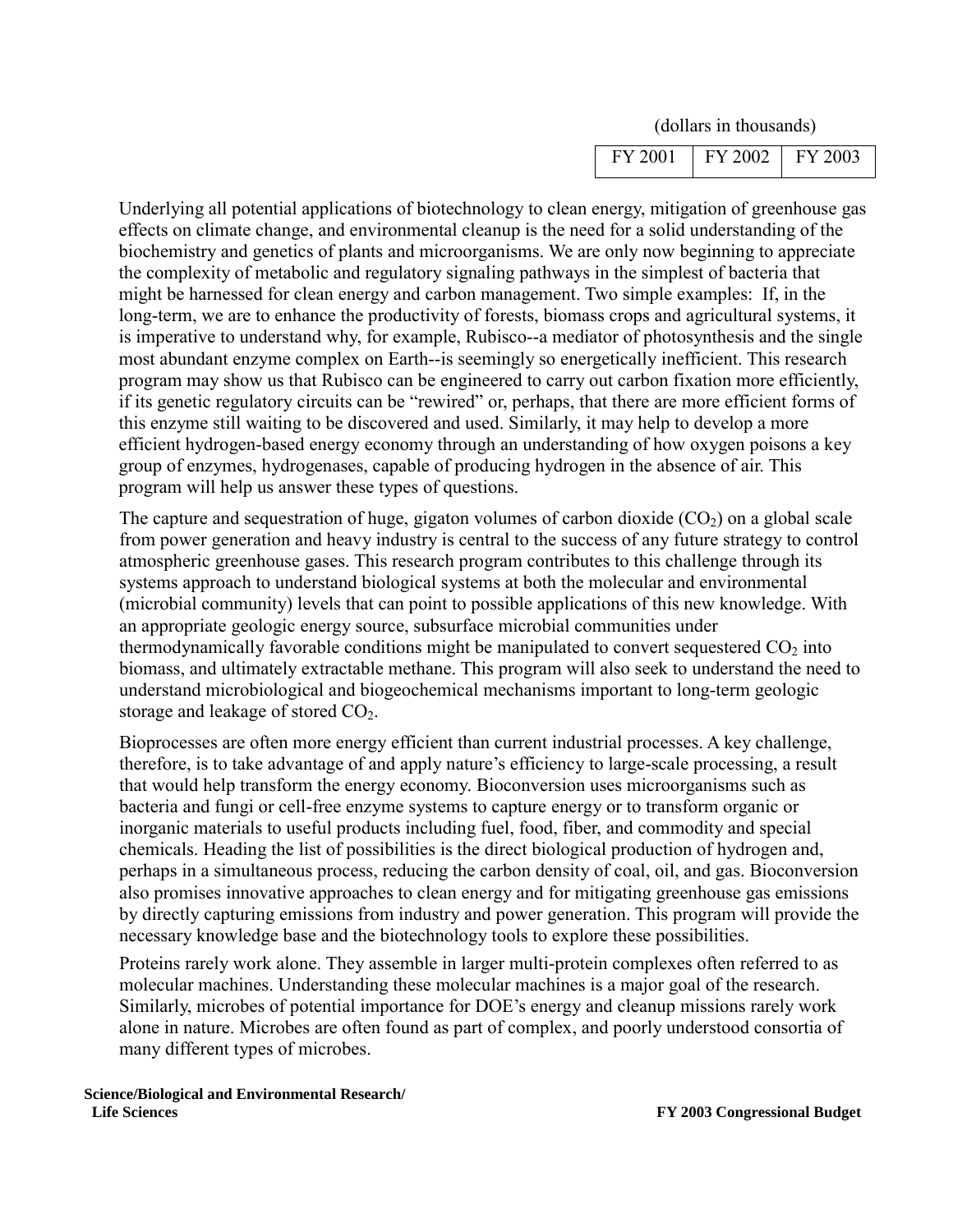(dollars in thousands)

| FY 2001 | FY 2002 | FY 2003 |
| --- | --- | --- |

Underlying all potential applications of biotechnology to clean energy, mitigation of greenhouse gas effects on climate change, and environmental cleanup is the need for a solid understanding of the biochemistry and genetics of plants and microorganisms. We are only now beginning to appreciate the complexity of metabolic and regulatory signaling pathways in the simplest of bacteria that might be harnessed for clean energy and carbon management. Two simple examples: If, in the long-term, we are to enhance the productivity of forests, biomass crops and agricultural systems, it is imperative to understand why, for example, Rubisco--a mediator of photosynthesis and the single most abundant enzyme complex on Earth--is seemingly so energetically inefficient. This research program may show us that Rubisco can be engineered to carry out carbon fixation more efficiently, if its genetic regulatory circuits can be "rewired" or, perhaps, that there are more efficient forms of this enzyme still waiting to be discovered and used. Similarly, it may help to develop a more efficient hydrogen-based energy economy through an understanding of how oxygen poisons a key group of enzymes, hydrogenases, capable of producing hydrogen in the absence of air. This program will help us answer these types of questions.

The capture and sequestration of huge, gigaton volumes of carbon dioxide ($CO_2$) on a global scale from power generation and heavy industry is central to the success of any future strategy to control atmospheric greenhouse gases. This research program contributes to this challenge through its systems approach to understand biological systems at both the molecular and environmental (microbial community) levels that can point to possible applications of this new knowledge. With an appropriate geologic energy source, subsurface microbial communities under thermodynamically favorable conditions might be manipulated to convert sequestered $CO_2$ into biomass, and ultimately extractable methane. This program will also seek to understand the need to understand microbiological and biogeochemical mechanisms important to long-term geologic storage and leakage of stored $CO_2$.

Bioprocesses are often more energy efficient than current industrial processes. A key challenge, therefore, is to take advantage of and apply nature's efficiency to large-scale processing, a result that would help transform the energy economy. Bioconversion uses microorganisms such as bacteria and fungi or cell-free enzyme systems to capture energy or to transform organic or inorganic materials to useful products including fuel, food, fiber, and commodity and special chemicals. Heading the list of possibilities is the direct biological production of hydrogen and, perhaps in a simultaneous process, reducing the carbon density of coal, oil, and gas. Bioconversion also promises innovative approaches to clean energy and for mitigating greenhouse gas emissions by directly capturing emissions from industry and power generation. This program will provide the necessary knowledge base and the biotechnology tools to explore these possibilities.

Proteins rarely work alone. They assemble in larger multi-protein complexes often referred to as molecular machines. Understanding these molecular machines is a major goal of the research. Similarly, microbes of potential importance for DOE's energy and cleanup missions rarely work alone in nature. Microbes are often found as part of complex, and poorly understood consortia of many different types of microbes.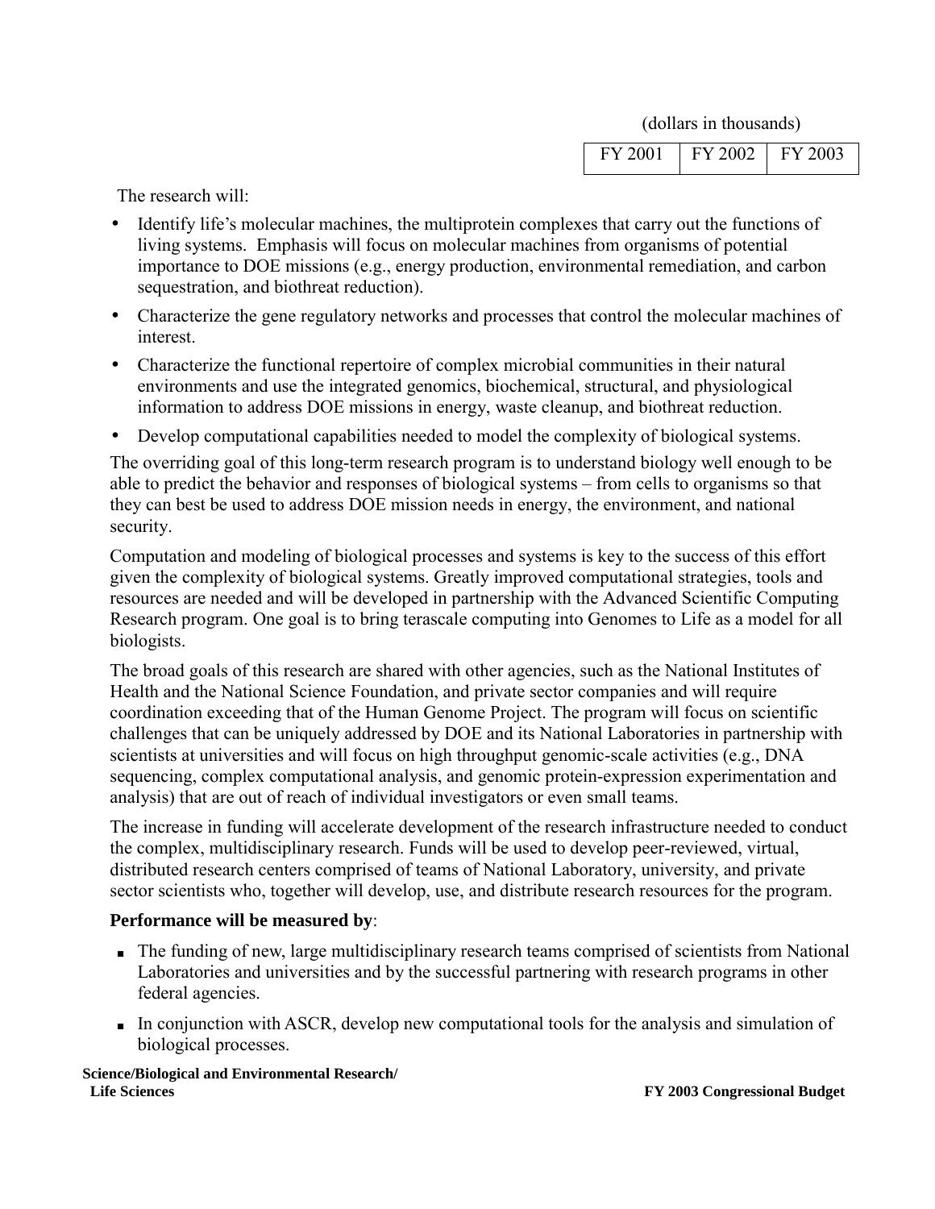(dollars in thousands)

| FY 2001 | FY 2002 | FY 2003 |
| --- | --- | --- |

The research will:

- Identify life's molecular machines, the multiprotein complexes that carry out the functions of living systems. Emphasis will focus on molecular machines from organisms of potential importance to DOE missions (e.g., energy production, environmental remediation, and carbon sequestration, and biothreat reduction).
- Characterize the gene regulatory networks and processes that control the molecular machines of interest.
- Characterize the functional repertoire of complex microbial communities in their natural environments and use the integrated genomics, biochemical, structural, and physiological information to address DOE missions in energy, waste cleanup, and biothreat reduction.
- Develop computational capabilities needed to model the complexity of biological systems.

The overriding goal of this long-term research program is to understand biology well enough to be able to predict the behavior and responses of biological systems – from cells to organisms so that they can best be used to address DOE mission needs in energy, the environment, and national security.

Computation and modeling of biological processes and systems is key to the success of this effort given the complexity of biological systems. Greatly improved computational strategies, tools and resources are needed and will be developed in partnership with the Advanced Scientific Computing Research program. One goal is to bring terascale computing into Genomes to Life as a model for all biologists.

The broad goals of this research are shared with other agencies, such as the National Institutes of Health and the National Science Foundation, and private sector companies and will require coordination exceeding that of the Human Genome Project. The program will focus on scientific challenges that can be uniquely addressed by DOE and its National Laboratories in partnership with scientists at universities and will focus on high throughput genomic-scale activities (e.g., DNA sequencing, complex computational analysis, and genomic protein-expression experimentation and analysis) that are out of reach of individual investigators or even small teams.

The increase in funding will accelerate development of the research infrastructure needed to conduct the complex, multidisciplinary research. Funds will be used to develop peer-reviewed, virtual, distributed research centers comprised of teams of National Laboratory, university, and private sector scientists who, together will develop, use, and distribute research resources for the program.

**Performance will be measured by**:

- The funding of new, large multidisciplinary research teams comprised of scientists from National Laboratories and universities and by the successful partnering with research programs in other federal agencies.
- In conjunction with ASCR, develop new computational tools for the analysis and simulation of biological processes.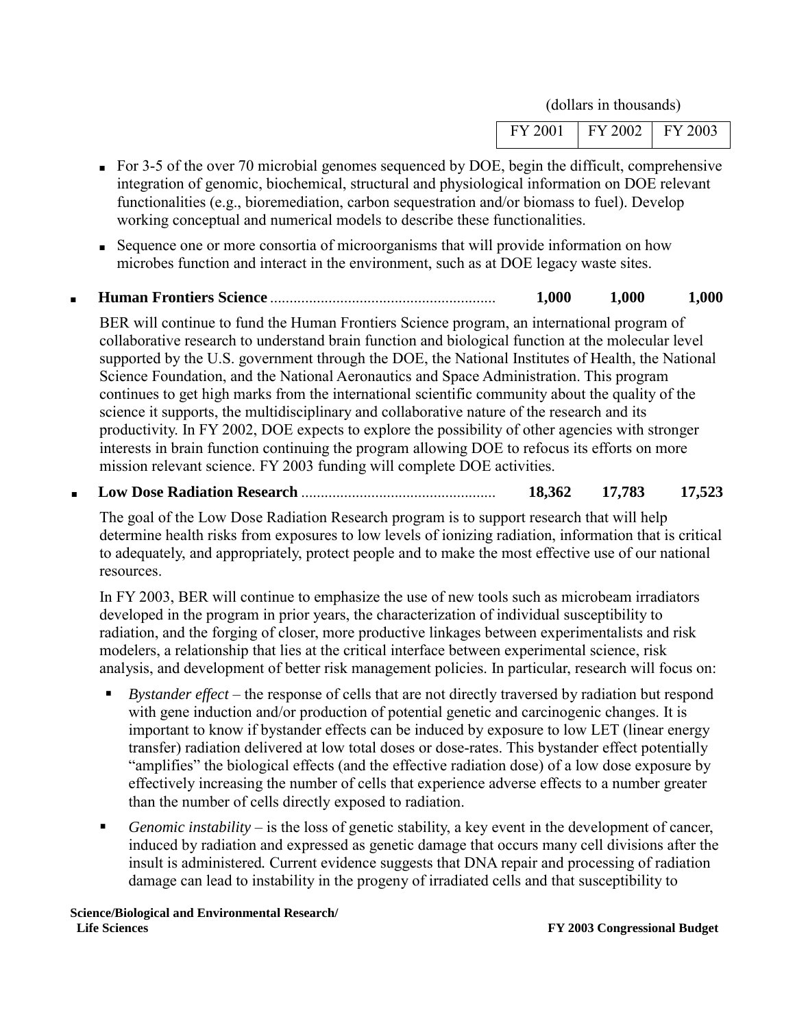(dollars in thousands)

| FY 2001 | FY 2002 | FY 2003 |
|---|---|---|

- For 3-5 of the over 70 microbial genomes sequenced by DOE, begin the difficult, comprehensive integration of genomic, biochemical, structural and physiological information on DOE relevant functionalities (e.g., bioremediation, carbon sequestration and/or biomass to fuel). Develop working conceptual and numerical models to describe these functionalities.
- Sequence one or more consortia of microorganisms that will provide information on how microbes function and interact in the environment, such as at DOE legacy waste sites.

- **Human Frontiers Science** .......................................................... **1,000** **1,000** **1,000**

BER will continue to fund the Human Frontiers Science program, an international program of collaborative research to understand brain function and biological function at the molecular level supported by the U.S. government through the DOE, the National Institutes of Health, the National Science Foundation, and the National Aeronautics and Space Administration. This program continues to get high marks from the international scientific community about the quality of the science it supports, the multidisciplinary and collaborative nature of the research and its productivity. In FY 2002, DOE expects to explore the possibility of other agencies with stronger interests in brain function continuing the program allowing DOE to refocus its efforts on more mission relevant science. FY 2003 funding will complete DOE activities.

- **Low Dose Radiation Research** ................................................. **18,362** **17,783** **17,523**

The goal of the Low Dose Radiation Research program is to support research that will help determine health risks from exposures to low levels of ionizing radiation, information that is critical to adequately, and appropriately, protect people and to make the most effective use of our national resources.

In FY 2003, BER will continue to emphasize the use of new tools such as microbeam irradiators developed in the program in prior years, the characterization of individual susceptibility to radiation, and the forging of closer, more productive linkages between experimentalists and risk modelers, a relationship that lies at the critical interface between experimental science, risk analysis, and development of better risk management policies. In particular, research will focus on:

- *Bystander effect* – the response of cells that are not directly traversed by radiation but respond with gene induction and/or production of potential genetic and carcinogenic changes. It is important to know if bystander effects can be induced by exposure to low LET (linear energy transfer) radiation delivered at low total doses or dose-rates. This bystander effect potentially "amplifies" the biological effects (and the effective radiation dose) of a low dose exposure by effectively increasing the number of cells that experience adverse effects to a number greater than the number of cells directly exposed to radiation.
- *Genomic instability* – is the loss of genetic stability, a key event in the development of cancer, induced by radiation and expressed as genetic damage that occurs many cell divisions after the insult is administered. Current evidence suggests that DNA repair and processing of radiation damage can lead to instability in the progeny of irradiated cells and that susceptibility to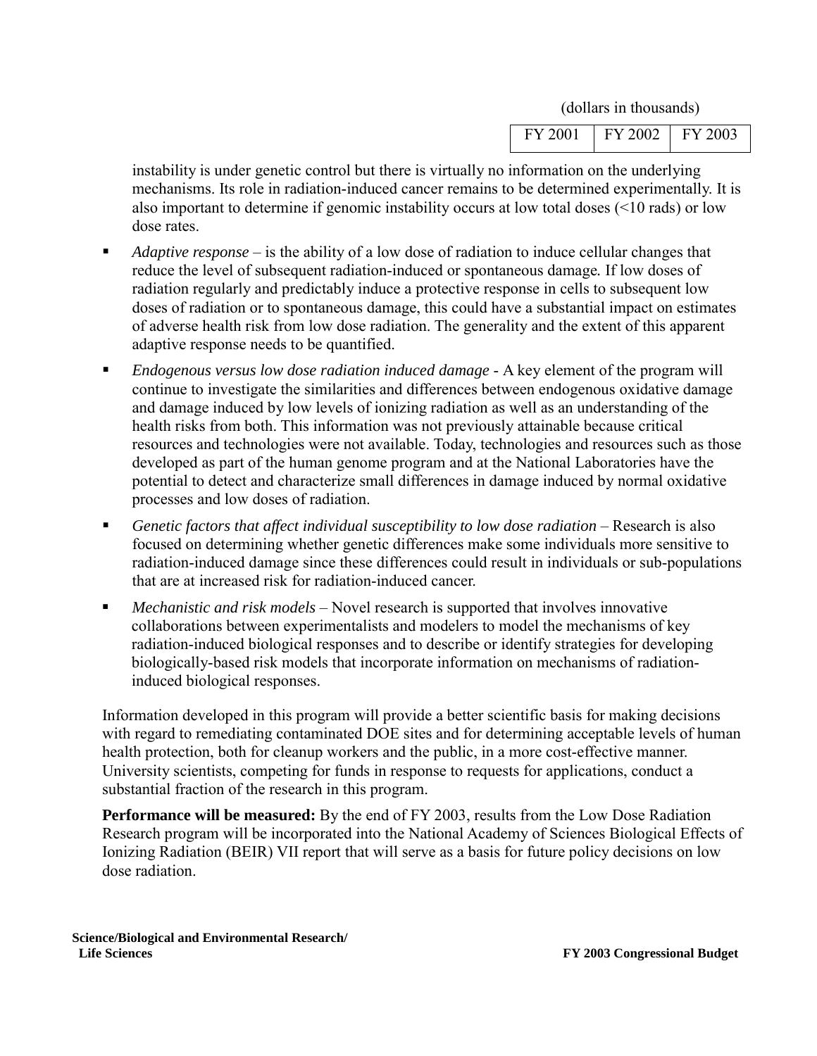instability is under genetic control but there is virtually no information on the underlying mechanisms. Its role in radiation-induced cancer remains to be determined experimentally. It is also important to determine if genomic instability occurs at low total doses (<10 rads) or low dose rates.

- *Adaptive response* – is the ability of a low dose of radiation to induce cellular changes that reduce the level of subsequent radiation-induced or spontaneous damage. If low doses of radiation regularly and predictably induce a protective response in cells to subsequent low doses of radiation or to spontaneous damage, this could have a substantial impact on estimates of adverse health risk from low dose radiation. The generality and the extent of this apparent adaptive response needs to be quantified.
- *Endogenous versus low dose radiation induced damage* - A key element of the program will continue to investigate the similarities and differences between endogenous oxidative damage and damage induced by low levels of ionizing radiation as well as an understanding of the health risks from both. This information was not previously attainable because critical resources and technologies were not available. Today, technologies and resources such as those developed as part of the human genome program and at the National Laboratories have the potential to detect and characterize small differences in damage induced by normal oxidative processes and low doses of radiation.
- *Genetic factors that affect individual susceptibility to low dose radiation* – Research is also focused on determining whether genetic differences make some individuals more sensitive to radiation-induced damage since these differences could result in individuals or sub-populations that are at increased risk for radiation-induced cancer.
- *Mechanistic and risk models* – Novel research is supported that involves innovative collaborations between experimentalists and modelers to model the mechanisms of key radiation-induced biological responses and to describe or identify strategies for developing biologically-based risk models that incorporate information on mechanisms of radiation-induced biological responses.

Information developed in this program will provide a better scientific basis for making decisions with regard to remediating contaminated DOE sites and for determining acceptable levels of human health protection, both for cleanup workers and the public, in a more cost-effective manner. University scientists, competing for funds in response to requests for applications, conduct a substantial fraction of the research in this program.

**Performance will be measured:** By the end of FY 2003, results from the Low Dose Radiation Research program will be incorporated into the National Academy of Sciences Biological Effects of Ionizing Radiation (BEIR) VII report that will serve as a basis for future policy decisions on low dose radiation.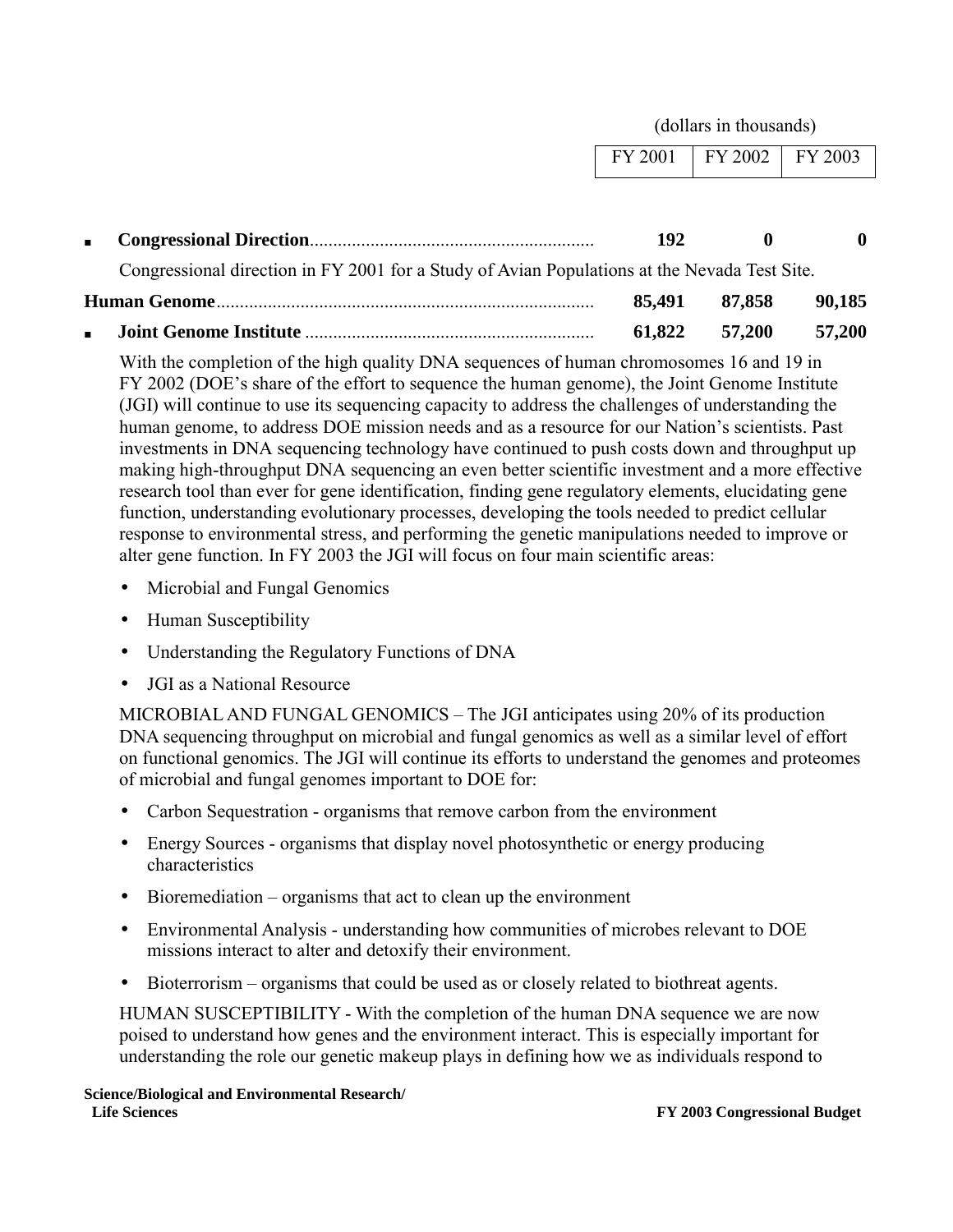| | FY 2001 | FY 2002 | FY 2003 |
|---|---|---|---|
| | (dollars in thousands) | | |
| ▪ **Congressional Direction** | **192** | **0** | **0** |

Congressional direction in FY 2001 for a Study of Avian Populations at the Nevada Test Site.

| | FY 2001 | FY 2002 | FY 2003 |
|---|---|---|---|
| **Human Genome** | **85,491** | **87,858** | **90,185** |
| ▪ **Joint Genome Institute** | **61,822** | **57,200** | **57,200** |

With the completion of the high quality DNA sequences of human chromosomes 16 and 19 in FY 2002 (DOE's share of the effort to sequence the human genome), the Joint Genome Institute (JGI) will continue to use its sequencing capacity to address the challenges of understanding the human genome, to address DOE mission needs and as a resource for our Nation's scientists. Past investments in DNA sequencing technology have continued to push costs down and throughput up making high-throughput DNA sequencing an even better scientific investment and a more effective research tool than ever for gene identification, finding gene regulatory elements, elucidating gene function, understanding evolutionary processes, developing the tools needed to predict cellular response to environmental stress, and performing the genetic manipulations needed to improve or alter gene function. In FY 2003 the JGI will focus on four main scientific areas:

- Microbial and Fungal Genomics
- Human Susceptibility
- Understanding the Regulatory Functions of DNA
- JGI as a National Resource

MICROBIAL AND FUNGAL GENOMICS – The JGI anticipates using 20% of its production DNA sequencing throughput on microbial and fungal genomics as well as a similar level of effort on functional genomics. The JGI will continue its efforts to understand the genomes and proteomes of microbial and fungal genomes important to DOE for:

- Carbon Sequestration - organisms that remove carbon from the environment
- Energy Sources - organisms that display novel photosynthetic or energy producing characteristics
- Bioremediation – organisms that act to clean up the environment
- Environmental Analysis - understanding how communities of microbes relevant to DOE missions interact to alter and detoxify their environment.
- Bioterrorism – organisms that could be used as or closely related to biothreat agents.

HUMAN SUSCEPTIBILITY - With the completion of the human DNA sequence we are now poised to understand how genes and the environment interact. This is especially important for understanding the role our genetic makeup plays in defining how we as individuals respond to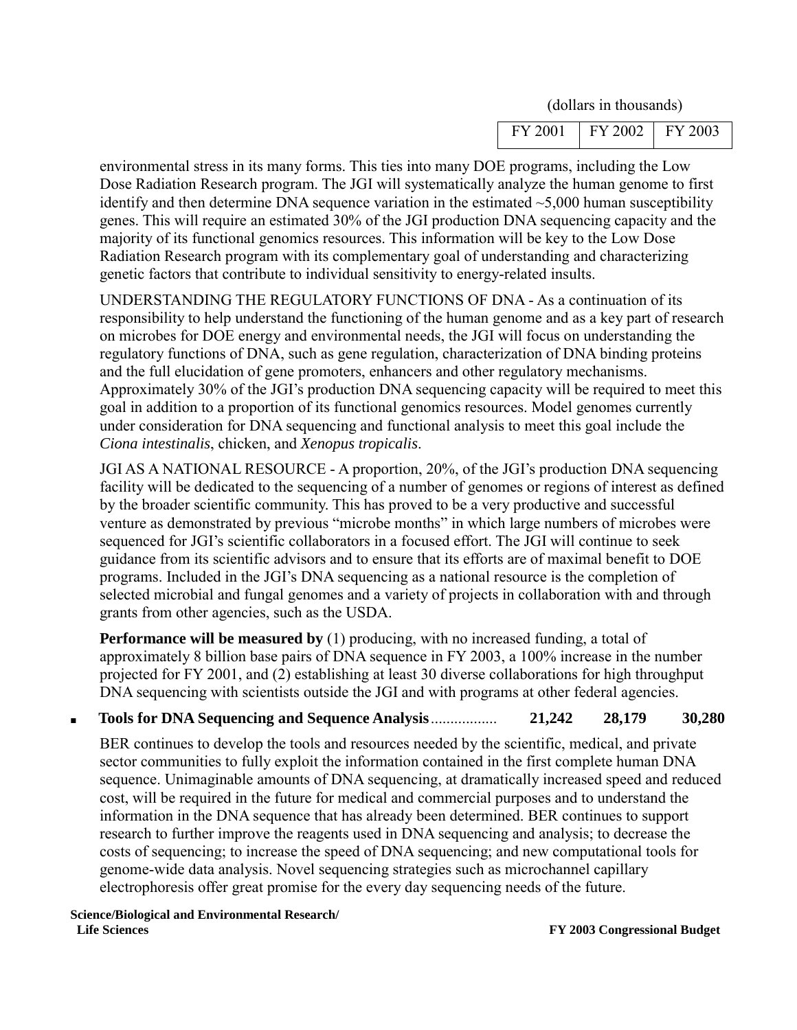| | FY 2001 | FY 2002 | FY 2003 |
|---|---|---|---|

(dollars in thousands)

environmental stress in its many forms. This ties into many DOE programs, including the Low Dose Radiation Research program. The JGI will systematically analyze the human genome to first identify and then determine DNA sequence variation in the estimated ~5,000 human susceptibility genes. This will require an estimated 30% of the JGI production DNA sequencing capacity and the majority of its functional genomics resources. This information will be key to the Low Dose Radiation Research program with its complementary goal of understanding and characterizing genetic factors that contribute to individual sensitivity to energy-related insults.

UNDERSTANDING THE REGULATORY FUNCTIONS OF DNA - As a continuation of its responsibility to help understand the functioning of the human genome and as a key part of research on microbes for DOE energy and environmental needs, the JGI will focus on understanding the regulatory functions of DNA, such as gene regulation, characterization of DNA binding proteins and the full elucidation of gene promoters, enhancers and other regulatory mechanisms. Approximately 30% of the JGI's production DNA sequencing capacity will be required to meet this goal in addition to a proportion of its functional genomics resources. Model genomes currently under consideration for DNA sequencing and functional analysis to meet this goal include the *Ciona intestinalis*, chicken, and *Xenopus tropicalis*.

JGI AS A NATIONAL RESOURCE - A proportion, 20%, of the JGI's production DNA sequencing facility will be dedicated to the sequencing of a number of genomes or regions of interest as defined by the broader scientific community. This has proved to be a very productive and successful venture as demonstrated by previous "microbe months" in which large numbers of microbes were sequenced for JGI's scientific collaborators in a focused effort. The JGI will continue to seek guidance from its scientific advisors and to ensure that its efforts are of maximal benefit to DOE programs. Included in the JGI's DNA sequencing as a national resource is the completion of selected microbial and fungal genomes and a variety of projects in collaboration with and through grants from other agencies, such as the USDA.

**Performance will be measured by** (1) producing, with no increased funding, a total of approximately 8 billion base pairs of DNA sequence in FY 2003, a 100% increase in the number projected for FY 2001, and (2) establishing at least 30 diverse collaborations for high throughput DNA sequencing with scientists outside the JGI and with programs at other federal agencies.

| | FY 2001 | FY 2002 | FY 2003 |
|---|---|---|---|
| ▪ **Tools for DNA Sequencing and Sequence Analysis**................. | **21,242** | **28,179** | **30,280** |

BER continues to develop the tools and resources needed by the scientific, medical, and private sector communities to fully exploit the information contained in the first complete human DNA sequence. Unimaginable amounts of DNA sequencing, at dramatically increased speed and reduced cost, will be required in the future for medical and commercial purposes and to understand the information in the DNA sequence that has already been determined. BER continues to support research to further improve the reagents used in DNA sequencing and analysis; to decrease the costs of sequencing; to increase the speed of DNA sequencing; and new computational tools for genome-wide data analysis. Novel sequencing strategies such as microchannel capillary electrophoresis offer great promise for the every day sequencing needs of the future.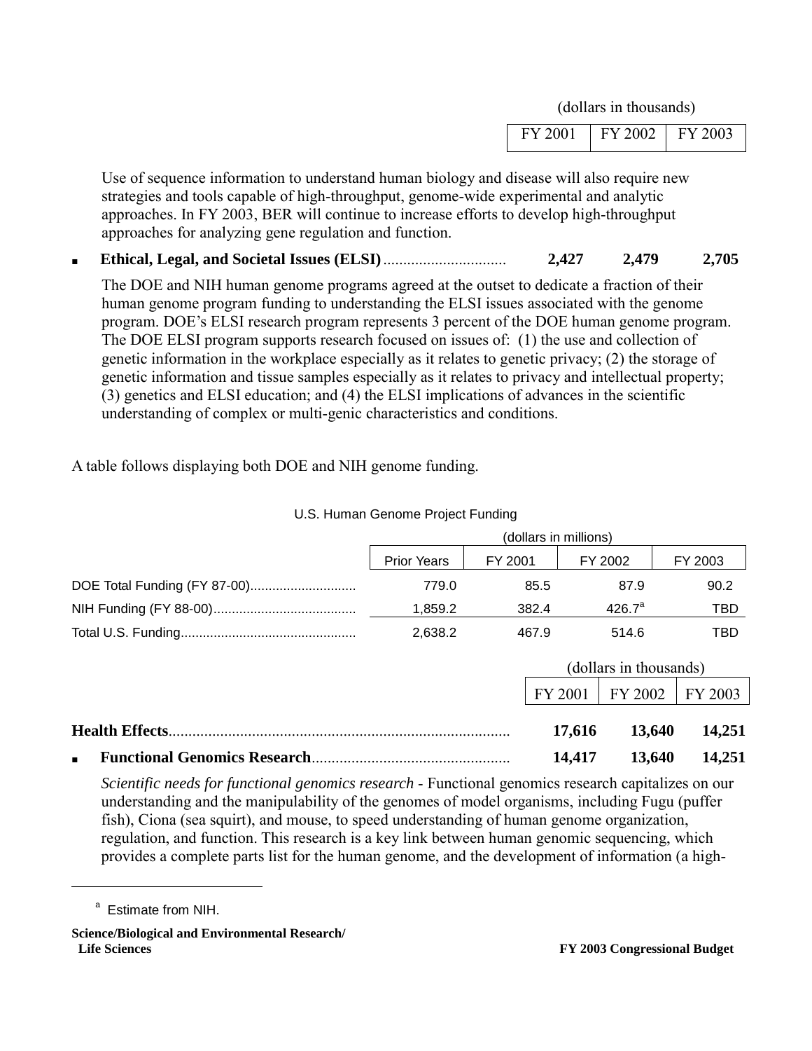(dollars in thousands)

| FY 2001 | FY 2002 | FY 2003 |
|---|---|---|

Use of sequence information to understand human biology and disease will also require new strategies and tools capable of high-throughput, genome-wide experimental and analytic approaches. In FY 2003, BER will continue to increase efforts to develop high-throughput approaches for analyzing gene regulation and function.

- **Ethical, Legal, and Societal Issues (ELSI)**.............................. **2,427** **2,479** **2,705**

  The DOE and NIH human genome programs agreed at the outset to dedicate a fraction of their human genome program funding to understanding the ELSI issues associated with the genome program. DOE's ELSI research program represents 3 percent of the DOE human genome program. The DOE ELSI program supports research focused on issues of: (1) the use and collection of genetic information in the workplace especially as it relates to genetic privacy; (2) the storage of genetic information and tissue samples especially as it relates to privacy and intellectual property; (3) genetics and ELSI education; and (4) the ELSI implications of advances in the scientific understanding of complex or multi-genic characteristics and conditions.

A table follows displaying both DOE and NIH genome funding.

U.S. Human Genome Project Funding

| | (dollars in millions) | | | |
|---|---|---|---|---|
| | Prior Years | FY 2001 | FY 2002 | FY 2003 |
| DOE Total Funding (FY 87-00)............................ | 779.0 | 85.5 | 87.9 | 90.2 |
| NIH Funding (FY 88-00)....................................... | 1,859.2 | 382.4 | 426.7[a] | TBD |
| Total U.S. Funding............................................... | 2,638.2 | 467.9 | 514.6 | TBD |

(dollars in thousands)

| | FY 2001 | FY 2002 | FY 2003 |
|---|---|---|---|
| **Health Effects**...................................................................................... | **17,616** | **13,640** | **14,251** |
| ▪ **Functional Genomics Research**.................................................. | **14,417** | **13,640** | **14,251** |

*Scientific needs for functional genomics research* - Functional genomics research capitalizes on our understanding and the manipulability of the genomes of model organisms, including Fugu (puffer fish), Ciona (sea squirt), and mouse, to speed understanding of human genome organization, regulation, and function. This research is a key link between human genomic sequencing, which provides a complete parts list for the human genome, and the development of information (a high-

---

[a] Estimate from NIH.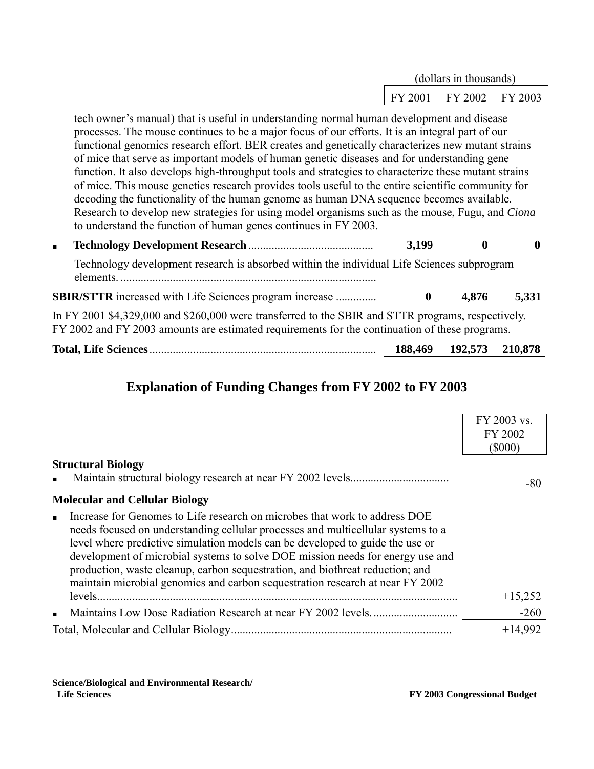| | (dollars in thousands) | | |
|---|---|---|---|
| | FY 2001 | FY 2002 | FY 2003 |

tech owner's manual) that is useful in understanding normal human development and disease processes. The mouse continues to be a major focus of our efforts. It is an integral part of our functional genomics research effort. BER creates and genetically characterizes new mutant strains of mice that serve as important models of human genetic diseases and for understanding gene function. It also develops high-throughput tools and strategies to characterize these mutant strains of mice. This mouse genetics research provides tools useful to the entire scientific community for decoding the functionality of the human genome as human DNA sequence becomes available. Research to develop new strategies for using model organisms such as the mouse, Fugu, and *Ciona* to understand the function of human genes continues in FY 2003.

| | FY 2001 | FY 2002 | FY 2003 |
|---|---|---|---|
| ▪ **Technology Development Research** | **3,199** | **0** | **0** |

Technology development research is absorbed within the individual Life Sciences subprogram elements.

| | FY 2001 | FY 2002 | FY 2003 |
|---|---|---|---|
| **SBIR/STTR** increased with Life Sciences program increase | **0** | **4,876** | **5,331** |

In FY 2001 $4,329,000 and $260,000 were transferred to the SBIR and STTR programs, respectively. FY 2002 and FY 2003 amounts are estimated requirements for the continuation of these programs.

| | FY 2001 | FY 2002 | FY 2003 |
|---|---|---|---|
| **Total, Life Sciences** | **188,469** | **192,573** | **210,878** |

## Explanation of Funding Changes from FY 2002 to FY 2003

| | FY 2003 vs. FY 2002 ($000) |
|---|---|
| **Structural Biology** | |
| ▪ Maintain structural biology research at near FY 2002 levels | -80 |
| **Molecular and Cellular Biology** | |
| ▪ Increase for Genomes to Life research on microbes that work to address DOE needs focused on understanding cellular processes and multicellular systems to a level where predictive simulation models can be developed to guide the use or development of microbial systems to solve DOE mission needs for energy use and production, waste cleanup, carbon sequestration, and biothreat reduction; and maintain microbial genomics and carbon sequestration research at near FY 2002 levels | +15,252 |
| ▪ Maintains Low Dose Radiation Research at near FY 2002 levels. | -260 |
| Total, Molecular and Cellular Biology | +14,992 |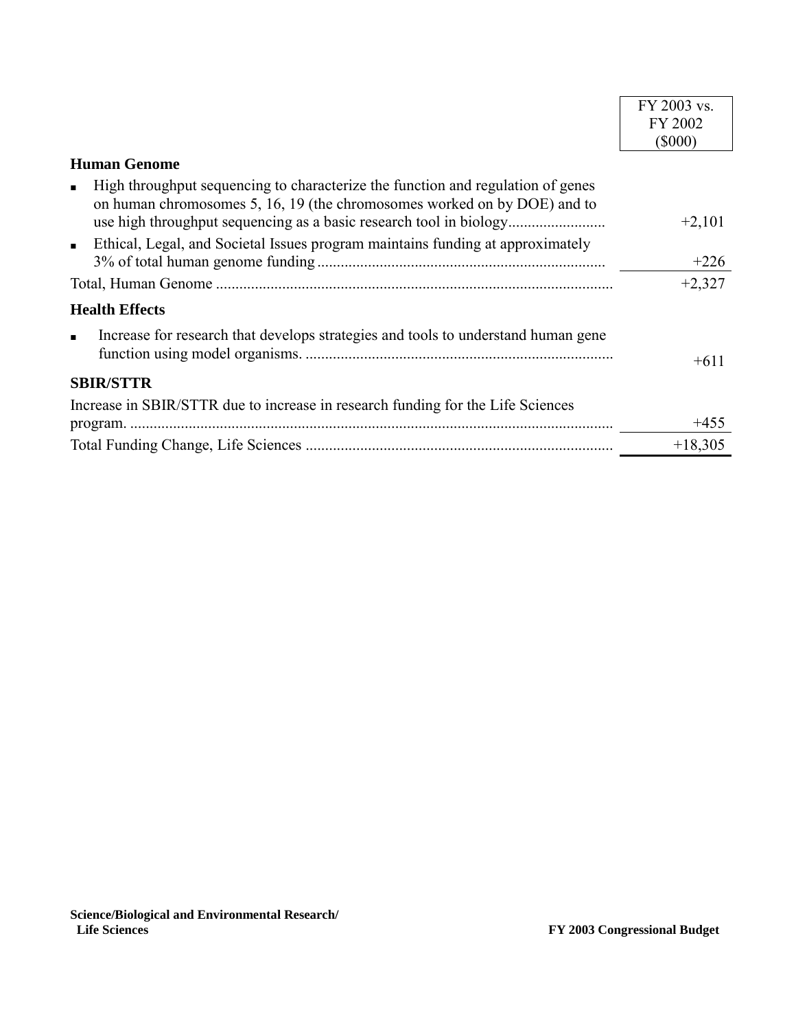| | FY 2003 vs. FY 2002 ($000) |
|---|---|
| **Human Genome** | |
| ▪ High throughput sequencing to characterize the function and regulation of genes on human chromosomes 5, 16, 19 (the chromosomes worked on by DOE) and to use high throughput sequencing as a basic research tool in biology | +2,101 |
| ▪ Ethical, Legal, and Societal Issues program maintains funding at approximately 3% of total human genome funding | +226 |
| Total, Human Genome | +2,327 |
| **Health Effects** | |
| ▪ Increase for research that develops strategies and tools to understand human gene function using model organisms. | +611 |
| **SBIR/STTR** | |
| Increase in SBIR/STTR due to increase in research funding for the Life Sciences program. | +455 |
| Total Funding Change, Life Sciences | +18,305 |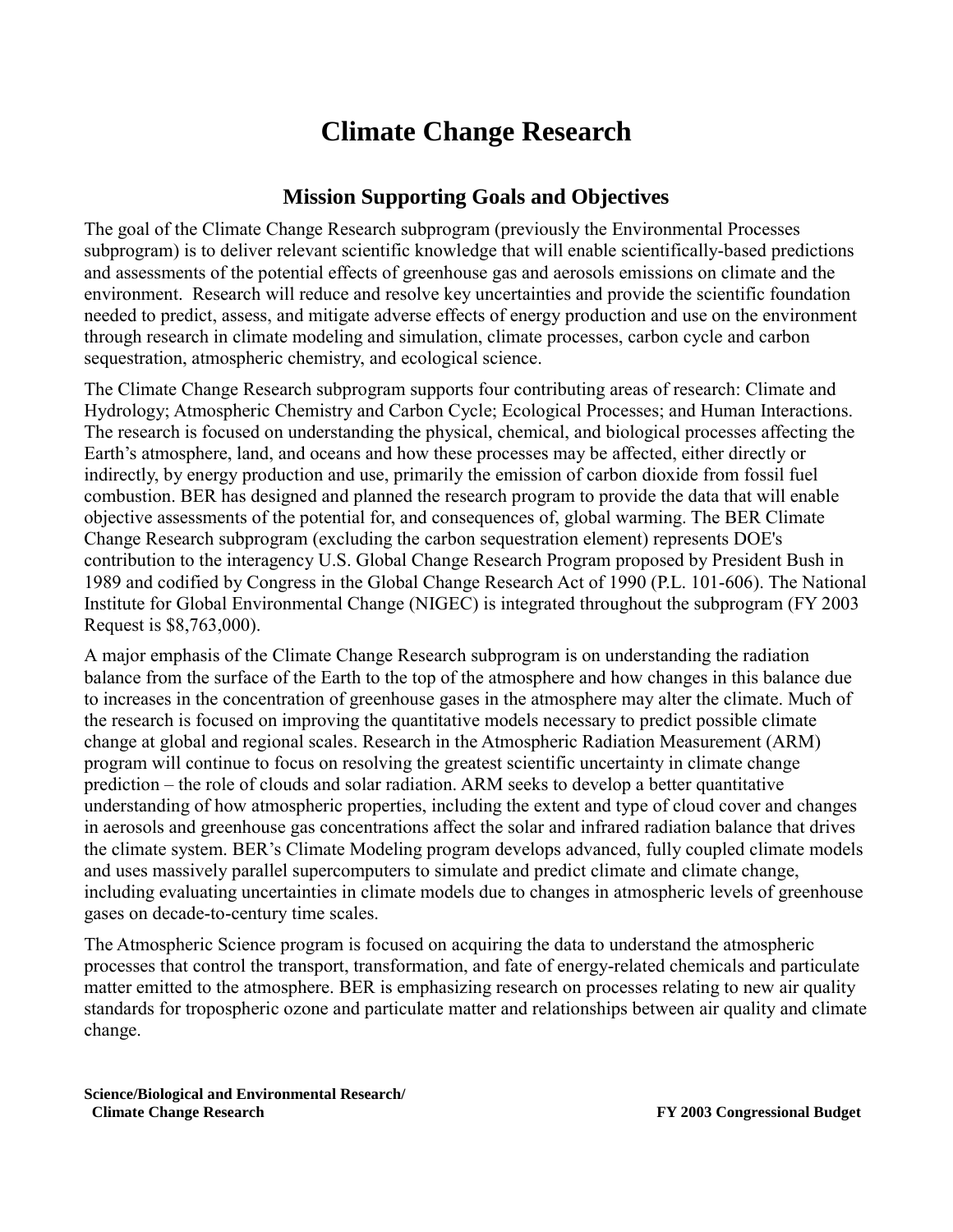# Climate Change Research

## Mission Supporting Goals and Objectives

The goal of the Climate Change Research subprogram (previously the Environmental Processes subprogram) is to deliver relevant scientific knowledge that will enable scientifically-based predictions and assessments of the potential effects of greenhouse gas and aerosols emissions on climate and the environment. Research will reduce and resolve key uncertainties and provide the scientific foundation needed to predict, assess, and mitigate adverse effects of energy production and use on the environment through research in climate modeling and simulation, climate processes, carbon cycle and carbon sequestration, atmospheric chemistry, and ecological science.

The Climate Change Research subprogram supports four contributing areas of research: Climate and Hydrology; Atmospheric Chemistry and Carbon Cycle; Ecological Processes; and Human Interactions. The research is focused on understanding the physical, chemical, and biological processes affecting the Earth's atmosphere, land, and oceans and how these processes may be affected, either directly or indirectly, by energy production and use, primarily the emission of carbon dioxide from fossil fuel combustion. BER has designed and planned the research program to provide the data that will enable objective assessments of the potential for, and consequences of, global warming. The BER Climate Change Research subprogram (excluding the carbon sequestration element) represents DOE's contribution to the interagency U.S. Global Change Research Program proposed by President Bush in 1989 and codified by Congress in the Global Change Research Act of 1990 (P.L. 101-606). The National Institute for Global Environmental Change (NIGEC) is integrated throughout the subprogram (FY 2003 Request is $8,763,000).

A major emphasis of the Climate Change Research subprogram is on understanding the radiation balance from the surface of the Earth to the top of the atmosphere and how changes in this balance due to increases in the concentration of greenhouse gases in the atmosphere may alter the climate. Much of the research is focused on improving the quantitative models necessary to predict possible climate change at global and regional scales. Research in the Atmospheric Radiation Measurement (ARM) program will continue to focus on resolving the greatest scientific uncertainty in climate change prediction – the role of clouds and solar radiation. ARM seeks to develop a better quantitative understanding of how atmospheric properties, including the extent and type of cloud cover and changes in aerosols and greenhouse gas concentrations affect the solar and infrared radiation balance that drives the climate system. BER's Climate Modeling program develops advanced, fully coupled climate models and uses massively parallel supercomputers to simulate and predict climate and climate change, including evaluating uncertainties in climate models due to changes in atmospheric levels of greenhouse gases on decade-to-century time scales.

The Atmospheric Science program is focused on acquiring the data to understand the atmospheric processes that control the transport, transformation, and fate of energy-related chemicals and particulate matter emitted to the atmosphere. BER is emphasizing research on processes relating to new air quality standards for tropospheric ozone and particulate matter and relationships between air quality and climate change.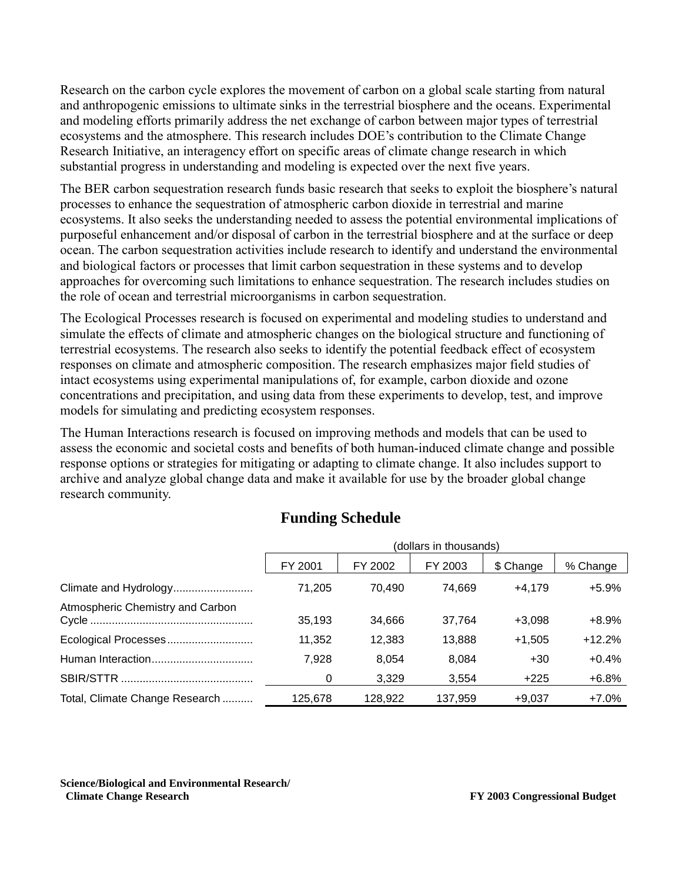Research on the carbon cycle explores the movement of carbon on a global scale starting from natural and anthropogenic emissions to ultimate sinks in the terrestrial biosphere and the oceans. Experimental and modeling efforts primarily address the net exchange of carbon between major types of terrestrial ecosystems and the atmosphere. This research includes DOE's contribution to the Climate Change Research Initiative, an interagency effort on specific areas of climate change research in which substantial progress in understanding and modeling is expected over the next five years.

The BER carbon sequestration research funds basic research that seeks to exploit the biosphere's natural processes to enhance the sequestration of atmospheric carbon dioxide in terrestrial and marine ecosystems. It also seeks the understanding needed to assess the potential environmental implications of purposeful enhancement and/or disposal of carbon in the terrestrial biosphere and at the surface or deep ocean. The carbon sequestration activities include research to identify and understand the environmental and biological factors or processes that limit carbon sequestration in these systems and to develop approaches for overcoming such limitations to enhance sequestration. The research includes studies on the role of ocean and terrestrial microorganisms in carbon sequestration.

The Ecological Processes research is focused on experimental and modeling studies to understand and simulate the effects of climate and atmospheric changes on the biological structure and functioning of terrestrial ecosystems. The research also seeks to identify the potential feedback effect of ecosystem responses on climate and atmospheric composition. The research emphasizes major field studies of intact ecosystems using experimental manipulations of, for example, carbon dioxide and ozone concentrations and precipitation, and using data from these experiments to develop, test, and improve models for simulating and predicting ecosystem responses.

The Human Interactions research is focused on improving methods and models that can be used to assess the economic and societal costs and benefits of both human-induced climate change and possible response options or strategies for mitigating or adapting to climate change. It also includes support to archive and analyze global change data and make it available for use by the broader global change research community.

## Funding Schedule

| | (dollars in thousands) | | | | |
|---|---|---|---|---|---|
| | FY 2001 | FY 2002 | FY 2003 | $ Change | % Change |
| Climate and Hydrology | 71,205 | 70,490 | 74,669 | +4,179 | +5.9% |
| Atmospheric Chemistry and Carbon Cycle | 35,193 | 34,666 | 37,764 | +3,098 | +8.9% |
| Ecological Processes | 11,352 | 12,383 | 13,888 | +1,505 | +12.2% |
| Human Interaction | 7,928 | 8,054 | 8,084 | +30 | +0.4% |
| SBIR/STTR | 0 | 3,329 | 3,554 | +225 | +6.8% |
| Total, Climate Change Research | 125,678 | 128,922 | 137,959 | +9,037 | +7.0% |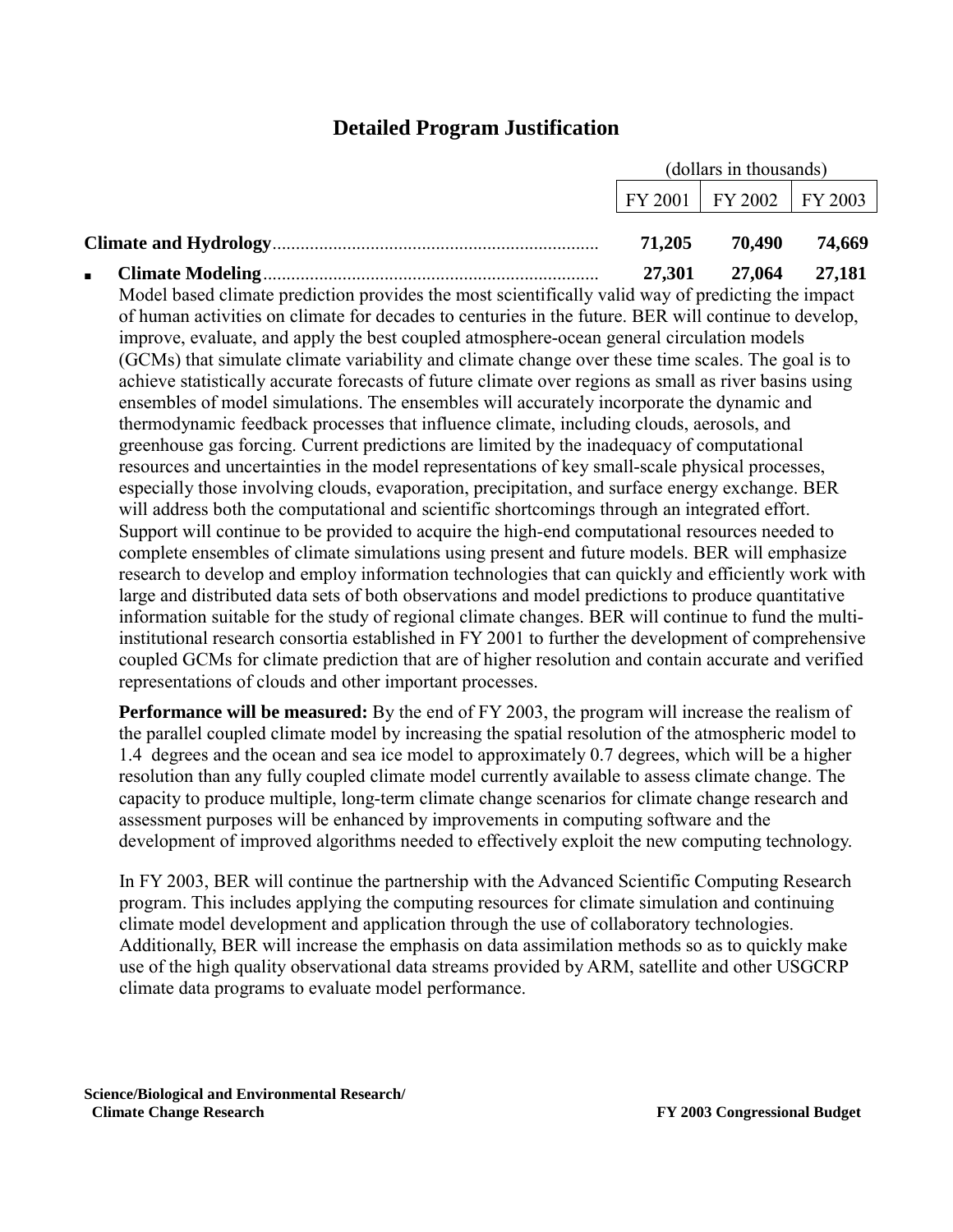## Detailed Program Justification

| | (dollars in thousands) | | |
|---|---|---|---|
| | FY 2001 | FY 2002 | FY 2003 |
| **Climate and Hydrology** | **71,205** | **70,490** | **74,669** |
| ▪ **Climate Modeling** | **27,301** | **27,064** | **27,181** |

Model based climate prediction provides the most scientifically valid way of predicting the impact of human activities on climate for decades to centuries in the future. BER will continue to develop, improve, evaluate, and apply the best coupled atmosphere-ocean general circulation models (GCMs) that simulate climate variability and climate change over these time scales. The goal is to achieve statistically accurate forecasts of future climate over regions as small as river basins using ensembles of model simulations. The ensembles will accurately incorporate the dynamic and thermodynamic feedback processes that influence climate, including clouds, aerosols, and greenhouse gas forcing. Current predictions are limited by the inadequacy of computational resources and uncertainties in the model representations of key small-scale physical processes, especially those involving clouds, evaporation, precipitation, and surface energy exchange. BER will address both the computational and scientific shortcomings through an integrated effort. Support will continue to be provided to acquire the high-end computational resources needed to complete ensembles of climate simulations using present and future models. BER will emphasize research to develop and employ information technologies that can quickly and efficiently work with large and distributed data sets of both observations and model predictions to produce quantitative information suitable for the study of regional climate changes. BER will continue to fund the multi-institutional research consortia established in FY 2001 to further the development of comprehensive coupled GCMs for climate prediction that are of higher resolution and contain accurate and verified representations of clouds and other important processes.

**Performance will be measured:** By the end of FY 2003, the program will increase the realism of the parallel coupled climate model by increasing the spatial resolution of the atmospheric model to 1.4 degrees and the ocean and sea ice model to approximately 0.7 degrees, which will be a higher resolution than any fully coupled climate model currently available to assess climate change. The capacity to produce multiple, long-term climate change scenarios for climate change research and assessment purposes will be enhanced by improvements in computing software and the development of improved algorithms needed to effectively exploit the new computing technology.

In FY 2003, BER will continue the partnership with the Advanced Scientific Computing Research program. This includes applying the computing resources for climate simulation and continuing climate model development and application through the use of collaboratory technologies. Additionally, BER will increase the emphasis on data assimilation methods so as to quickly make use of the high quality observational data streams provided by ARM, satellite and other USGCRP climate data programs to evaluate model performance.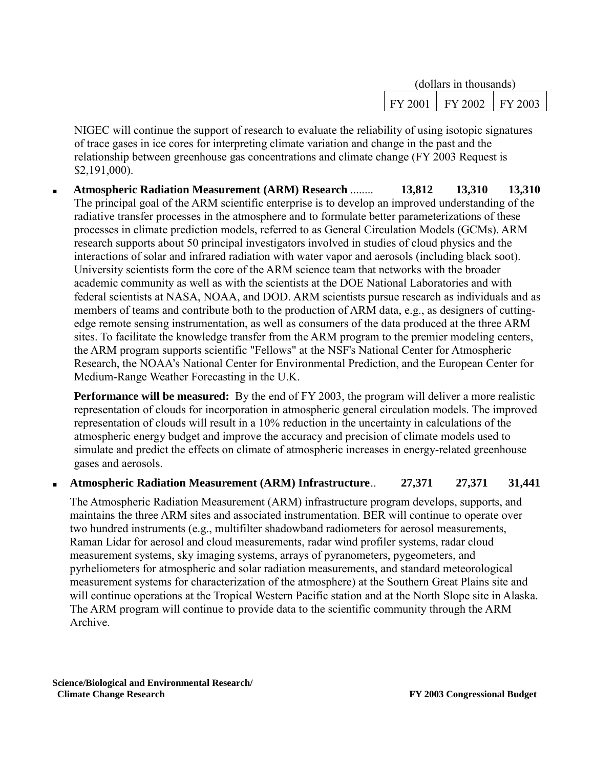| | (dollars in thousands) | | |
|---|---|---|---|
| | FY 2001 | FY 2002 | FY 2003 |

NIGEC will continue the support of research to evaluate the reliability of using isotopic signatures of trace gases in ice cores for interpreting climate variation and change in the past and the relationship between greenhouse gas concentrations and climate change (FY 2003 Request is $2,191,000).

- **Atmospheric Radiation Measurement (ARM) Research** ........ **13,812** **13,310** **13,310**

  The principal goal of the ARM scientific enterprise is to develop an improved understanding of the radiative transfer processes in the atmosphere and to formulate better parameterizations of these processes in climate prediction models, referred to as General Circulation Models (GCMs). ARM research supports about 50 principal investigators involved in studies of cloud physics and the interactions of solar and infrared radiation with water vapor and aerosols (including black soot). University scientists form the core of the ARM science team that networks with the broader academic community as well as with the scientists at the DOE National Laboratories and with federal scientists at NASA, NOAA, and DOD. ARM scientists pursue research as individuals and as members of teams and contribute both to the production of ARM data, e.g., as designers of cutting-edge remote sensing instrumentation, as well as consumers of the data produced at the three ARM sites. To facilitate the knowledge transfer from the ARM program to the premier modeling centers, the ARM program supports scientific "Fellows" at the NSF's National Center for Atmospheric Research, the NOAA's National Center for Environmental Prediction, and the European Center for Medium-Range Weather Forecasting in the U.K.

  **Performance will be measured:** By the end of FY 2003, the program will deliver a more realistic representation of clouds for incorporation in atmospheric general circulation models. The improved representation of clouds will result in a 10% reduction in the uncertainty in calculations of the atmospheric energy budget and improve the accuracy and precision of climate models used to simulate and predict the effects on climate of atmospheric increases in energy-related greenhouse gases and aerosols.

- **Atmospheric Radiation Measurement (ARM) Infrastructure**.. **27,371** **27,371** **31,441**

  The Atmospheric Radiation Measurement (ARM) infrastructure program develops, supports, and maintains the three ARM sites and associated instrumentation. BER will continue to operate over two hundred instruments (e.g., multifilter shadowband radiometers for aerosol measurements, Raman Lidar for aerosol and cloud measurements, radar wind profiler systems, radar cloud measurement systems, sky imaging systems, arrays of pyranometers, pygeometers, and pyrheliometers for atmospheric and solar radiation measurements, and standard meteorological measurement systems for characterization of the atmosphere) at the Southern Great Plains site and will continue operations at the Tropical Western Pacific station and at the North Slope site in Alaska. The ARM program will continue to provide data to the scientific community through the ARM Archive.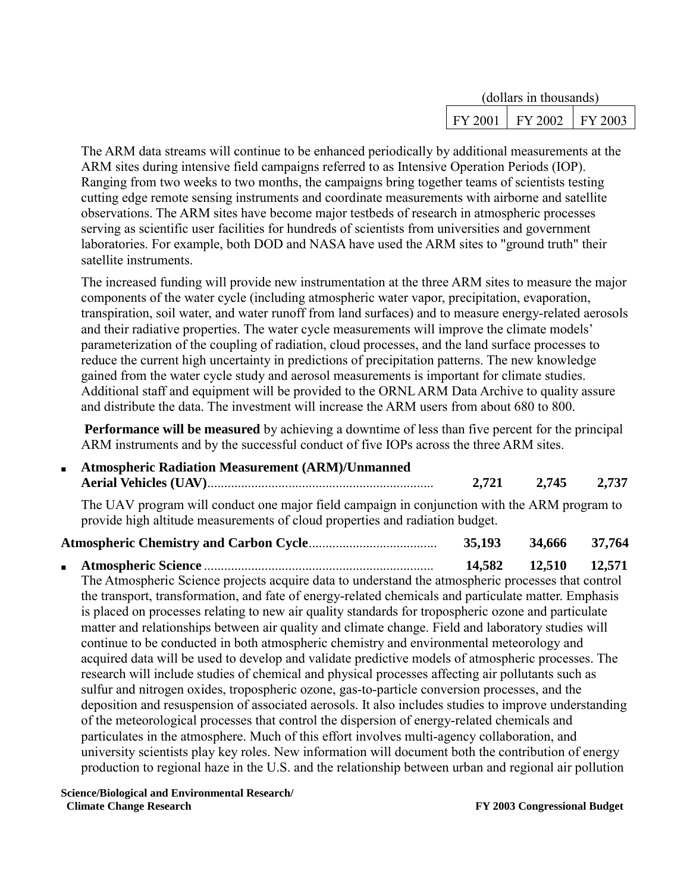| | (dollars in thousands) | | |
|---|---|---|---|
| | FY 2001 | FY 2002 | FY 2003 |

The ARM data streams will continue to be enhanced periodically by additional measurements at the ARM sites during intensive field campaigns referred to as Intensive Operation Periods (IOP). Ranging from two weeks to two months, the campaigns bring together teams of scientists testing cutting edge remote sensing instruments and coordinate measurements with airborne and satellite observations. The ARM sites have become major testbeds of research in atmospheric processes serving as scientific user facilities for hundreds of scientists from universities and government laboratories. For example, both DOD and NASA have used the ARM sites to "ground truth" their satellite instruments.

The increased funding will provide new instrumentation at the three ARM sites to measure the major components of the water cycle (including atmospheric water vapor, precipitation, evaporation, transpiration, soil water, and water runoff from land surfaces) and to measure energy-related aerosols and their radiative properties. The water cycle measurements will improve the climate models' parameterization of the coupling of radiation, cloud processes, and the land surface processes to reduce the current high uncertainty in predictions of precipitation patterns. The new knowledge gained from the water cycle study and aerosol measurements is important for climate studies. Additional staff and equipment will be provided to the ORNL ARM Data Archive to quality assure and distribute the data. The investment will increase the ARM users from about 680 to 800.

**Performance will be measured** by achieving a downtime of less than five percent for the principal ARM instruments and by the successful conduct of five IOPs across the three ARM sites.

| | FY 2001 | FY 2002 | FY 2003 |
|---|---|---|---|
| ▪ **Atmospheric Radiation Measurement (ARM)/Unmanned Aerial Vehicles (UAV)** | **2,721** | **2,745** | **2,737** |

The UAV program will conduct one major field campaign in conjunction with the ARM program to provide high altitude measurements of cloud properties and radiation budget.

| | FY 2001 | FY 2002 | FY 2003 |
|---|---|---|---|
| **Atmospheric Chemistry and Carbon Cycle** | **35,193** | **34,666** | **37,764** |
| ▪ **Atmospheric Science** | **14,582** | **12,510** | **12,571** |

The Atmospheric Science projects acquire data to understand the atmospheric processes that control the transport, transformation, and fate of energy-related chemicals and particulate matter. Emphasis is placed on processes relating to new air quality standards for tropospheric ozone and particulate matter and relationships between air quality and climate change. Field and laboratory studies will continue to be conducted in both atmospheric chemistry and environmental meteorology and acquired data will be used to develop and validate predictive models of atmospheric processes. The research will include studies of chemical and physical processes affecting air pollutants such as sulfur and nitrogen oxides, tropospheric ozone, gas-to-particle conversion processes, and the deposition and resuspension of associated aerosols. It also includes studies to improve understanding of the meteorological processes that control the dispersion of energy-related chemicals and particulates in the atmosphere. Much of this effort involves multi-agency collaboration, and university scientists play key roles. New information will document both the contribution of energy production to regional haze in the U.S. and the relationship between urban and regional air pollution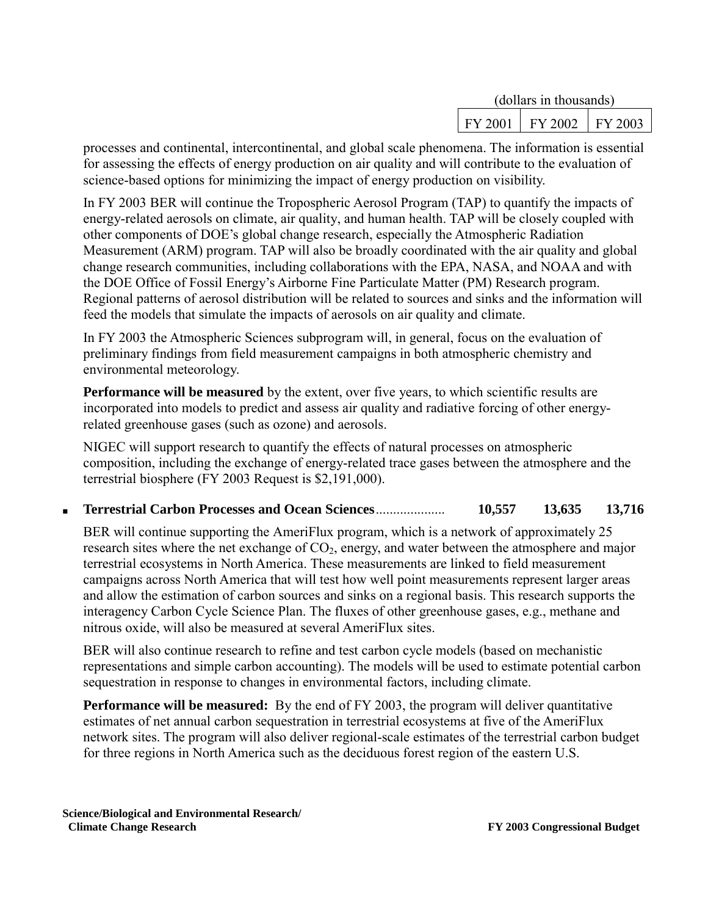| | (dollars in thousands) | | |
|---|---|---|---|
| | FY 2001 | FY 2002 | FY 2003 |

processes and continental, intercontinental, and global scale phenomena. The information is essential for assessing the effects of energy production on air quality and will contribute to the evaluation of science-based options for minimizing the impact of energy production on visibility.

In FY 2003 BER will continue the Tropospheric Aerosol Program (TAP) to quantify the impacts of energy-related aerosols on climate, air quality, and human health. TAP will be closely coupled with other components of DOE's global change research, especially the Atmospheric Radiation Measurement (ARM) program. TAP will also be broadly coordinated with the air quality and global change research communities, including collaborations with the EPA, NASA, and NOAA and with the DOE Office of Fossil Energy's Airborne Fine Particulate Matter (PM) Research program. Regional patterns of aerosol distribution will be related to sources and sinks and the information will feed the models that simulate the impacts of aerosols on air quality and climate.

In FY 2003 the Atmospheric Sciences subprogram will, in general, focus on the evaluation of preliminary findings from field measurement campaigns in both atmospheric chemistry and environmental meteorology.

**Performance will be measured** by the extent, over five years, to which scientific results are incorporated into models to predict and assess air quality and radiative forcing of other energy-related greenhouse gases (such as ozone) and aerosols.

NIGEC will support research to quantify the effects of natural processes on atmospheric composition, including the exchange of energy-related trace gases between the atmosphere and the terrestrial biosphere (FY 2003 Request is $2,191,000).

| | FY 2001 | FY 2002 | FY 2003 |
|---|---|---|---|
| ■ **Terrestrial Carbon Processes and Ocean Sciences**.................... | **10,557** | **13,635** | **13,716** |

BER will continue supporting the AmeriFlux program, which is a network of approximately 25 research sites where the net exchange of $CO_2$, energy, and water between the atmosphere and major terrestrial ecosystems in North America. These measurements are linked to field measurement campaigns across North America that will test how well point measurements represent larger areas and allow the estimation of carbon sources and sinks on a regional basis. This research supports the interagency Carbon Cycle Science Plan. The fluxes of other greenhouse gases, e.g., methane and nitrous oxide, will also be measured at several AmeriFlux sites.

BER will also continue research to refine and test carbon cycle models (based on mechanistic representations and simple carbon accounting). The models will be used to estimate potential carbon sequestration in response to changes in environmental factors, including climate.

**Performance will be measured:** By the end of FY 2003, the program will deliver quantitative estimates of net annual carbon sequestration in terrestrial ecosystems at five of the AmeriFlux network sites. The program will also deliver regional-scale estimates of the terrestrial carbon budget for three regions in North America such as the deciduous forest region of the eastern U.S.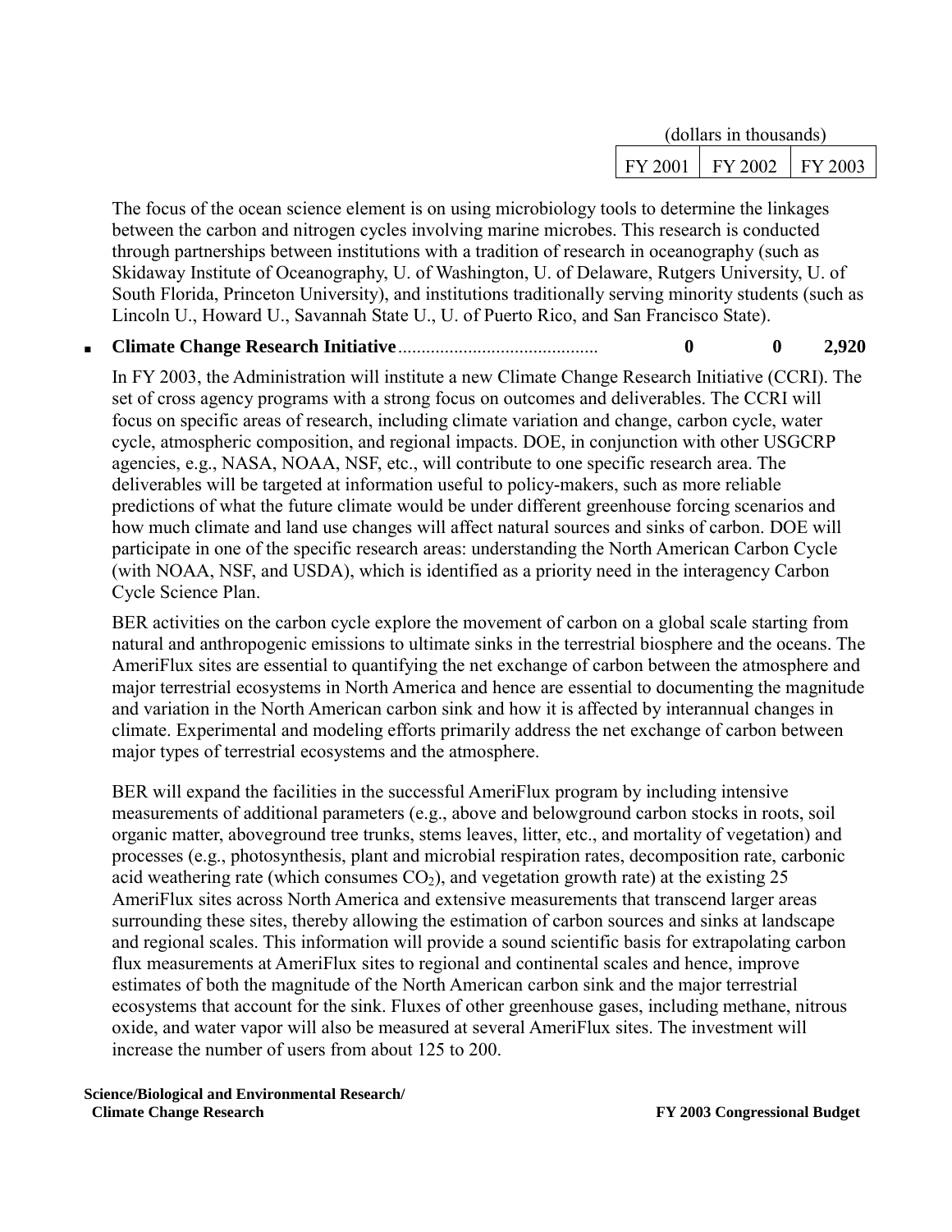| | (dollars in thousands) | | |
|---|---|---|---|
| | FY 2001 | FY 2002 | FY 2003 |

The focus of the ocean science element is on using microbiology tools to determine the linkages between the carbon and nitrogen cycles involving marine microbes. This research is conducted through partnerships between institutions with a tradition of research in oceanography (such as Skidaway Institute of Oceanography, U. of Washington, U. of Delaware, Rutgers University, U. of South Florida, Princeton University), and institutions traditionally serving minority students (such as Lincoln U., Howard U., Savannah State U., U. of Puerto Rico, and San Francisco State).

| | FY 2001 | FY 2002 | FY 2003 |
|---|---|---|---|
| ▪ **Climate Change Research Initiative** | **0** | **0** | **2,920** |

In FY 2003, the Administration will institute a new Climate Change Research Initiative (CCRI). The set of cross agency programs with a strong focus on outcomes and deliverables. The CCRI will focus on specific areas of research, including climate variation and change, carbon cycle, water cycle, atmospheric composition, and regional impacts. DOE, in conjunction with other USGCRP agencies, e.g., NASA, NOAA, NSF, etc., will contribute to one specific research area. The deliverables will be targeted at information useful to policy-makers, such as more reliable predictions of what the future climate would be under different greenhouse forcing scenarios and how much climate and land use changes will affect natural sources and sinks of carbon. DOE will participate in one of the specific research areas: understanding the North American Carbon Cycle (with NOAA, NSF, and USDA), which is identified as a priority need in the interagency Carbon Cycle Science Plan.

BER activities on the carbon cycle explore the movement of carbon on a global scale starting from natural and anthropogenic emissions to ultimate sinks in the terrestrial biosphere and the oceans. The AmeriFlux sites are essential to quantifying the net exchange of carbon between the atmosphere and major terrestrial ecosystems in North America and hence are essential to documenting the magnitude and variation in the North American carbon sink and how it is affected by interannual changes in climate. Experimental and modeling efforts primarily address the net exchange of carbon between major types of terrestrial ecosystems and the atmosphere.

BER will expand the facilities in the successful AmeriFlux program by including intensive measurements of additional parameters (e.g., above and belowground carbon stocks in roots, soil organic matter, aboveground tree trunks, stems leaves, litter, etc., and mortality of vegetation) and processes (e.g., photosynthesis, plant and microbial respiration rates, decomposition rate, carbonic acid weathering rate (which consumes $CO_2$), and vegetation growth rate) at the existing 25 AmeriFlux sites across North America and extensive measurements that transcend larger areas surrounding these sites, thereby allowing the estimation of carbon sources and sinks at landscape and regional scales. This information will provide a sound scientific basis for extrapolating carbon flux measurements at AmeriFlux sites to regional and continental scales and hence, improve estimates of both the magnitude of the North American carbon sink and the major terrestrial ecosystems that account for the sink. Fluxes of other greenhouse gases, including methane, nitrous oxide, and water vapor will also be measured at several AmeriFlux sites. The investment will increase the number of users from about 125 to 200.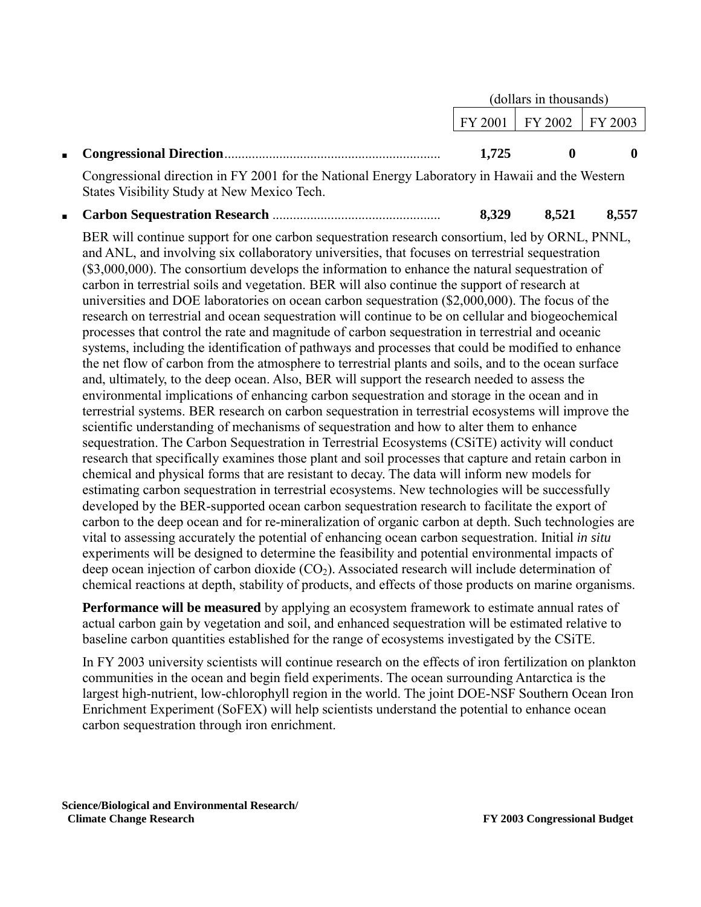| | (dollars in thousands) | | |
|---|---|---|---|
| | FY 2001 | FY 2002 | FY 2003 |
| ▪ **Congressional Direction** | **1,725** | **0** | **0** |

Congressional direction in FY 2001 for the National Energy Laboratory in Hawaii and the Western States Visibility Study at New Mexico Tech.

| | | | |
|---|---|---|---|
| ▪ **Carbon Sequestration Research** | **8,329** | **8,521** | **8,557** |

BER will continue support for one carbon sequestration research consortium, led by ORNL, PNNL, and ANL, and involving six collaboratory universities, that focuses on terrestrial sequestration ($3,000,000). The consortium develops the information to enhance the natural sequestration of carbon in terrestrial soils and vegetation. BER will also continue the support of research at universities and DOE laboratories on ocean carbon sequestration ($2,000,000). The focus of the research on terrestrial and ocean sequestration will continue to be on cellular and biogeochemical processes that control the rate and magnitude of carbon sequestration in terrestrial and oceanic systems, including the identification of pathways and processes that could be modified to enhance the net flow of carbon from the atmosphere to terrestrial plants and soils, and to the ocean surface and, ultimately, to the deep ocean. Also, BER will support the research needed to assess the environmental implications of enhancing carbon sequestration and storage in the ocean and in terrestrial systems. BER research on carbon sequestration in terrestrial ecosystems will improve the scientific understanding of mechanisms of sequestration and how to alter them to enhance sequestration. The Carbon Sequestration in Terrestrial Ecosystems (CSiTE) activity will conduct research that specifically examines those plant and soil processes that capture and retain carbon in chemical and physical forms that are resistant to decay. The data will inform new models for estimating carbon sequestration in terrestrial ecosystems. New technologies will be successfully developed by the BER-supported ocean carbon sequestration research to facilitate the export of carbon to the deep ocean and for re-mineralization of organic carbon at depth. Such technologies are vital to assessing accurately the potential of enhancing ocean carbon sequestration. Initial *in situ* experiments will be designed to determine the feasibility and potential environmental impacts of deep ocean injection of carbon dioxide ($CO_2$). Associated research will include determination of chemical reactions at depth, stability of products, and effects of those products on marine organisms.

**Performance will be measured** by applying an ecosystem framework to estimate annual rates of actual carbon gain by vegetation and soil, and enhanced sequestration will be estimated relative to baseline carbon quantities established for the range of ecosystems investigated by the CSiTE.

In FY 2003 university scientists will continue research on the effects of iron fertilization on plankton communities in the ocean and begin field experiments. The ocean surrounding Antarctica is the largest high-nutrient, low-chlorophyll region in the world. The joint DOE-NSF Southern Ocean Iron Enrichment Experiment (SoFEX) will help scientists understand the potential to enhance ocean carbon sequestration through iron enrichment.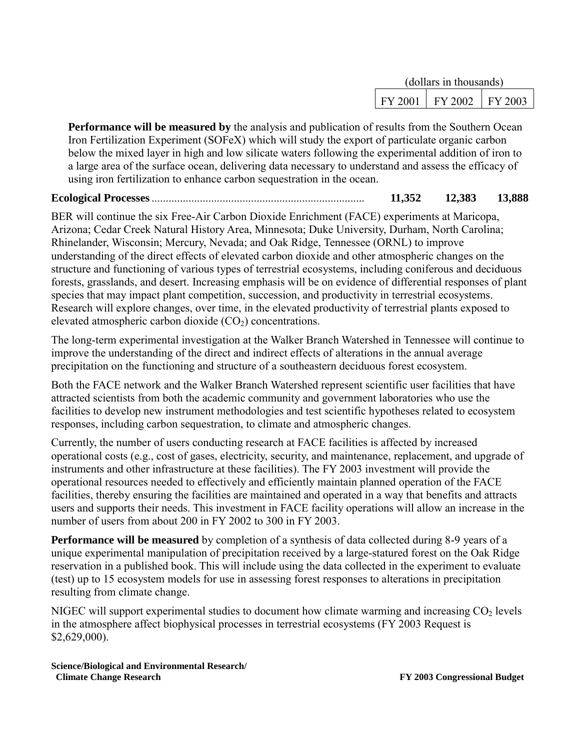| | (dollars in thousands) | | |
|---|---|---|---|
| | FY 2001 | FY 2002 | FY 2003 |

**Performance will be measured by** the analysis and publication of results from the Southern Ocean Iron Fertilization Experiment (SOFeX) which will study the export of particulate organic carbon below the mixed layer in high and low silicate waters following the experimental addition of iron to a large area of the surface ocean, delivering data necessary to understand and assess the efficacy of using iron fertilization to enhance carbon sequestration in the ocean.

| | FY 2001 | FY 2002 | FY 2003 |
|---|---|---|---|
| **Ecological Processes** | **11,352** | **12,383** | **13,888** |

BER will continue the six Free-Air Carbon Dioxide Enrichment (FACE) experiments at Maricopa, Arizona; Cedar Creek Natural History Area, Minnesota; Duke University, Durham, North Carolina; Rhinelander, Wisconsin; Mercury, Nevada; and Oak Ridge, Tennessee (ORNL) to improve understanding of the direct effects of elevated carbon dioxide and other atmospheric changes on the structure and functioning of various types of terrestrial ecosystems, including coniferous and deciduous forests, grasslands, and desert. Increasing emphasis will be on evidence of differential responses of plant species that may impact plant competition, succession, and productivity in terrestrial ecosystems. Research will explore changes, over time, in the elevated productivity of terrestrial plants exposed to elevated atmospheric carbon dioxide ($CO_2$) concentrations.

The long-term experimental investigation at the Walker Branch Watershed in Tennessee will continue to improve the understanding of the direct and indirect effects of alterations in the annual average precipitation on the functioning and structure of a southeastern deciduous forest ecosystem.

Both the FACE network and the Walker Branch Watershed represent scientific user facilities that have attracted scientists from both the academic community and government laboratories who use the facilities to develop new instrument methodologies and test scientific hypotheses related to ecosystem responses, including carbon sequestration, to climate and atmospheric changes.

Currently, the number of users conducting research at FACE facilities is affected by increased operational costs (e.g., cost of gases, electricity, security, and maintenance, replacement, and upgrade of instruments and other infrastructure at these facilities). The FY 2003 investment will provide the operational resources needed to effectively and efficiently maintain planned operation of the FACE facilities, thereby ensuring the facilities are maintained and operated in a way that benefits and attracts users and supports their needs. This investment in FACE facility operations will allow an increase in the number of users from about 200 in FY 2002 to 300 in FY 2003.

**Performance will be measured** by completion of a synthesis of data collected during 8-9 years of a unique experimental manipulation of precipitation received by a large-statured forest on the Oak Ridge reservation in a published book. This will include using the data collected in the experiment to evaluate (test) up to 15 ecosystem models for use in assessing forest responses to alterations in precipitation resulting from climate change.

NIGEC will support experimental studies to document how climate warming and increasing $CO_2$ levels in the atmosphere affect biophysical processes in terrestrial ecosystems (FY 2003 Request is $2,629,000).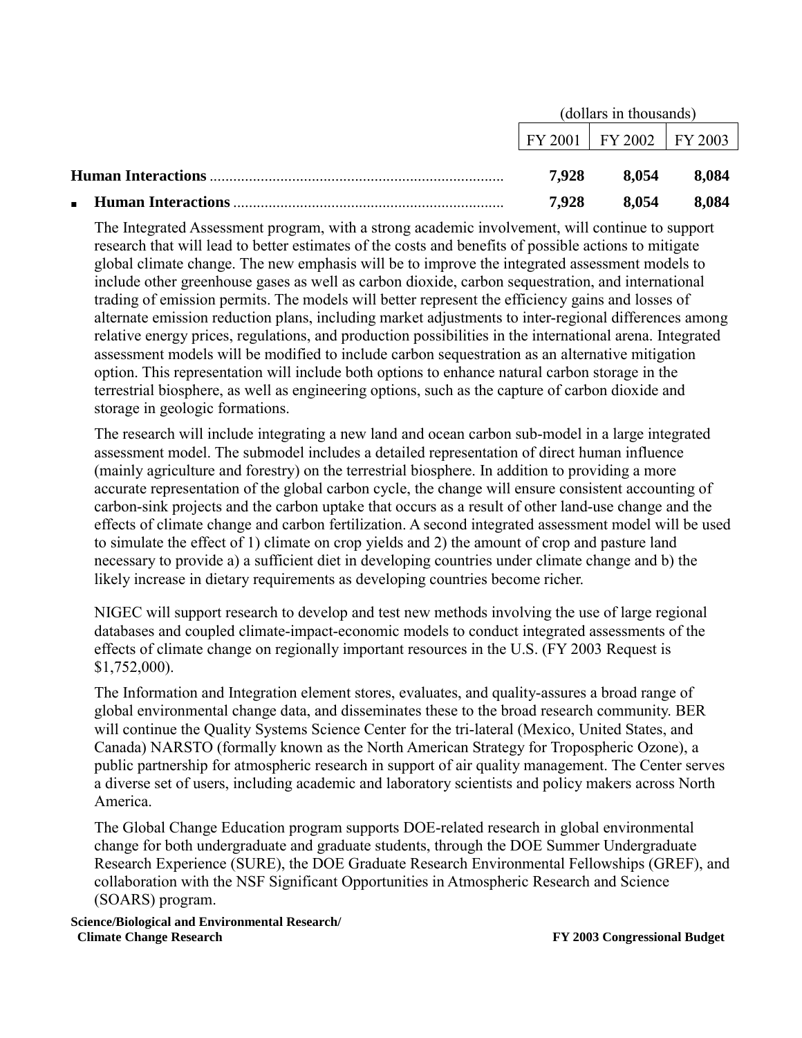| | (dollars in thousands) | | |
|---|---|---|---|
| | FY 2001 | FY 2002 | FY 2003 |
| **Human Interactions** | **7,928** | **8,054** | **8,084** |
| ▪ **Human Interactions** | **7,928** | **8,054** | **8,084** |

The Integrated Assessment program, with a strong academic involvement, will continue to support research that will lead to better estimates of the costs and benefits of possible actions to mitigate global climate change. The new emphasis will be to improve the integrated assessment models to include other greenhouse gases as well as carbon dioxide, carbon sequestration, and international trading of emission permits. The models will better represent the efficiency gains and losses of alternate emission reduction plans, including market adjustments to inter-regional differences among relative energy prices, regulations, and production possibilities in the international arena. Integrated assessment models will be modified to include carbon sequestration as an alternative mitigation option. This representation will include both options to enhance natural carbon storage in the terrestrial biosphere, as well as engineering options, such as the capture of carbon dioxide and storage in geologic formations.

The research will include integrating a new land and ocean carbon sub-model in a large integrated assessment model. The submodel includes a detailed representation of direct human influence (mainly agriculture and forestry) on the terrestrial biosphere. In addition to providing a more accurate representation of the global carbon cycle, the change will ensure consistent accounting of carbon-sink projects and the carbon uptake that occurs as a result of other land-use change and the effects of climate change and carbon fertilization. A second integrated assessment model will be used to simulate the effect of 1) climate on crop yields and 2) the amount of crop and pasture land necessary to provide a) a sufficient diet in developing countries under climate change and b) the likely increase in dietary requirements as developing countries become richer.

NIGEC will support research to develop and test new methods involving the use of large regional databases and coupled climate-impact-economic models to conduct integrated assessments of the effects of climate change on regionally important resources in the U.S. (FY 2003 Request is $1,752,000).

The Information and Integration element stores, evaluates, and quality-assures a broad range of global environmental change data, and disseminates these to the broad research community. BER will continue the Quality Systems Science Center for the tri-lateral (Mexico, United States, and Canada) NARSTO (formally known as the North American Strategy for Tropospheric Ozone), a public partnership for atmospheric research in support of air quality management. The Center serves a diverse set of users, including academic and laboratory scientists and policy makers across North America.

The Global Change Education program supports DOE-related research in global environmental change for both undergraduate and graduate students, through the DOE Summer Undergraduate Research Experience (SURE), the DOE Graduate Research Environmental Fellowships (GREF), and collaboration with the NSF Significant Opportunities in Atmospheric Research and Science (SOARS) program.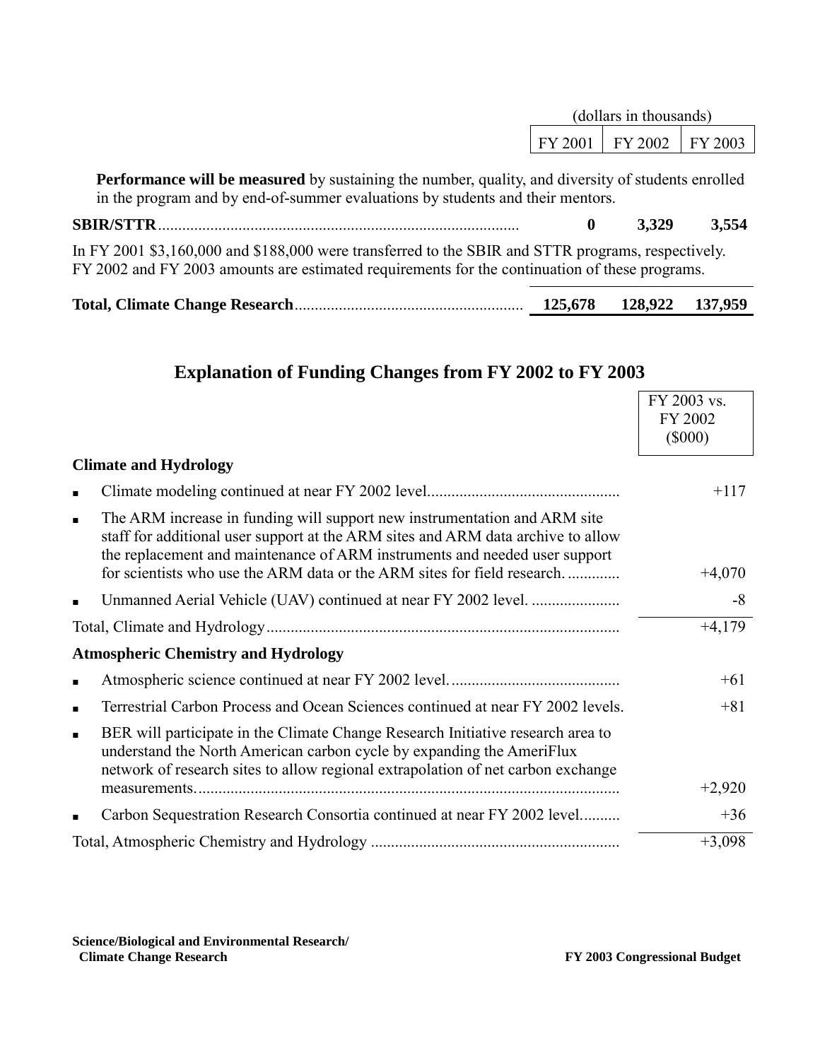| | (dollars in thousands) | | |
|---|---|---|---|
| | FY 2001 | FY 2002 | FY 2003 |

**Performance will be measured** by sustaining the number, quality, and diversity of students enrolled in the program and by end-of-summer evaluations by students and their mentors.

| | FY 2001 | FY 2002 | FY 2003 |
|---|---|---|---|
| **SBIR/STTR** | **0** | **3,329** | **3,554** |

In FY 2001 $3,160,000 and $188,000 were transferred to the SBIR and STTR programs, respectively. FY 2002 and FY 2003 amounts are estimated requirements for the continuation of these programs.

| | FY 2001 | FY 2002 | FY 2003 |
|---|---|---|---|
| **Total, Climate Change Research** | **125,678** | **128,922** | **137,959** |

## Explanation of Funding Changes from FY 2002 to FY 2003

| | FY 2003 vs. FY 2002 ($000) |
|---|---|
| **Climate and Hydrology** | |
| ▪ Climate modeling continued at near FY 2002 level. | +117 |
| ▪ The ARM increase in funding will support new instrumentation and ARM site staff for additional user support at the ARM sites and ARM data archive to allow the replacement and maintenance of ARM instruments and needed user support for scientists who use the ARM data or the ARM sites for field research. | +4,070 |
| ▪ Unmanned Aerial Vehicle (UAV) continued at near FY 2002 level. | -8 |
| Total, Climate and Hydrology | +4,179 |
| **Atmospheric Chemistry and Hydrology** | |
| ▪ Atmospheric science continued at near FY 2002 level. | +61 |
| ▪ Terrestrial Carbon Process and Ocean Sciences continued at near FY 2002 levels. | +81 |
| ▪ BER will participate in the Climate Change Research Initiative research area to understand the North American carbon cycle by expanding the AmeriFlux network of research sites to allow regional extrapolation of net carbon exchange measurements. | +2,920 |
| ▪ Carbon Sequestration Research Consortia continued at near FY 2002 level. | +36 |
| Total, Atmospheric Chemistry and Hydrology | +3,098 |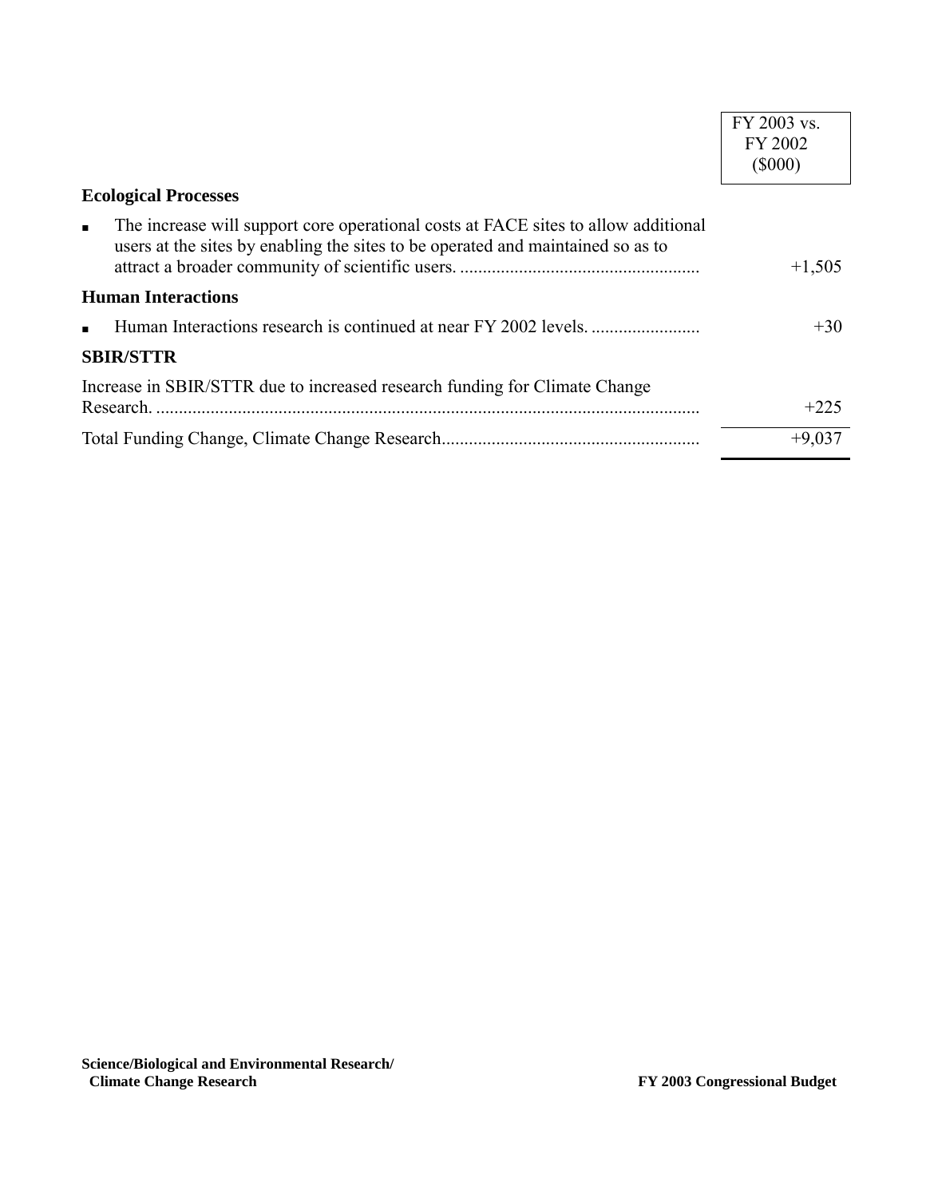| | FY 2003 vs. FY 2002 ($000) |
|---|---|
| **Ecological Processes** | |
| ▪ The increase will support core operational costs at FACE sites to allow additional users at the sites by enabling the sites to be operated and maintained so as to attract a broader community of scientific users. | +1,505 |
| **Human Interactions** | |
| ▪ Human Interactions research is continued at near FY 2002 levels. | +30 |
| **SBIR/STTR** | |
| Increase in SBIR/STTR due to increased research funding for Climate Change Research. | +225 |
| Total Funding Change, Climate Change Research | +9,037 |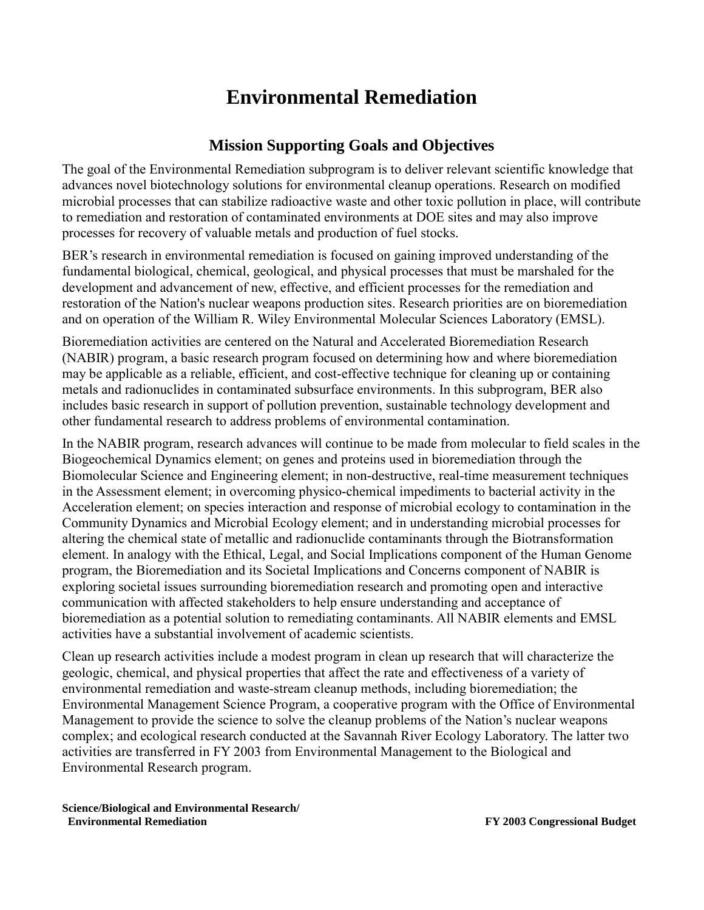# Environmental Remediation

## Mission Supporting Goals and Objectives

The goal of the Environmental Remediation subprogram is to deliver relevant scientific knowledge that advances novel biotechnology solutions for environmental cleanup operations. Research on modified microbial processes that can stabilize radioactive waste and other toxic pollution in place, will contribute to remediation and restoration of contaminated environments at DOE sites and may also improve processes for recovery of valuable metals and production of fuel stocks.

BER's research in environmental remediation is focused on gaining improved understanding of the fundamental biological, chemical, geological, and physical processes that must be marshaled for the development and advancement of new, effective, and efficient processes for the remediation and restoration of the Nation's nuclear weapons production sites. Research priorities are on bioremediation and on operation of the William R. Wiley Environmental Molecular Sciences Laboratory (EMSL).

Bioremediation activities are centered on the Natural and Accelerated Bioremediation Research (NABIR) program, a basic research program focused on determining how and where bioremediation may be applicable as a reliable, efficient, and cost-effective technique for cleaning up or containing metals and radionuclides in contaminated subsurface environments. In this subprogram, BER also includes basic research in support of pollution prevention, sustainable technology development and other fundamental research to address problems of environmental contamination.

In the NABIR program, research advances will continue to be made from molecular to field scales in the Biogeochemical Dynamics element; on genes and proteins used in bioremediation through the Biomolecular Science and Engineering element; in non-destructive, real-time measurement techniques in the Assessment element; in overcoming physico-chemical impediments to bacterial activity in the Acceleration element; on species interaction and response of microbial ecology to contamination in the Community Dynamics and Microbial Ecology element; and in understanding microbial processes for altering the chemical state of metallic and radionuclide contaminants through the Biotransformation element. In analogy with the Ethical, Legal, and Social Implications component of the Human Genome program, the Bioremediation and its Societal Implications and Concerns component of NABIR is exploring societal issues surrounding bioremediation research and promoting open and interactive communication with affected stakeholders to help ensure understanding and acceptance of bioremediation as a potential solution to remediating contaminants. All NABIR elements and EMSL activities have a substantial involvement of academic scientists.

Clean up research activities include a modest program in clean up research that will characterize the geologic, chemical, and physical properties that affect the rate and effectiveness of a variety of environmental remediation and waste-stream cleanup methods, including bioremediation; the Environmental Management Science Program, a cooperative program with the Office of Environmental Management to provide the science to solve the cleanup problems of the Nation's nuclear weapons complex; and ecological research conducted at the Savannah River Ecology Laboratory. The latter two activities are transferred in FY 2003 from Environmental Management to the Biological and Environmental Research program.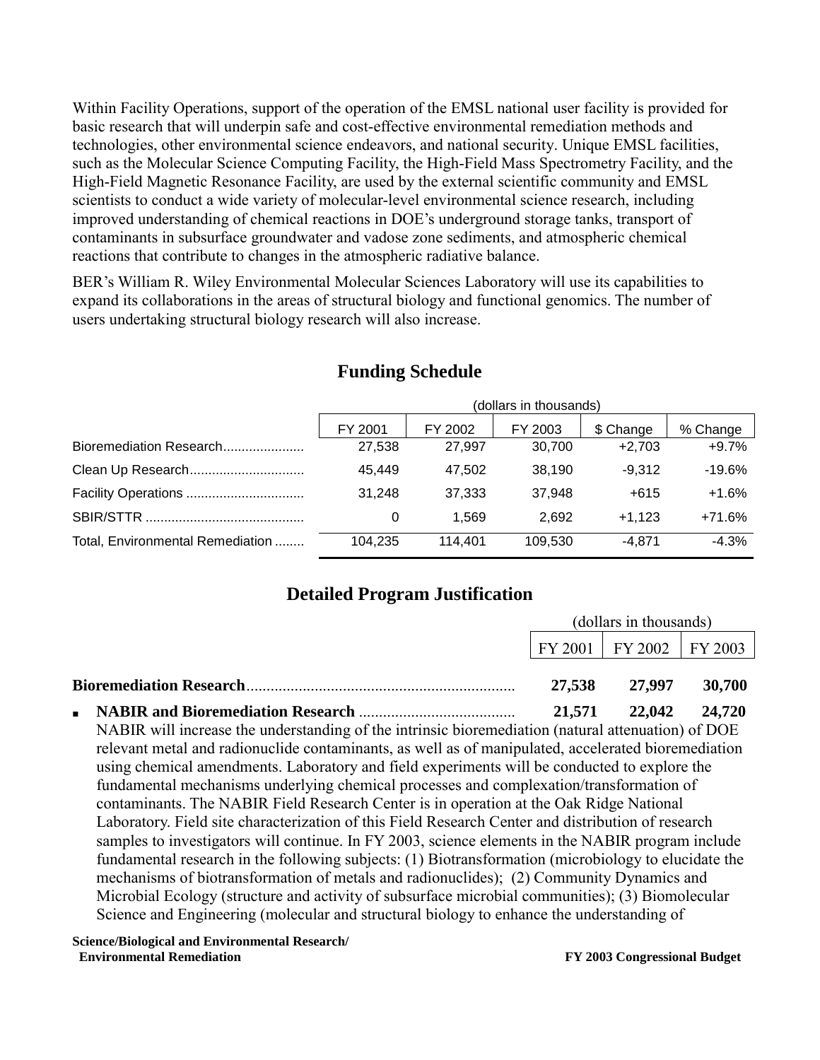Within Facility Operations, support of the operation of the EMSL national user facility is provided for basic research that will underpin safe and cost-effective environmental remediation methods and technologies, other environmental science endeavors, and national security. Unique EMSL facilities, such as the Molecular Science Computing Facility, the High-Field Mass Spectrometry Facility, and the High-Field Magnetic Resonance Facility, are used by the external scientific community and EMSL scientists to conduct a wide variety of molecular-level environmental science research, including improved understanding of chemical reactions in DOE's underground storage tanks, transport of contaminants in subsurface groundwater and vadose zone sediments, and atmospheric chemical reactions that contribute to changes in the atmospheric radiative balance.

BER's William R. Wiley Environmental Molecular Sciences Laboratory will use its capabilities to expand its collaborations in the areas of structural biology and functional genomics. The number of users undertaking structural biology research will also increase.

## Funding Schedule

| | (dollars in thousands) | | | | |
|---|---|---|---|---|---|
| | FY 2001 | FY 2002 | FY 2003 | $ Change | % Change |
| Bioremediation Research | 27,538 | 27,997 | 30,700 | +2,703 | +9.7% |
| Clean Up Research | 45,449 | 47,502 | 38,190 | -9,312 | -19.6% |
| Facility Operations | 31,248 | 37,333 | 37,948 | +615 | +1.6% |
| SBIR/STTR | 0 | 1,569 | 2,692 | +1,123 | +71.6% |
| Total, Environmental Remediation | 104,235 | 114,401 | 109,530 | -4,871 | -4.3% |

## Detailed Program Justification

| | (dollars in thousands) | | |
|---|---|---|---|
| | FY 2001 | FY 2002 | FY 2003 |
| **Bioremediation Research** | **27,538** | **27,997** | **30,700** |
| ▪ **NABIR and Bioremediation Research** | **21,571** | **22,042** | **24,720** |

NABIR will increase the understanding of the intrinsic bioremediation (natural attenuation) of DOE relevant metal and radionuclide contaminants, as well as of manipulated, accelerated bioremediation using chemical amendments. Laboratory and field experiments will be conducted to explore the fundamental mechanisms underlying chemical processes and complexation/transformation of contaminants. The NABIR Field Research Center is in operation at the Oak Ridge National Laboratory. Field site characterization of this Field Research Center and distribution of research samples to investigators will continue. In FY 2003, science elements in the NABIR program include fundamental research in the following subjects: (1) Biotransformation (microbiology to elucidate the mechanisms of biotransformation of metals and radionuclides); (2) Community Dynamics and Microbial Ecology (structure and activity of subsurface microbial communities); (3) Biomolecular Science and Engineering (molecular and structural biology to enhance the understanding of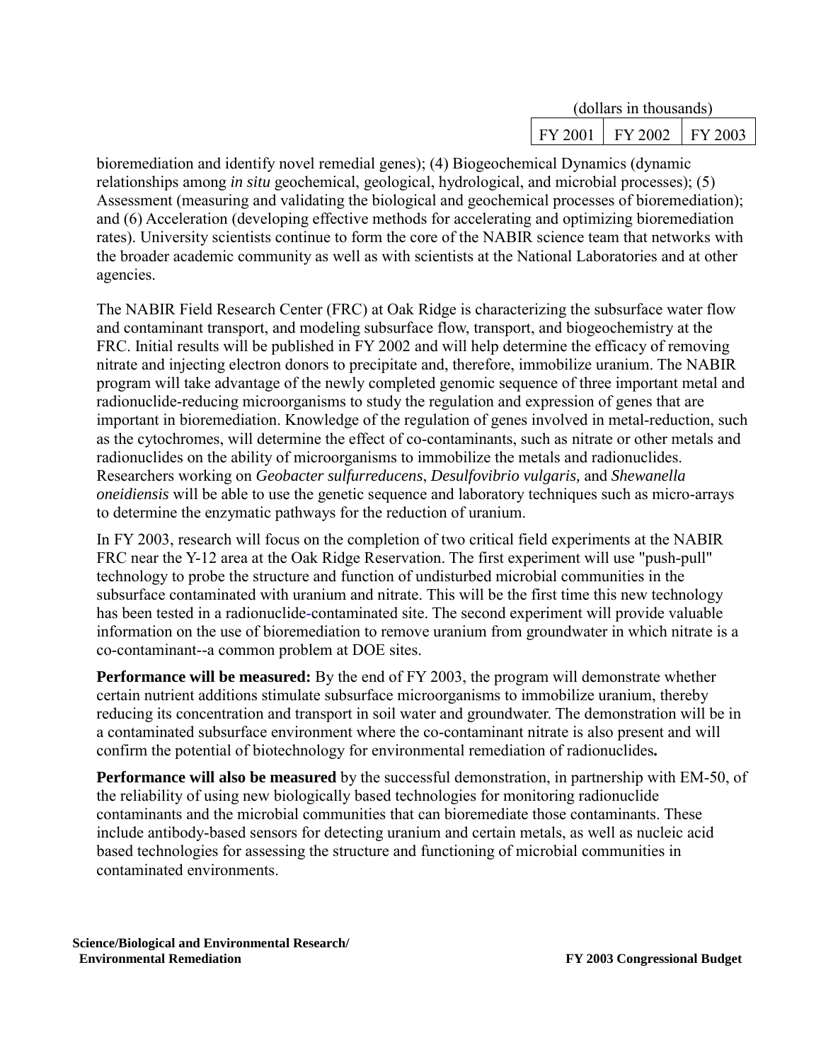| (dollars in thousands) | | |
|---|---|---|
| FY 2001 | FY 2002 | FY 2003 |

bioremediation and identify novel remedial genes); (4) Biogeochemical Dynamics (dynamic relationships among *in situ* geochemical, geological, hydrological, and microbial processes); (5) Assessment (measuring and validating the biological and geochemical processes of bioremediation); and (6) Acceleration (developing effective methods for accelerating and optimizing bioremediation rates). University scientists continue to form the core of the NABIR science team that networks with the broader academic community as well as with scientists at the National Laboratories and at other agencies.

The NABIR Field Research Center (FRC) at Oak Ridge is characterizing the subsurface water flow and contaminant transport, and modeling subsurface flow, transport, and biogeochemistry at the FRC. Initial results will be published in FY 2002 and will help determine the efficacy of removing nitrate and injecting electron donors to precipitate and, therefore, immobilize uranium. The NABIR program will take advantage of the newly completed genomic sequence of three important metal and radionuclide-reducing microorganisms to study the regulation and expression of genes that are important in bioremediation. Knowledge of the regulation of genes involved in metal-reduction, such as the cytochromes, will determine the effect of co-contaminants, such as nitrate or other metals and radionuclides on the ability of microorganisms to immobilize the metals and radionuclides. Researchers working on *Geobacter sulfurreducens*, *Desulfovibrio vulgaris,* and *Shewanella oneidiensis* will be able to use the genetic sequence and laboratory techniques such as micro-arrays to determine the enzymatic pathways for the reduction of uranium.

In FY 2003, research will focus on the completion of two critical field experiments at the NABIR FRC near the Y-12 area at the Oak Ridge Reservation. The first experiment will use "push-pull" technology to probe the structure and function of undisturbed microbial communities in the subsurface contaminated with uranium and nitrate. This will be the first time this new technology has been tested in a radionuclide-contaminated site. The second experiment will provide valuable information on the use of bioremediation to remove uranium from groundwater in which nitrate is a co-contaminant--a common problem at DOE sites.

**Performance will be measured:** By the end of FY 2003, the program will demonstrate whether certain nutrient additions stimulate subsurface microorganisms to immobilize uranium, thereby reducing its concentration and transport in soil water and groundwater. The demonstration will be in a contaminated subsurface environment where the co-contaminant nitrate is also present and will confirm the potential of biotechnology for environmental remediation of radionuclides**.**

**Performance will also be measured** by the successful demonstration, in partnership with EM-50, of the reliability of using new biologically based technologies for monitoring radionuclide contaminants and the microbial communities that can bioremediate those contaminants. These include antibody-based sensors for detecting uranium and certain metals, as well as nucleic acid based technologies for assessing the structure and functioning of microbial communities in contaminated environments.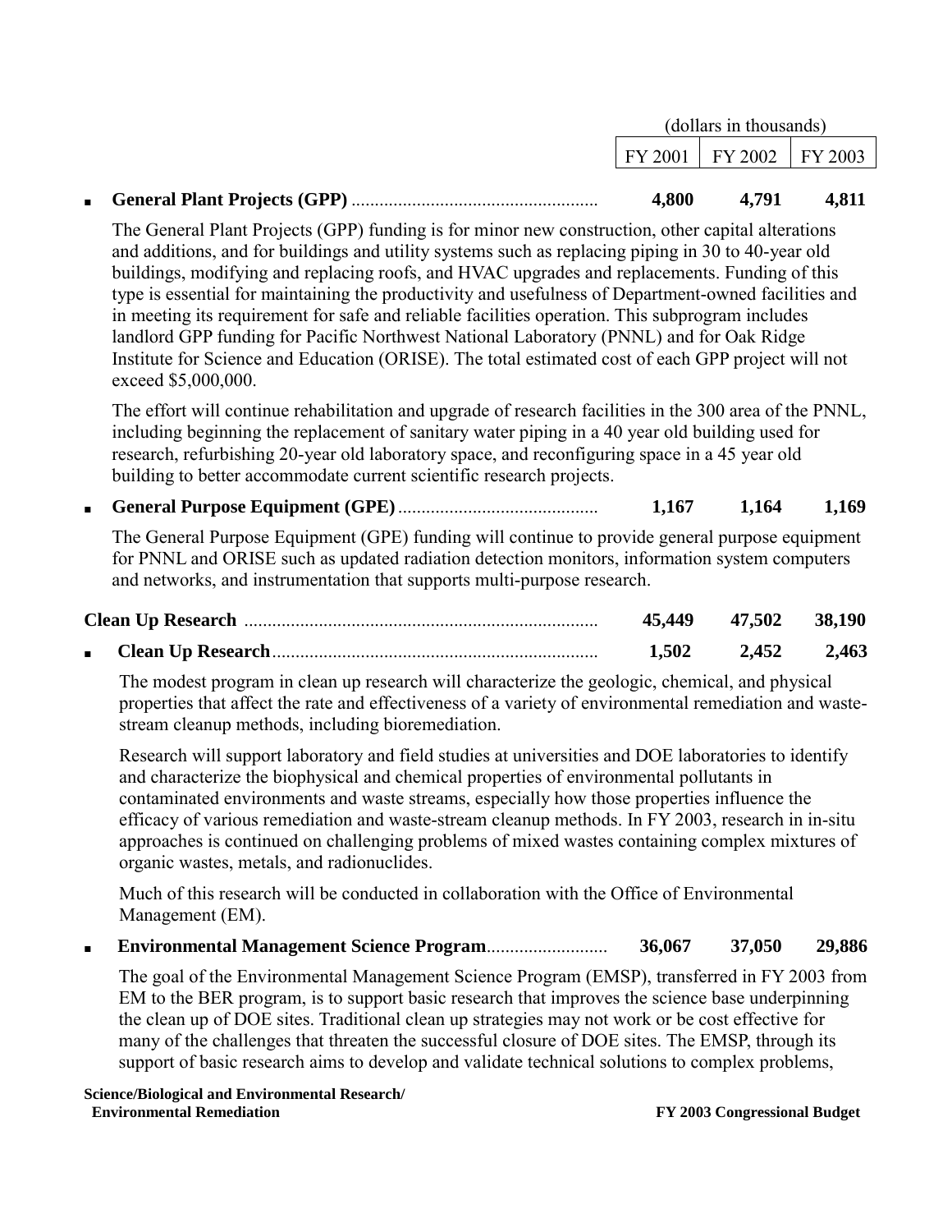| | (dollars in thousands) | | |
|---|---|---|---|
| | FY 2001 | FY 2002 | FY 2003 |
| ■ **General Plant Projects (GPP)** | **4,800** | **4,791** | **4,811** |

The General Plant Projects (GPP) funding is for minor new construction, other capital alterations and additions, and for buildings and utility systems such as replacing piping in 30 to 40-year old buildings, modifying and replacing roofs, and HVAC upgrades and replacements. Funding of this type is essential for maintaining the productivity and usefulness of Department-owned facilities and in meeting its requirement for safe and reliable facilities operation. This subprogram includes landlord GPP funding for Pacific Northwest National Laboratory (PNNL) and for Oak Ridge Institute for Science and Education (ORISE). The total estimated cost of each GPP project will not exceed $5,000,000.

The effort will continue rehabilitation and upgrade of research facilities in the 300 area of the PNNL, including beginning the replacement of sanitary water piping in a 40 year old building used for research, refurbishing 20-year old laboratory space, and reconfiguring space in a 45 year old building to better accommodate current scientific research projects.

| | FY 2001 | FY 2002 | FY 2003 |
|---|---|---|---|
| ■ **General Purpose Equipment (GPE)** | **1,167** | **1,164** | **1,169** |

The General Purpose Equipment (GPE) funding will continue to provide general purpose equipment for PNNL and ORISE such as updated radiation detection monitors, information system computers and networks, and instrumentation that supports multi-purpose research.

| | FY 2001 | FY 2002 | FY 2003 |
|---|---|---|---|
| **Clean Up Research** | **45,449** | **47,502** | **38,190** |
| ■ **Clean Up Research** | **1,502** | **2,452** | **2,463** |

The modest program in clean up research will characterize the geologic, chemical, and physical properties that affect the rate and effectiveness of a variety of environmental remediation and waste-stream cleanup methods, including bioremediation.

Research will support laboratory and field studies at universities and DOE laboratories to identify and characterize the biophysical and chemical properties of environmental pollutants in contaminated environments and waste streams, especially how those properties influence the efficacy of various remediation and waste-stream cleanup methods. In FY 2003, research in in-situ approaches is continued on challenging problems of mixed wastes containing complex mixtures of organic wastes, metals, and radionuclides.

Much of this research will be conducted in collaboration with the Office of Environmental Management (EM).

| | FY 2001 | FY 2002 | FY 2003 |
|---|---|---|---|
| ■ **Environmental Management Science Program** | **36,067** | **37,050** | **29,886** |

The goal of the Environmental Management Science Program (EMSP), transferred in FY 2003 from EM to the BER program, is to support basic research that improves the science base underpinning the clean up of DOE sites. Traditional clean up strategies may not work or be cost effective for many of the challenges that threaten the successful closure of DOE sites. The EMSP, through its support of basic research aims to develop and validate technical solutions to complex problems,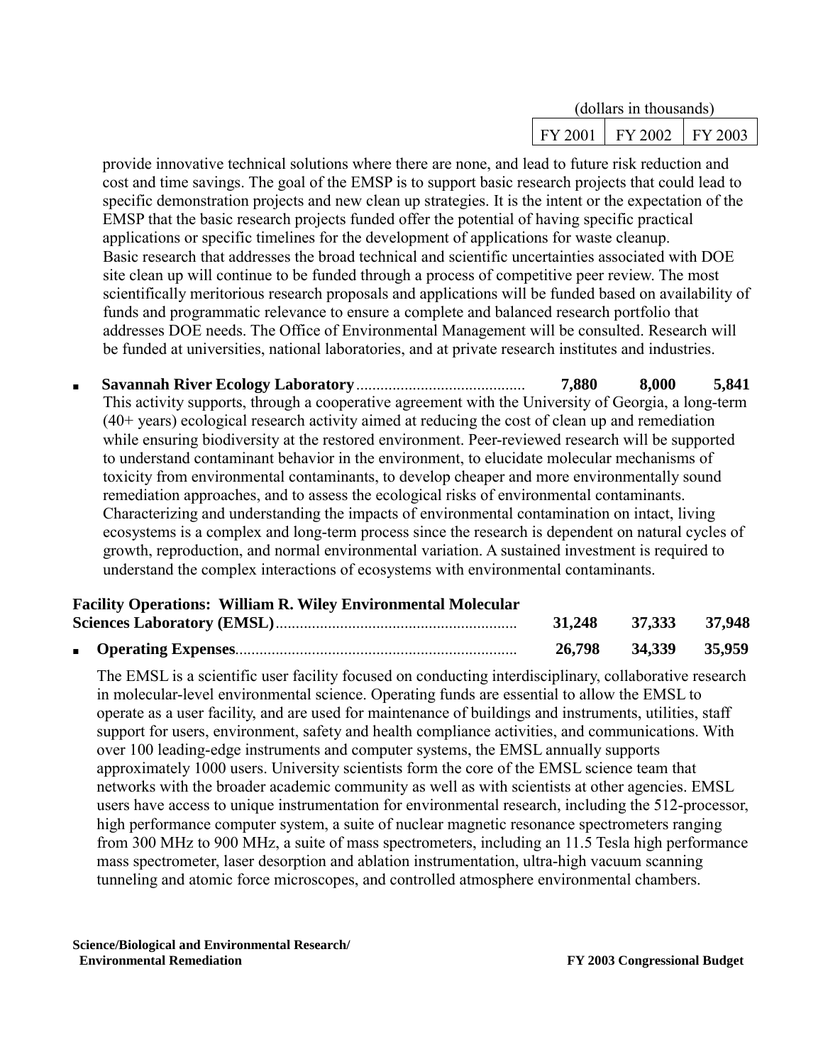| | (dollars in thousands) | | |
|---|---|---|---|
| | FY 2001 | FY 2002 | FY 2003 |

provide innovative technical solutions where there are none, and lead to future risk reduction and cost and time savings. The goal of the EMSP is to support basic research projects that could lead to specific demonstration projects and new clean up strategies. It is the intent or the expectation of the EMSP that the basic research projects funded offer the potential of having specific practical applications or specific timelines for the development of applications for waste cleanup. Basic research that addresses the broad technical and scientific uncertainties associated with DOE site clean up will continue to be funded through a process of competitive peer review. The most scientifically meritorious research proposals and applications will be funded based on availability of funds and programmatic relevance to ensure a complete and balanced research portfolio that addresses DOE needs. The Office of Environmental Management will be consulted. Research will be funded at universities, national laboratories, and at private research institutes and industries.

- **Savannah River Ecology Laboratory** .......................................... **7,880** **8,000** **5,841**

  This activity supports, through a cooperative agreement with the University of Georgia, a long-term (40+ years) ecological research activity aimed at reducing the cost of clean up and remediation while ensuring biodiversity at the restored environment. Peer-reviewed research will be supported to understand contaminant behavior in the environment, to elucidate molecular mechanisms of toxicity from environmental contaminants, to develop cheaper and more environmentally sound remediation approaches, and to assess the ecological risks of environmental contaminants. Characterizing and understanding the impacts of environmental contamination on intact, living ecosystems is a complex and long-term process since the research is dependent on natural cycles of growth, reproduction, and normal environmental variation. A sustained investment is required to understand the complex interactions of ecosystems with environmental contaminants.

**Facility Operations: William R. Wiley Environmental Molecular Sciences Laboratory (EMSL)** ........................................................... **31,248** **37,333** **37,948**

- **Operating Expenses**...................................................................... **26,798** **34,339** **35,959**

  The EMSL is a scientific user facility focused on conducting interdisciplinary, collaborative research in molecular-level environmental science. Operating funds are essential to allow the EMSL to operate as a user facility, and are used for maintenance of buildings and instruments, utilities, staff support for users, environment, safety and health compliance activities, and communications. With over 100 leading-edge instruments and computer systems, the EMSL annually supports approximately 1000 users. University scientists form the core of the EMSL science team that networks with the broader academic community as well as with scientists at other agencies. EMSL users have access to unique instrumentation for environmental research, including the 512-processor, high performance computer system, a suite of nuclear magnetic resonance spectrometers ranging from 300 MHz to 900 MHz, a suite of mass spectrometers, including an 11.5 Tesla high performance mass spectrometer, laser desorption and ablation instrumentation, ultra-high vacuum scanning tunneling and atomic force microscopes, and controlled atmosphere environmental chambers.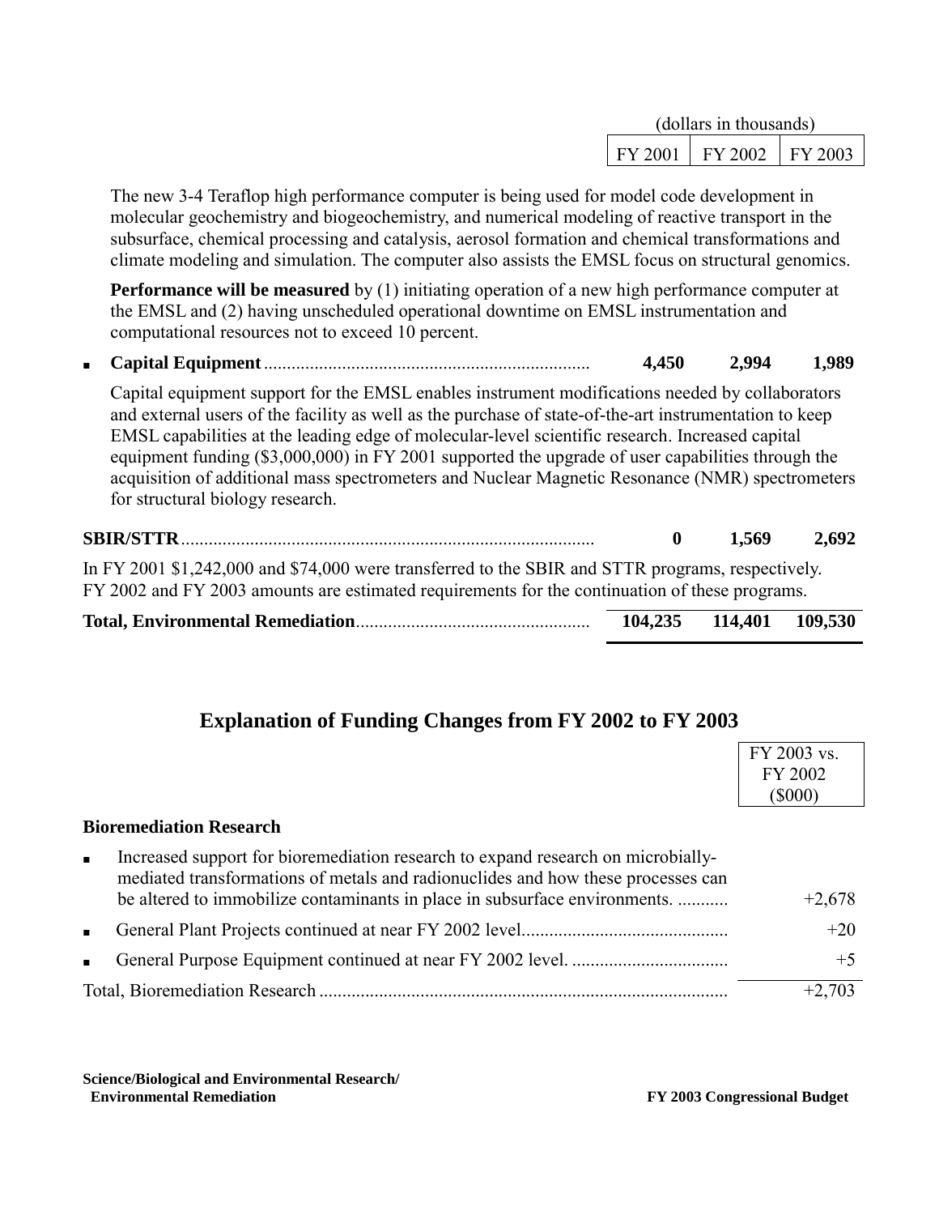| | (dollars in thousands) | | |
|---|---|---|---|
| | FY 2001 | FY 2002 | FY 2003 |

The new 3-4 Teraflop high performance computer is being used for model code development in molecular geochemistry and biogeochemistry, and numerical modeling of reactive transport in the subsurface, chemical processing and catalysis, aerosol formation and chemical transformations and climate modeling and simulation. The computer also assists the EMSL focus on structural genomics.

**Performance will be measured** by (1) initiating operation of a new high performance computer at the EMSL and (2) having unscheduled operational downtime on EMSL instrumentation and computational resources not to exceed 10 percent.

| | FY 2001 | FY 2002 | FY 2003 |
|---|---|---|---|
| ▪ **Capital Equipment** | **4,450** | **2,994** | **1,989** |

Capital equipment support for the EMSL enables instrument modifications needed by collaborators and external users of the facility as well as the purchase of state-of-the-art instrumentation to keep EMSL capabilities at the leading edge of molecular-level scientific research. Increased capital equipment funding ($3,000,000) in FY 2001 supported the upgrade of user capabilities through the acquisition of additional mass spectrometers and Nuclear Magnetic Resonance (NMR) spectrometers for structural biology research.

| | FY 2001 | FY 2002 | FY 2003 |
|---|---|---|---|
| **SBIR/STTR** | **0** | **1,569** | **2,692** |

In FY 2001 $1,242,000 and $74,000 were transferred to the SBIR and STTR programs, respectively. FY 2002 and FY 2003 amounts are estimated requirements for the continuation of these programs.

| | FY 2001 | FY 2002 | FY 2003 |
|---|---|---|---|
| **Total, Environmental Remediation** | **104,235** | **114,401** | **109,530** |

## Explanation of Funding Changes from FY 2002 to FY 2003

| | FY 2003 vs. FY 2002 ($000) |
|---|---|
| **Bioremediation Research** | |
| ▪ Increased support for bioremediation research to expand research on microbially-mediated transformations of metals and radionuclides and how these processes can be altered to immobilize contaminants in place in subsurface environments. | +2,678 |
| ▪ General Plant Projects continued at near FY 2002 level | +20 |
| ▪ General Purpose Equipment continued at near FY 2002 level. | +5 |
| Total, Bioremediation Research | +2,703 |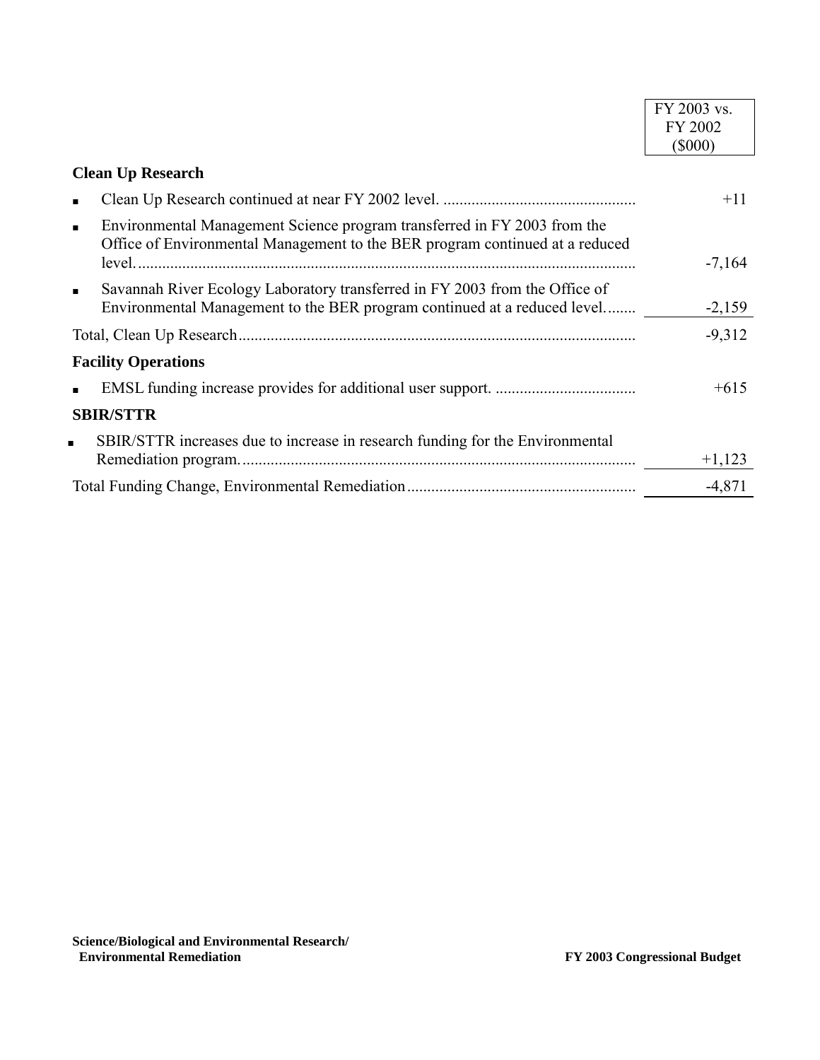| | FY 2003 vs. FY 2002 ($000) |
|---|---|
| **Clean Up Research** | |
| ▪ Clean Up Research continued at near FY 2002 level. | +11 |
| ▪ Environmental Management Science program transferred in FY 2003 from the Office of Environmental Management to the BER program continued at a reduced level. | -7,164 |
| ▪ Savannah River Ecology Laboratory transferred in FY 2003 from the Office of Environmental Management to the BER program continued at a reduced level. | -2,159 |
| Total, Clean Up Research | -9,312 |
| **Facility Operations** | |
| ▪ EMSL funding increase provides for additional user support. | +615 |
| **SBIR/STTR** | |
| ▪ SBIR/STTR increases due to increase in research funding for the Environmental Remediation program. | +1,123 |
| Total Funding Change, Environmental Remediation | -4,871 |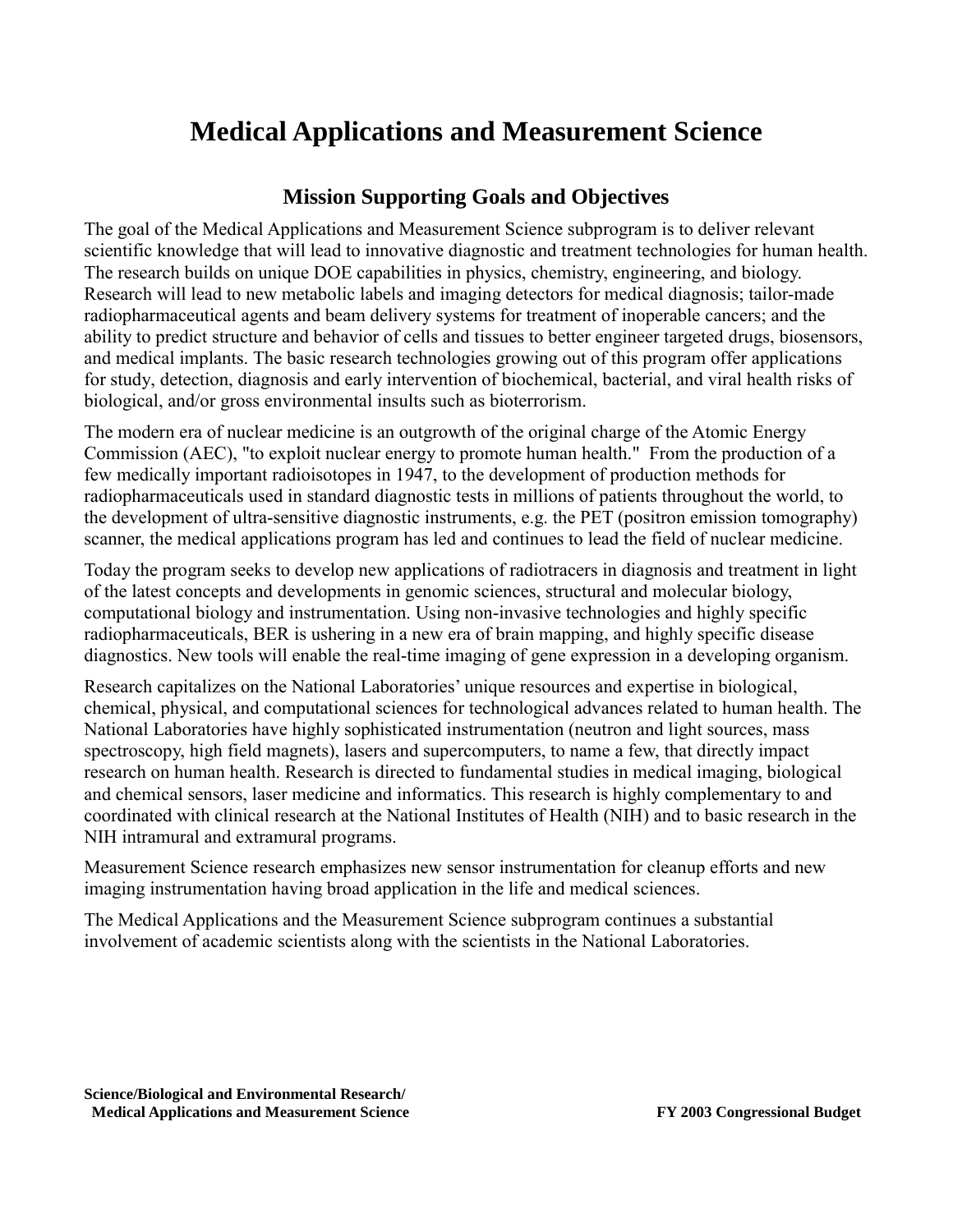# Medical Applications and Measurement Science

## Mission Supporting Goals and Objectives

The goal of the Medical Applications and Measurement Science subprogram is to deliver relevant scientific knowledge that will lead to innovative diagnostic and treatment technologies for human health. The research builds on unique DOE capabilities in physics, chemistry, engineering, and biology. Research will lead to new metabolic labels and imaging detectors for medical diagnosis; tailor-made radiopharmaceutical agents and beam delivery systems for treatment of inoperable cancers; and the ability to predict structure and behavior of cells and tissues to better engineer targeted drugs, biosensors, and medical implants. The basic research technologies growing out of this program offer applications for study, detection, diagnosis and early intervention of biochemical, bacterial, and viral health risks of biological, and/or gross environmental insults such as bioterrorism.

The modern era of nuclear medicine is an outgrowth of the original charge of the Atomic Energy Commission (AEC), "to exploit nuclear energy to promote human health." From the production of a few medically important radioisotopes in 1947, to the development of production methods for radiopharmaceuticals used in standard diagnostic tests in millions of patients throughout the world, to the development of ultra-sensitive diagnostic instruments, e.g. the PET (positron emission tomography) scanner, the medical applications program has led and continues to lead the field of nuclear medicine.

Today the program seeks to develop new applications of radiotracers in diagnosis and treatment in light of the latest concepts and developments in genomic sciences, structural and molecular biology, computational biology and instrumentation. Using non-invasive technologies and highly specific radiopharmaceuticals, BER is ushering in a new era of brain mapping, and highly specific disease diagnostics. New tools will enable the real-time imaging of gene expression in a developing organism.

Research capitalizes on the National Laboratories' unique resources and expertise in biological, chemical, physical, and computational sciences for technological advances related to human health. The National Laboratories have highly sophisticated instrumentation (neutron and light sources, mass spectroscopy, high field magnets), lasers and supercomputers, to name a few, that directly impact research on human health. Research is directed to fundamental studies in medical imaging, biological and chemical sensors, laser medicine and informatics. This research is highly complementary to and coordinated with clinical research at the National Institutes of Health (NIH) and to basic research in the NIH intramural and extramural programs.

Measurement Science research emphasizes new sensor instrumentation for cleanup efforts and new imaging instrumentation having broad application in the life and medical sciences.

The Medical Applications and the Measurement Science subprogram continues a substantial involvement of academic scientists along with the scientists in the National Laboratories.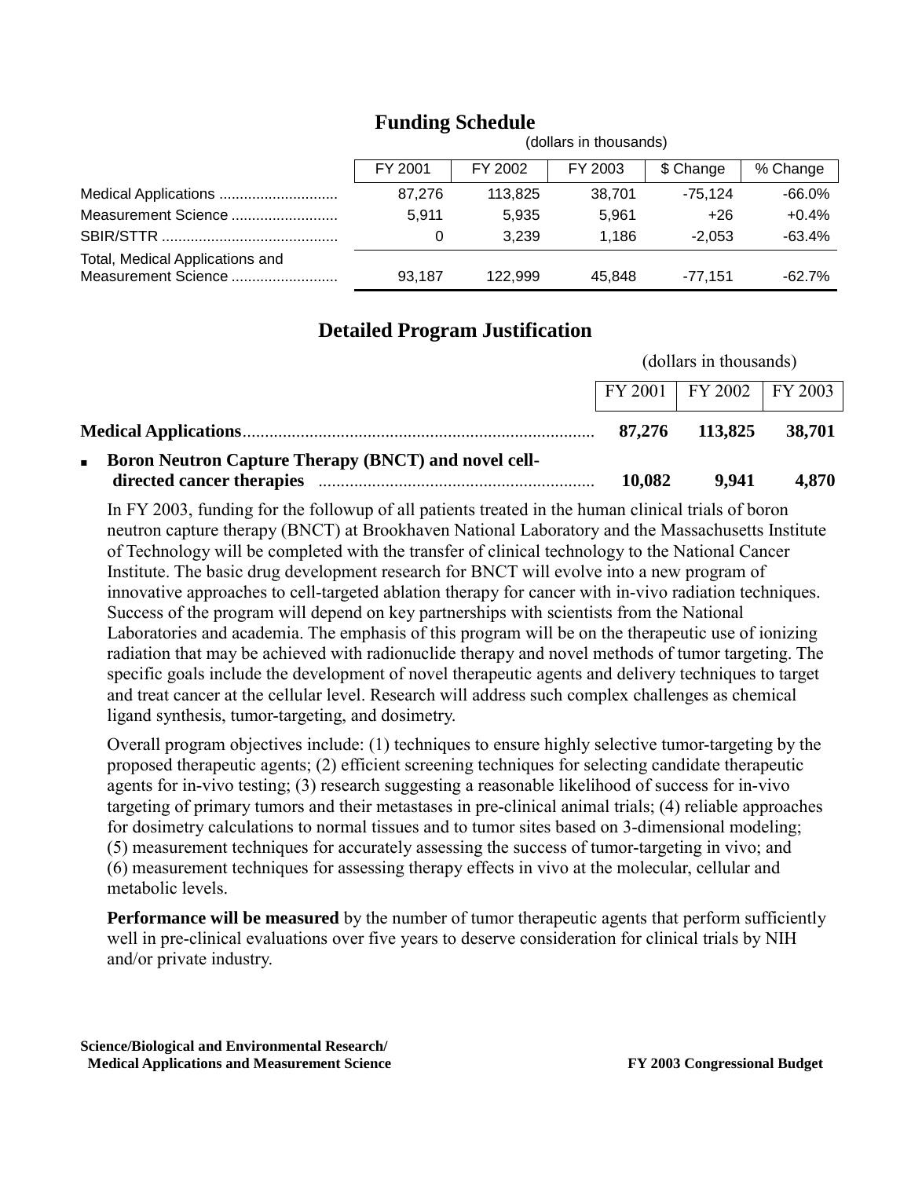## Funding Schedule

(dollars in thousands)

| | FY 2001 | FY 2002 | FY 2003 | $ Change | % Change |
|---|---|---|---|---|---|
| Medical Applications | 87,276 | 113,825 | 38,701 | -75,124 | -66.0% |
| Measurement Science | 5,911 | 5,935 | 5,961 | +26 | +0.4% |
| SBIR/STTR | 0 | 3,239 | 1,186 | -2,053 | -63.4% |
| Total, Medical Applications and Measurement Science | 93,187 | 122,999 | 45,848 | -77,151 | -62.7% |

## Detailed Program Justification

(dollars in thousands)

| | FY 2001 | FY 2002 | FY 2003 |
|---|---|---|---|
| **Medical Applications** | **87,276** | **113,825** | **38,701** |
| ▪ **Boron Neutron Capture Therapy (BNCT) and novel cell-directed cancer therapies** | **10,082** | **9,941** | **4,870** |

In FY 2003, funding for the followup of all patients treated in the human clinical trials of boron neutron capture therapy (BNCT) at Brookhaven National Laboratory and the Massachusetts Institute of Technology will be completed with the transfer of clinical technology to the National Cancer Institute. The basic drug development research for BNCT will evolve into a new program of innovative approaches to cell-targeted ablation therapy for cancer with in-vivo radiation techniques. Success of the program will depend on key partnerships with scientists from the National Laboratories and academia. The emphasis of this program will be on the therapeutic use of ionizing radiation that may be achieved with radionuclide therapy and novel methods of tumor targeting. The specific goals include the development of novel therapeutic agents and delivery techniques to target and treat cancer at the cellular level. Research will address such complex challenges as chemical ligand synthesis, tumor-targeting, and dosimetry.

Overall program objectives include: (1) techniques to ensure highly selective tumor-targeting by the proposed therapeutic agents; (2) efficient screening techniques for selecting candidate therapeutic agents for in-vivo testing; (3) research suggesting a reasonable likelihood of success for in-vivo targeting of primary tumors and their metastases in pre-clinical animal trials; (4) reliable approaches for dosimetry calculations to normal tissues and to tumor sites based on 3-dimensional modeling; (5) measurement techniques for accurately assessing the success of tumor-targeting in vivo; and (6) measurement techniques for assessing therapy effects in vivo at the molecular, cellular and metabolic levels.

**Performance will be measured** by the number of tumor therapeutic agents that perform sufficiently well in pre-clinical evaluations over five years to deserve consideration for clinical trials by NIH and/or private industry.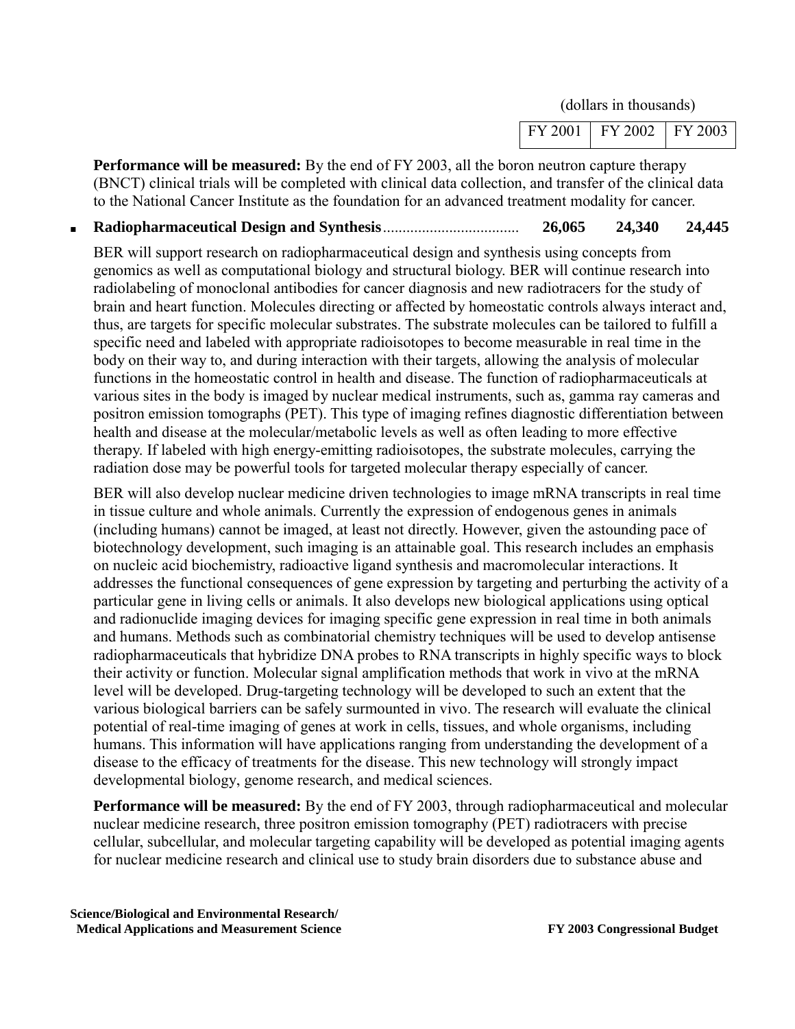(dollars in thousands)

| FY 2001 | FY 2002 | FY 2003 |
|---|---|---|

**Performance will be measured:** By the end of FY 2003, all the boron neutron capture therapy (BNCT) clinical trials will be completed with clinical data collection, and transfer of the clinical data to the National Cancer Institute as the foundation for an advanced treatment modality for cancer.

- **Radiopharmaceutical Design and Synthesis**.................................. **26,065** **24,340** **24,445**

BER will support research on radiopharmaceutical design and synthesis using concepts from genomics as well as computational biology and structural biology. BER will continue research into radiolabeling of monoclonal antibodies for cancer diagnosis and new radiotracers for the study of brain and heart function. Molecules directing or affected by homeostatic controls always interact and, thus, are targets for specific molecular substrates. The substrate molecules can be tailored to fulfill a specific need and labeled with appropriate radioisotopes to become measurable in real time in the body on their way to, and during interaction with their targets, allowing the analysis of molecular functions in the homeostatic control in health and disease. The function of radiopharmaceuticals at various sites in the body is imaged by nuclear medical instruments, such as, gamma ray cameras and positron emission tomographs (PET). This type of imaging refines diagnostic differentiation between health and disease at the molecular/metabolic levels as well as often leading to more effective therapy. If labeled with high energy-emitting radioisotopes, the substrate molecules, carrying the radiation dose may be powerful tools for targeted molecular therapy especially of cancer.

BER will also develop nuclear medicine driven technologies to image mRNA transcripts in real time in tissue culture and whole animals. Currently the expression of endogenous genes in animals (including humans) cannot be imaged, at least not directly. However, given the astounding pace of biotechnology development, such imaging is an attainable goal. This research includes an emphasis on nucleic acid biochemistry, radioactive ligand synthesis and macromolecular interactions. It addresses the functional consequences of gene expression by targeting and perturbing the activity of a particular gene in living cells or animals. It also develops new biological applications using optical and radionuclide imaging devices for imaging specific gene expression in real time in both animals and humans. Methods such as combinatorial chemistry techniques will be used to develop antisense radiopharmaceuticals that hybridize DNA probes to RNA transcripts in highly specific ways to block their activity or function. Molecular signal amplification methods that work in vivo at the mRNA level will be developed. Drug-targeting technology will be developed to such an extent that the various biological barriers can be safely surmounted in vivo. The research will evaluate the clinical potential of real-time imaging of genes at work in cells, tissues, and whole organisms, including humans. This information will have applications ranging from understanding the development of a disease to the efficacy of treatments for the disease. This new technology will strongly impact developmental biology, genome research, and medical sciences.

**Performance will be measured:** By the end of FY 2003, through radiopharmaceutical and molecular nuclear medicine research, three positron emission tomography (PET) radiotracers with precise cellular, subcellular, and molecular targeting capability will be developed as potential imaging agents for nuclear medicine research and clinical use to study brain disorders due to substance abuse and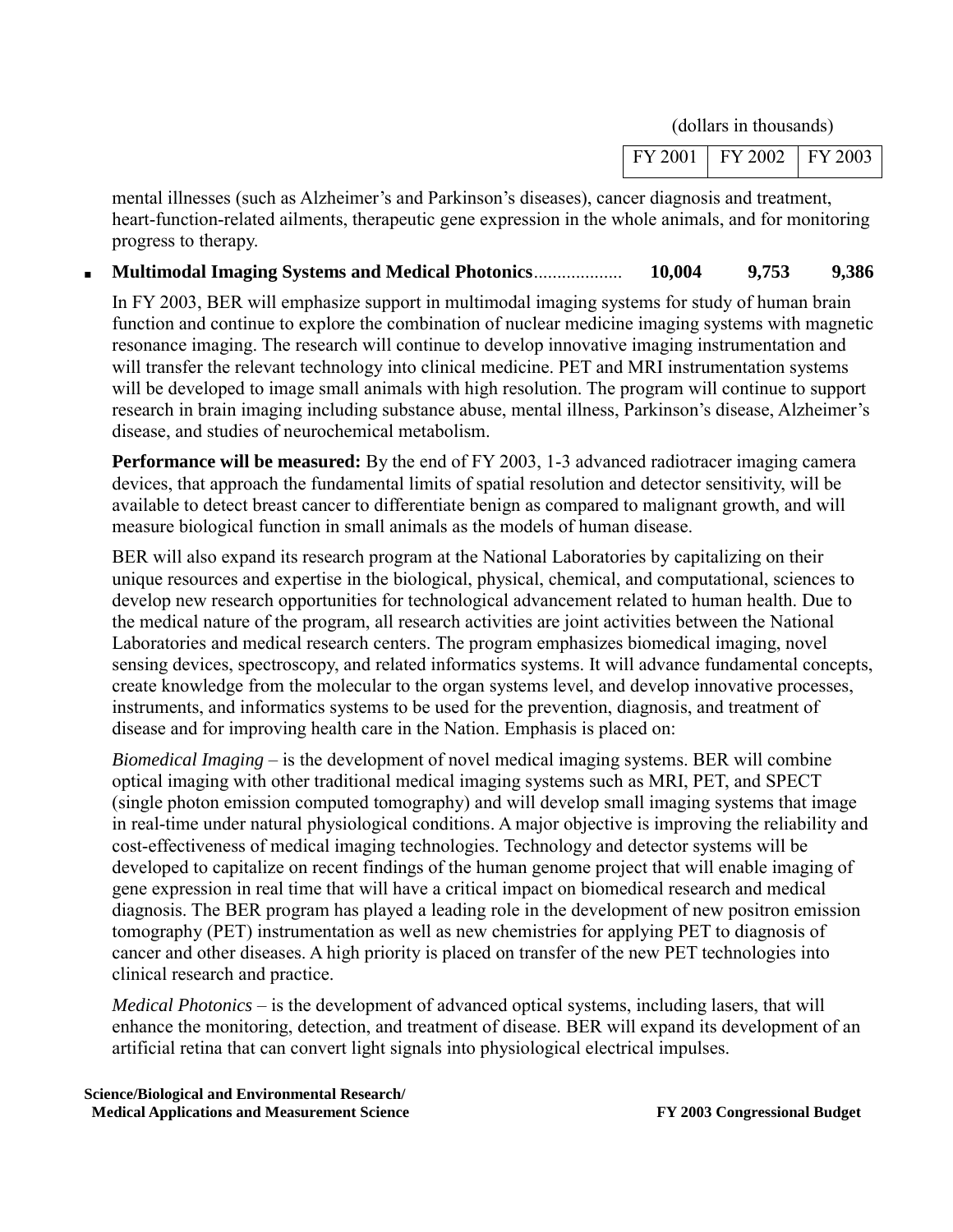(dollars in thousands)

| | FY 2001 | FY 2002 | FY 2003 |
|---|---|---|---|

mental illnesses (such as Alzheimer's and Parkinson's diseases), cancer diagnosis and treatment, heart-function-related ailments, therapeutic gene expression in the whole animals, and for monitoring progress to therapy.

- **Multimodal Imaging Systems and Medical Photonics**.................. **10,004** **9,753** **9,386**

In FY 2003, BER will emphasize support in multimodal imaging systems for study of human brain function and continue to explore the combination of nuclear medicine imaging systems with magnetic resonance imaging. The research will continue to develop innovative imaging instrumentation and will transfer the relevant technology into clinical medicine. PET and MRI instrumentation systems will be developed to image small animals with high resolution. The program will continue to support research in brain imaging including substance abuse, mental illness, Parkinson's disease, Alzheimer's disease, and studies of neurochemical metabolism.

**Performance will be measured:** By the end of FY 2003, 1-3 advanced radiotracer imaging camera devices, that approach the fundamental limits of spatial resolution and detector sensitivity, will be available to detect breast cancer to differentiate benign as compared to malignant growth, and will measure biological function in small animals as the models of human disease.

BER will also expand its research program at the National Laboratories by capitalizing on their unique resources and expertise in the biological, physical, chemical, and computational, sciences to develop new research opportunities for technological advancement related to human health. Due to the medical nature of the program, all research activities are joint activities between the National Laboratories and medical research centers. The program emphasizes biomedical imaging, novel sensing devices, spectroscopy, and related informatics systems. It will advance fundamental concepts, create knowledge from the molecular to the organ systems level, and develop innovative processes, instruments, and informatics systems to be used for the prevention, diagnosis, and treatment of disease and for improving health care in the Nation. Emphasis is placed on:

*Biomedical Imaging* – is the development of novel medical imaging systems. BER will combine optical imaging with other traditional medical imaging systems such as MRI, PET, and SPECT (single photon emission computed tomography) and will develop small imaging systems that image in real-time under natural physiological conditions. A major objective is improving the reliability and cost-effectiveness of medical imaging technologies. Technology and detector systems will be developed to capitalize on recent findings of the human genome project that will enable imaging of gene expression in real time that will have a critical impact on biomedical research and medical diagnosis. The BER program has played a leading role in the development of new positron emission tomography (PET) instrumentation as well as new chemistries for applying PET to diagnosis of cancer and other diseases. A high priority is placed on transfer of the new PET technologies into clinical research and practice.

*Medical Photonics* – is the development of advanced optical systems, including lasers, that will enhance the monitoring, detection, and treatment of disease. BER will expand its development of an artificial retina that can convert light signals into physiological electrical impulses.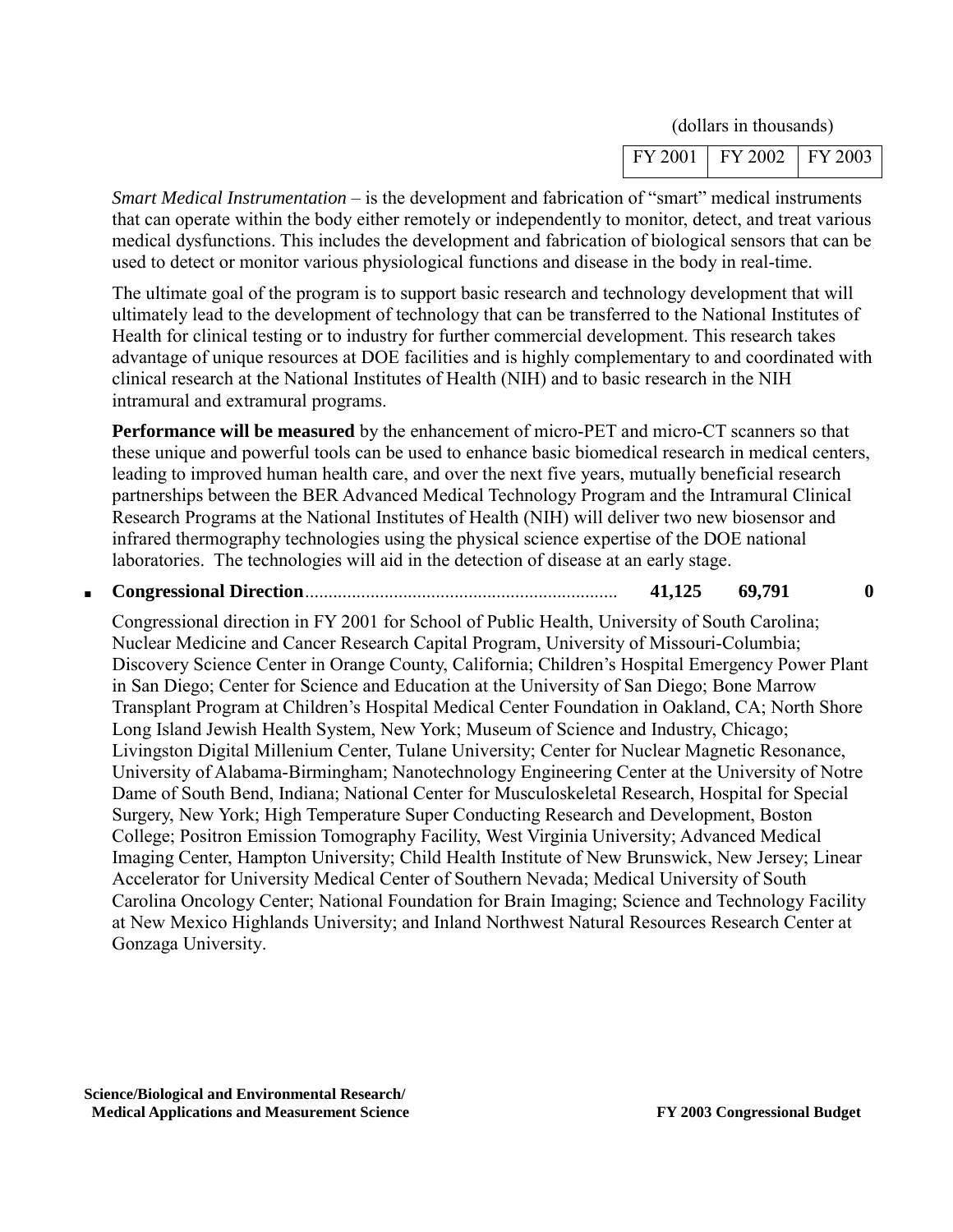(dollars in thousands)

| | FY 2001 | FY 2002 | FY 2003 |
|---|---|---|---|

*Smart Medical Instrumentation* – is the development and fabrication of "smart" medical instruments that can operate within the body either remotely or independently to monitor, detect, and treat various medical dysfunctions. This includes the development and fabrication of biological sensors that can be used to detect or monitor various physiological functions and disease in the body in real-time.

The ultimate goal of the program is to support basic research and technology development that will ultimately lead to the development of technology that can be transferred to the National Institutes of Health for clinical testing or to industry for further commercial development. This research takes advantage of unique resources at DOE facilities and is highly complementary to and coordinated with clinical research at the National Institutes of Health (NIH) and to basic research in the NIH intramural and extramural programs.

**Performance will be measured** by the enhancement of micro-PET and micro-CT scanners so that these unique and powerful tools can be used to enhance basic biomedical research in medical centers, leading to improved human health care, and over the next five years, mutually beneficial research partnerships between the BER Advanced Medical Technology Program and the Intramural Clinical Research Programs at the National Institutes of Health (NIH) will deliver two new biosensor and infrared thermography technologies using the physical science expertise of the DOE national laboratories. The technologies will aid in the detection of disease at an early stage.

| | FY 2001 | FY 2002 | FY 2003 |
|---|---|---|---|
| ▪ **Congressional Direction** | **41,125** | **69,791** | **0** |

Congressional direction in FY 2001 for School of Public Health, University of South Carolina; Nuclear Medicine and Cancer Research Capital Program, University of Missouri-Columbia; Discovery Science Center in Orange County, California; Children's Hospital Emergency Power Plant in San Diego; Center for Science and Education at the University of San Diego; Bone Marrow Transplant Program at Children's Hospital Medical Center Foundation in Oakland, CA; North Shore Long Island Jewish Health System, New York; Museum of Science and Industry, Chicago; Livingston Digital Millenium Center, Tulane University; Center for Nuclear Magnetic Resonance, University of Alabama-Birmingham; Nanotechnology Engineering Center at the University of Notre Dame of South Bend, Indiana; National Center for Musculoskeletal Research, Hospital for Special Surgery, New York; High Temperature Super Conducting Research and Development, Boston College; Positron Emission Tomography Facility, West Virginia University; Advanced Medical Imaging Center, Hampton University; Child Health Institute of New Brunswick, New Jersey; Linear Accelerator for University Medical Center of Southern Nevada; Medical University of South Carolina Oncology Center; National Foundation for Brain Imaging; Science and Technology Facility at New Mexico Highlands University; and Inland Northwest Natural Resources Research Center at Gonzaga University.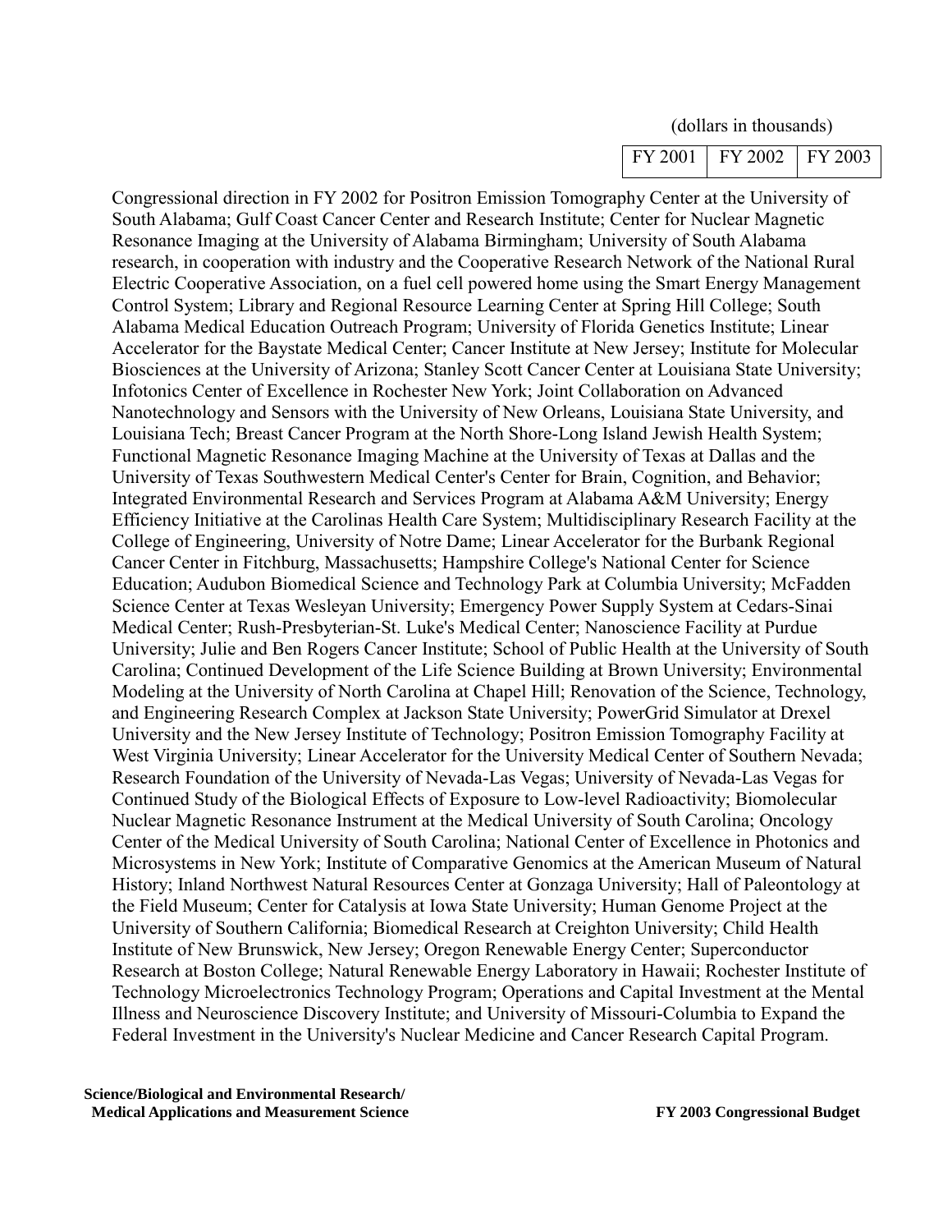(dollars in thousands)

| FY 2001 | FY 2002 | FY 2003 |
|---|---|---|

Congressional direction in FY 2002 for Positron Emission Tomography Center at the University of South Alabama; Gulf Coast Cancer Center and Research Institute; Center for Nuclear Magnetic Resonance Imaging at the University of Alabama Birmingham; University of South Alabama research, in cooperation with industry and the Cooperative Research Network of the National Rural Electric Cooperative Association, on a fuel cell powered home using the Smart Energy Management Control System; Library and Regional Resource Learning Center at Spring Hill College; South Alabama Medical Education Outreach Program; University of Florida Genetics Institute; Linear Accelerator for the Baystate Medical Center; Cancer Institute at New Jersey; Institute for Molecular Biosciences at the University of Arizona; Stanley Scott Cancer Center at Louisiana State University; Infotonics Center of Excellence in Rochester New York; Joint Collaboration on Advanced Nanotechnology and Sensors with the University of New Orleans, Louisiana State University, and Louisiana Tech; Breast Cancer Program at the North Shore-Long Island Jewish Health System; Functional Magnetic Resonance Imaging Machine at the University of Texas at Dallas and the University of Texas Southwestern Medical Center's Center for Brain, Cognition, and Behavior; Integrated Environmental Research and Services Program at Alabama A&M University; Energy Efficiency Initiative at the Carolinas Health Care System; Multidisciplinary Research Facility at the College of Engineering, University of Notre Dame; Linear Accelerator for the Burbank Regional Cancer Center in Fitchburg, Massachusetts; Hampshire College's National Center for Science Education; Audubon Biomedical Science and Technology Park at Columbia University; McFadden Science Center at Texas Wesleyan University; Emergency Power Supply System at Cedars-Sinai Medical Center; Rush-Presbyterian-St. Luke's Medical Center; Nanoscience Facility at Purdue University; Julie and Ben Rogers Cancer Institute; School of Public Health at the University of South Carolina; Continued Development of the Life Science Building at Brown University; Environmental Modeling at the University of North Carolina at Chapel Hill; Renovation of the Science, Technology, and Engineering Research Complex at Jackson State University; PowerGrid Simulator at Drexel University and the New Jersey Institute of Technology; Positron Emission Tomography Facility at West Virginia University; Linear Accelerator for the University Medical Center of Southern Nevada; Research Foundation of the University of Nevada-Las Vegas; University of Nevada-Las Vegas for Continued Study of the Biological Effects of Exposure to Low-level Radioactivity; Biomolecular Nuclear Magnetic Resonance Instrument at the Medical University of South Carolina; Oncology Center of the Medical University of South Carolina; National Center of Excellence in Photonics and Microsystems in New York; Institute of Comparative Genomics at the American Museum of Natural History; Inland Northwest Natural Resources Center at Gonzaga University; Hall of Paleontology at the Field Museum; Center for Catalysis at Iowa State University; Human Genome Project at the University of Southern California; Biomedical Research at Creighton University; Child Health Institute of New Brunswick, New Jersey; Oregon Renewable Energy Center; Superconductor Research at Boston College; Natural Renewable Energy Laboratory in Hawaii; Rochester Institute of Technology Microelectronics Technology Program; Operations and Capital Investment at the Mental Illness and Neuroscience Discovery Institute; and University of Missouri-Columbia to Expand the Federal Investment in the University's Nuclear Medicine and Cancer Research Capital Program.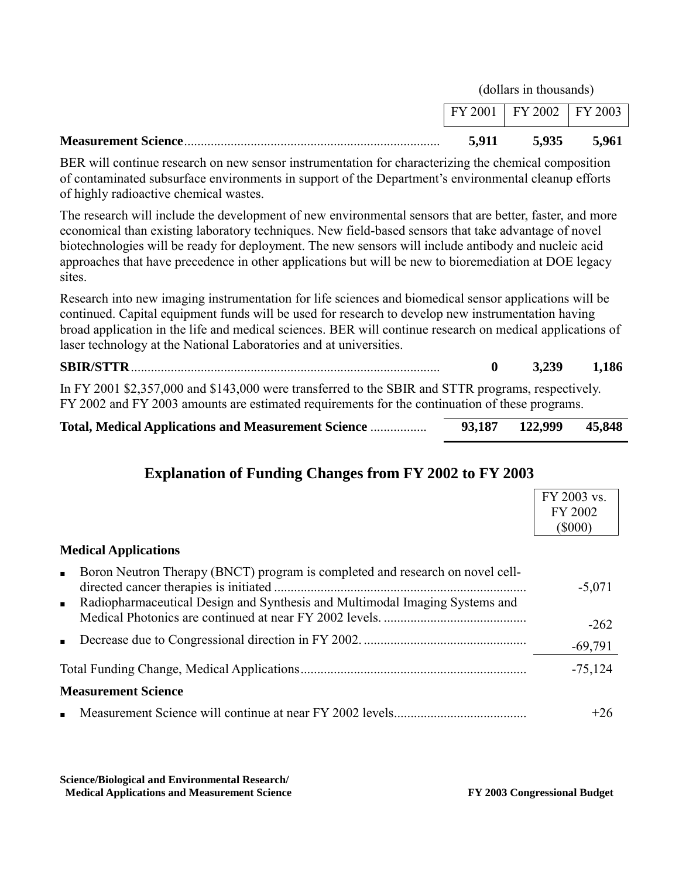| | FY 2001 | FY 2002 | FY 2003 |
|---|---|---|---|
| **Measurement Science** | **5,911** | **5,935** | **5,961** |

(dollars in thousands)

BER will continue research on new sensor instrumentation for characterizing the chemical composition of contaminated subsurface environments in support of the Department's environmental cleanup efforts of highly radioactive chemical wastes.

The research will include the development of new environmental sensors that are better, faster, and more economical than existing laboratory techniques. New field-based sensors that take advantage of novel biotechnologies will be ready for deployment. The new sensors will include antibody and nucleic acid approaches that have precedence in other applications but will be new to bioremediation at DOE legacy sites.

Research into new imaging instrumentation for life sciences and biomedical sensor applications will be continued. Capital equipment funds will be used for research to develop new instrumentation having broad application in the life and medical sciences. BER will continue research on medical applications of laser technology at the National Laboratories and at universities.

| | FY 2001 | FY 2002 | FY 2003 |
|---|---|---|---|
| **SBIR/STTR** | **0** | **3,239** | **1,186** |

In FY 2001 $2,357,000 and $143,000 were transferred to the SBIR and STTR programs, respectively. FY 2002 and FY 2003 amounts are estimated requirements for the continuation of these programs.

| | FY 2001 | FY 2002 | FY 2003 |
|---|---|---|---|
| **Total, Medical Applications and Measurement Science** | **93,187** | **122,999** | **45,848** |

## Explanation of Funding Changes from FY 2002 to FY 2003

| | FY 2003 vs. FY 2002 ($000) |
|---|---|
| **Medical Applications** | |
| ▪ Boron Neutron Therapy (BNCT) program is completed and research on novel cell-directed cancer therapies is initiated | -5,071 |
| ▪ Radiopharmaceutical Design and Synthesis and Multimodal Imaging Systems and Medical Photonics are continued at near FY 2002 levels. | -262 |
| ▪ Decrease due to Congressional direction in FY 2002. | -69,791 |
| Total Funding Change, Medical Applications | -75,124 |
| **Measurement Science** | |
| ▪ Measurement Science will continue at near FY 2002 levels | +26 |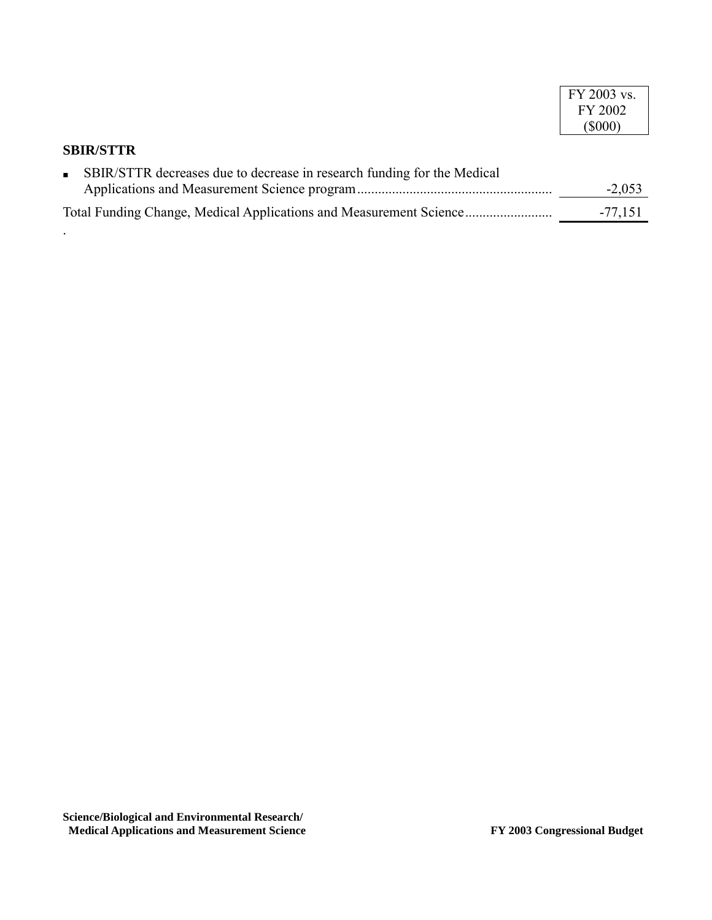| | FY 2003 vs. FY 2002 ($000) |
|---|---|
| **SBIR/STTR** | |
| ▪ SBIR/STTR decreases due to decrease in research funding for the Medical Applications and Measurement Science program | -2,053 |
| Total Funding Change, Medical Applications and Measurement Science | -77,151 |

.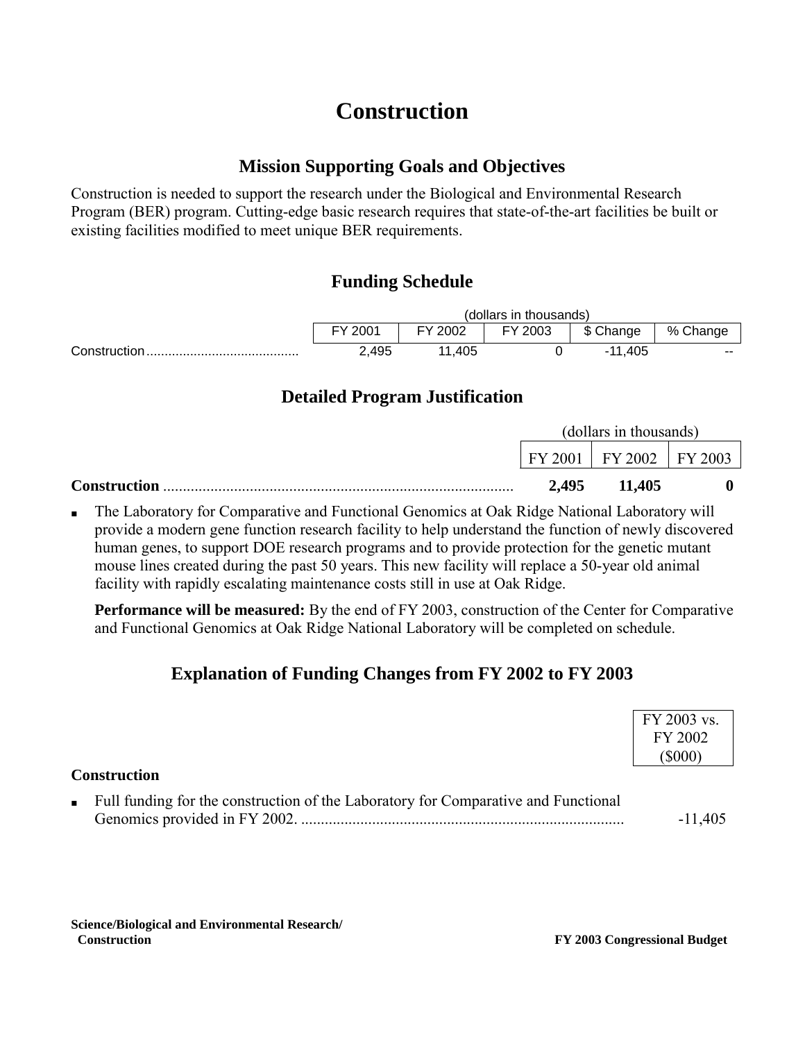# Construction

## Mission Supporting Goals and Objectives

Construction is needed to support the research under the Biological and Environmental Research Program (BER) program. Cutting-edge basic research requires that state-of-the-art facilities be built or existing facilities modified to meet unique BER requirements.

## Funding Schedule

| | (dollars in thousands) | | | | |
|---|---|---|---|---|---|
| | FY 2001 | FY 2002 | FY 2003 | $ Change | % Change |
| Construction | 2,495 | 11,405 | 0 | -11,405 | -- |

## Detailed Program Justification

| | (dollars in thousands) | | |
|---|---|---|---|
| | FY 2001 | FY 2002 | FY 2003 |
| **Construction** | **2,495** | **11,405** | **0** |

- The Laboratory for Comparative and Functional Genomics at Oak Ridge National Laboratory will provide a modern gene function research facility to help understand the function of newly discovered human genes, to support DOE research programs and to provide protection for the genetic mutant mouse lines created during the past 50 years. This new facility will replace a 50-year old animal facility with rapidly escalating maintenance costs still in use at Oak Ridge.

  **Performance will be measured:** By the end of FY 2003, construction of the Center for Comparative and Functional Genomics at Oak Ridge National Laboratory will be completed on schedule.

## Explanation of Funding Changes from FY 2002 to FY 2003

| | FY 2003 vs. FY 2002 ($000) |
|---|---|
| **Construction** | |
| - Full funding for the construction of the Laboratory for Comparative and Functional Genomics provided in FY 2002. | -11,405 |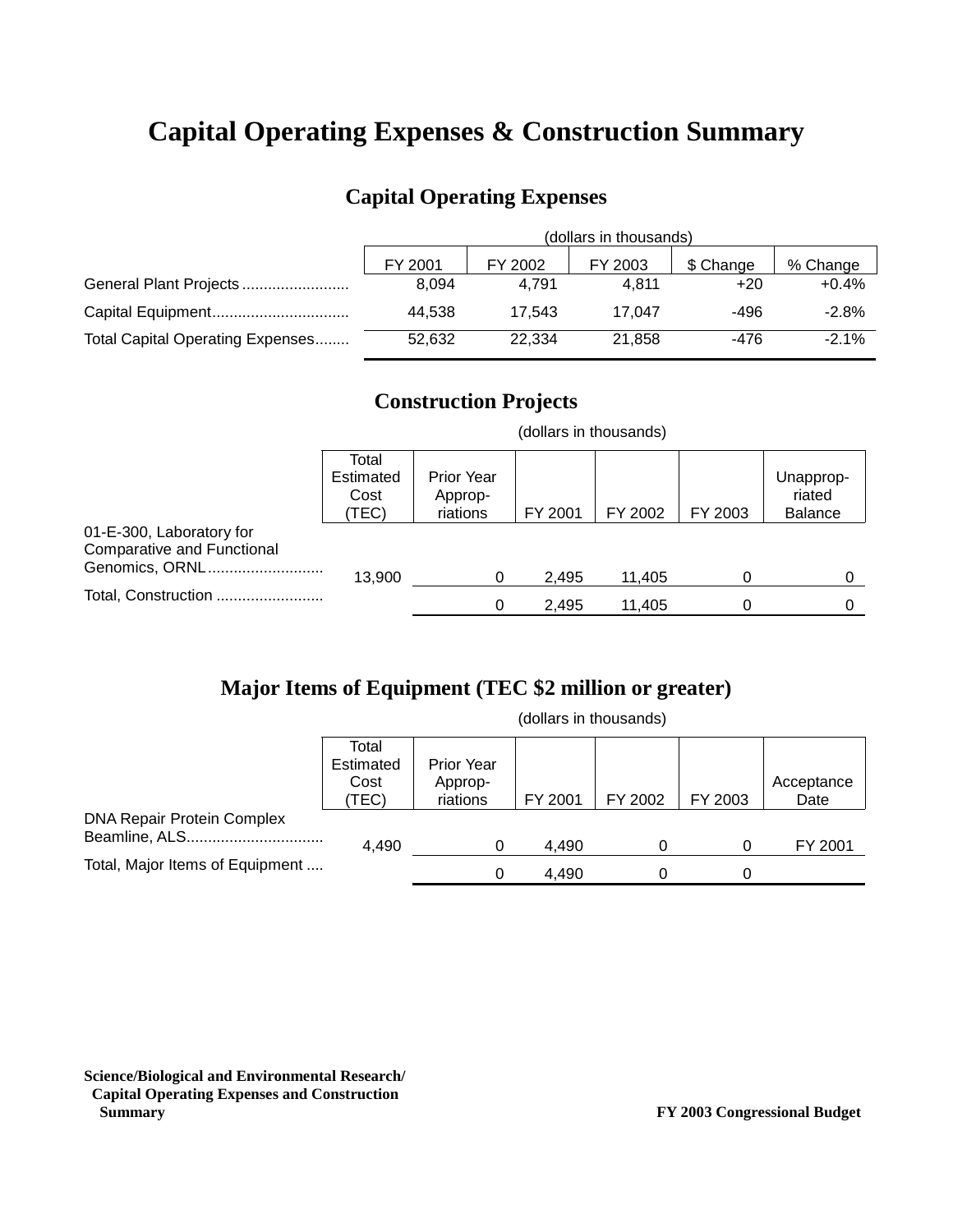# Capital Operating Expenses & Construction Summary

## Capital Operating Expenses

| | (dollars in thousands) | | | | |
|---|---|---|---|---|---|
| | FY 2001 | FY 2002 | FY 2003 | $ Change | % Change |
| General Plant Projects | 8,094 | 4,791 | 4,811 | +20 | +0.4% |
| Capital Equipment | 44,538 | 17,543 | 17,047 | -496 | -2.8% |
| Total Capital Operating Expenses | 52,632 | 22,334 | 21,858 | -476 | -2.1% |

## Construction Projects

| | (dollars in thousands) | | | | | |
|---|---|---|---|---|---|---|
| | Total Estimated Cost (TEC) | Prior Year Approp-riations | FY 2001 | FY 2002 | FY 2003 | Unapprop-riated Balance |
| 01-E-300, Laboratory for Comparative and Functional Genomics, ORNL | 13,900 | 0 | 2,495 | 11,405 | 0 | 0 |
| Total, Construction | | 0 | 2,495 | 11,405 | 0 | 0 |

## Major Items of Equipment (TEC $2 million or greater)

| | (dollars in thousands) | | | | | |
|---|---|---|---|---|---|---|
| | Total Estimated Cost (TEC) | Prior Year Approp-riations | FY 2001 | FY 2002 | FY 2003 | Acceptance Date |
| DNA Repair Protein Complex Beamline, ALS | 4,490 | 0 | 4,490 | 0 | 0 | FY 2001 |
| Total, Major Items of Equipment | | 0 | 4,490 | 0 | 0 | |